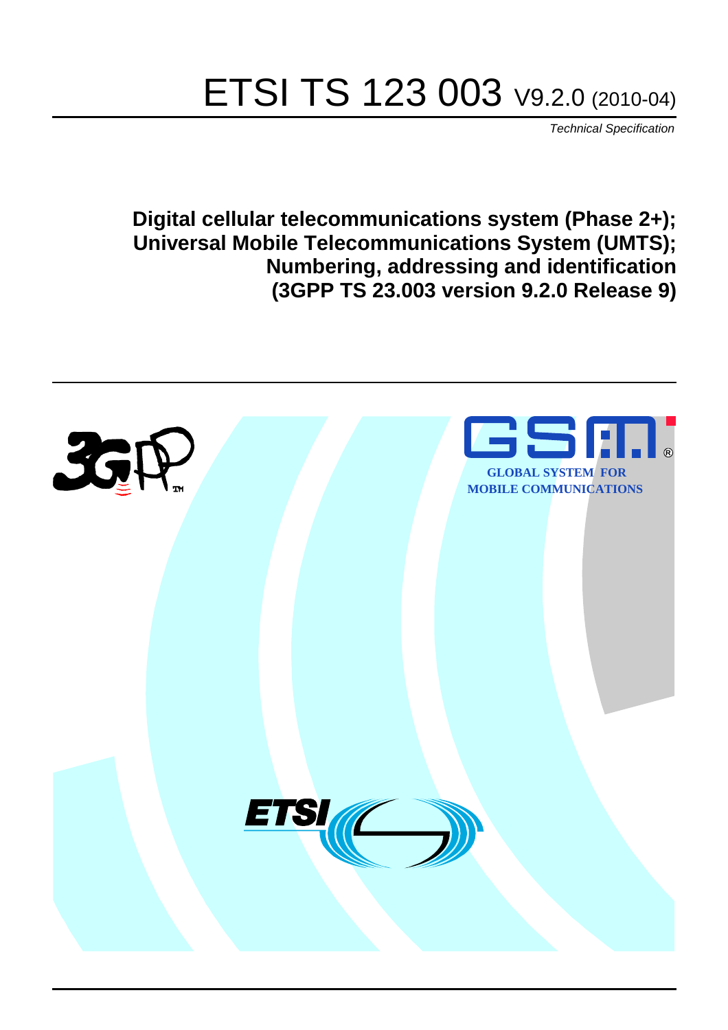# ETSI TS 123 003 V9.2.0 (2010-04)

*Technical Specification*

**Digital cellular telecommunications system (Phase 2+); Universal Mobile Telecommunications System (UMTS); Numbering, addressing and identification (3GPP TS 23.003 version 9.2.0 Release 9)**

GLOBAL SYSTEM FOR MOBILE COMMUNICATIONS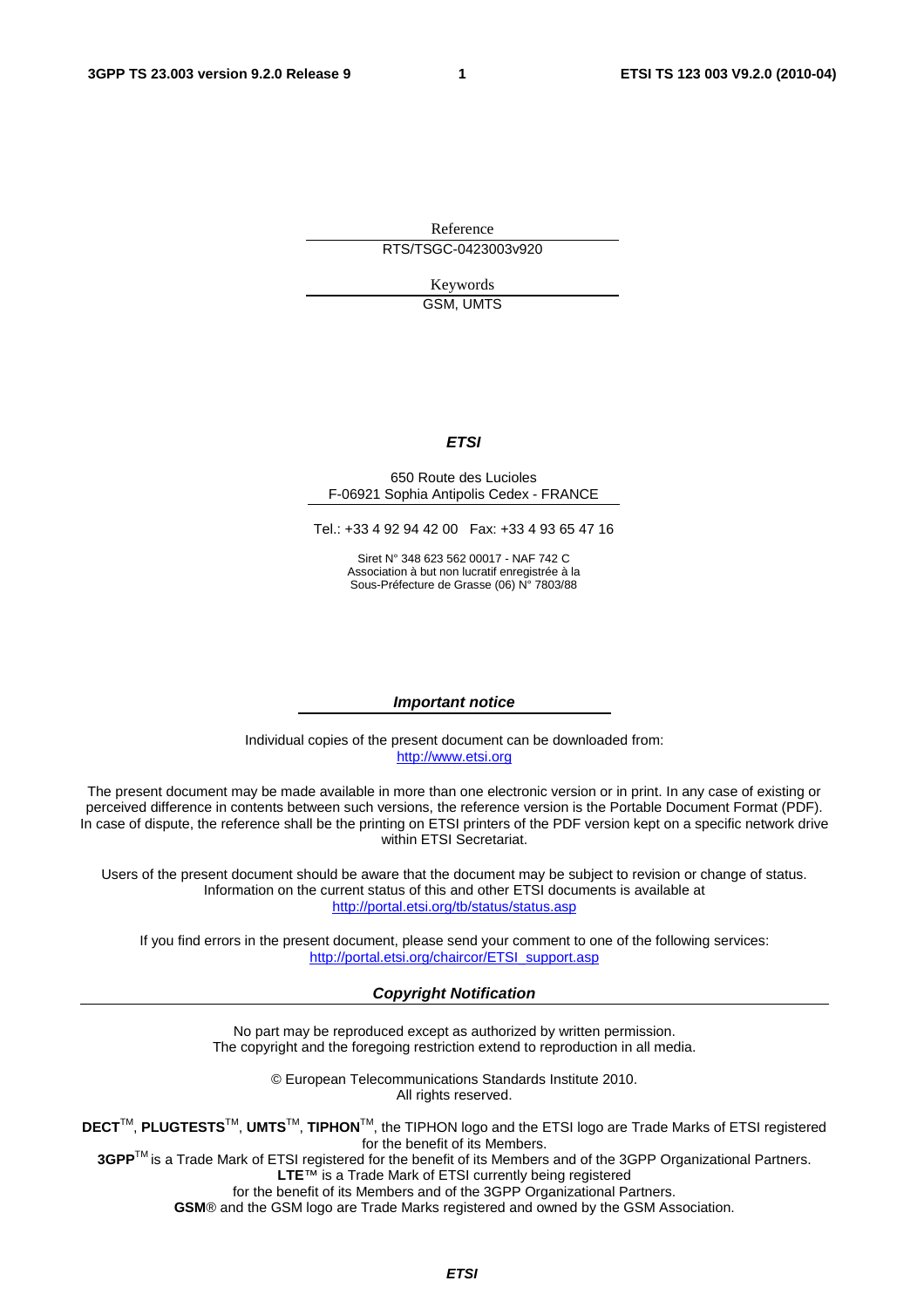Reference

RTS/TSGC-0423003v920

Keywords

GSM, UMTS

***ETSI***

650 Route des Lucioles
F-06921 Sophia Antipolis Cedex - FRANCE

Tel.: +33 4 92 94 42 00 Fax: +33 4 93 65 47 16

Siret N° 348 623 562 00017 - NAF 742 C
Association à but non lucratif enregistrée à la
Sous-Préfecture de Grasse (06) N° 7803/88

***Important notice***

Individual copies of the present document can be downloaded from:
http://www.etsi.org

The present document may be made available in more than one electronic version or in print. In any case of existing or perceived difference in contents between such versions, the reference version is the Portable Document Format (PDF). In case of dispute, the reference shall be the printing on ETSI printers of the PDF version kept on a specific network drive within ETSI Secretariat.

Users of the present document should be aware that the document may be subject to revision or change of status. Information on the current status of this and other ETSI documents is available at
http://portal.etsi.org/tb/status/status.asp

If you find errors in the present document, please send your comment to one of the following services:
http://portal.etsi.org/chaircor/ETSI_support.asp

***Copyright Notification***

No part may be reproduced except as authorized by written permission.
The copyright and the foregoing restriction extend to reproduction in all media.

© European Telecommunications Standards Institute 2010.
All rights reserved.

**DECT**™, **PLUGTESTS**™, **UMTS**™, **TIPHON**™, the TIPHON logo and the ETSI logo are Trade Marks of ETSI registered for the benefit of its Members.
**3GPP**™ is a Trade Mark of ETSI registered for the benefit of its Members and of the 3GPP Organizational Partners.
**LTE**™ is a Trade Mark of ETSI currently being registered
for the benefit of its Members and of the 3GPP Organizational Partners.
**GSM**® and the GSM logo are Trade Marks registered and owned by the GSM Association.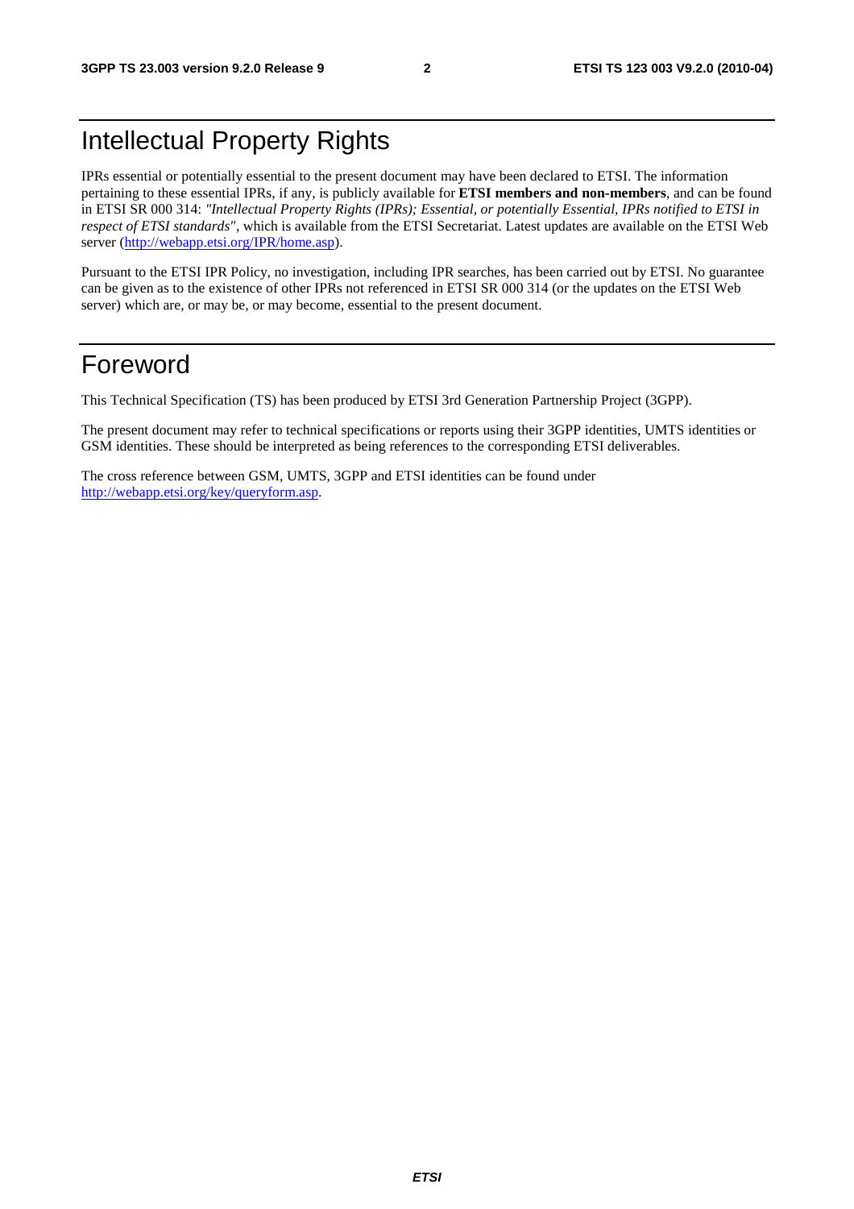# Intellectual Property Rights

IPRs essential or potentially essential to the present document may have been declared to ETSI. The information pertaining to these essential IPRs, if any, is publicly available for **ETSI members and non-members**, and can be found in ETSI SR 000 314: *"Intellectual Property Rights (IPRs); Essential, or potentially Essential, IPRs notified to ETSI in respect of ETSI standards"*, which is available from the ETSI Secretariat. Latest updates are available on the ETSI Web server (http://webapp.etsi.org/IPR/home.asp).

Pursuant to the ETSI IPR Policy, no investigation, including IPR searches, has been carried out by ETSI. No guarantee can be given as to the existence of other IPRs not referenced in ETSI SR 000 314 (or the updates on the ETSI Web server) which are, or may be, or may become, essential to the present document.

# Foreword

This Technical Specification (TS) has been produced by ETSI 3rd Generation Partnership Project (3GPP).

The present document may refer to technical specifications or reports using their 3GPP identities, UMTS identities or GSM identities. These should be interpreted as being references to the corresponding ETSI deliverables.

The cross reference between GSM, UMTS, 3GPP and ETSI identities can be found under http://webapp.etsi.org/key/queryform.asp.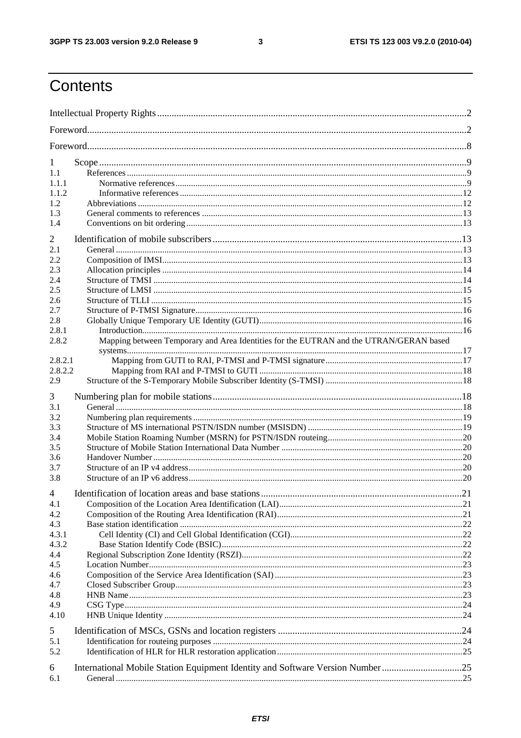# Contents

Intellectual Property Rights ..... 2
Foreword ..... 2
Foreword ..... 8

1 Scope ..... 9
1.1 References ..... 9
1.1.1 Normative references ..... 9
1.1.2 Informative references ..... 12
1.2 Abbreviations ..... 12
1.3 General comments to references ..... 13
1.4 Conventions on bit ordering ..... 13

2 Identification of mobile subscribers ..... 13
2.1 General ..... 13
2.2 Composition of IMSI ..... 13
2.3 Allocation principles ..... 14
2.4 Structure of TMSI ..... 14
2.5 Structure of LMSI ..... 15
2.6 Structure of TLLI ..... 15
2.7 Structure of P-TMSI Signature ..... 16
2.8 Globally Unique Temporary UE Identity (GUTI) ..... 16
2.8.1 Introduction ..... 16
2.8.2 Mapping between Temporary and Area Identities for the EUTRAN and the UTRAN/GERAN based systems ..... 17
2.8.2.1 Mapping from GUTI to RAI, P-TMSI and P-TMSI signature ..... 17
2.8.2.2 Mapping from RAI and P-TMSI to GUTI ..... 18
2.9 Structure of the S-Temporary Mobile Subscriber Identity (S-TMSI) ..... 18

3 Numbering plan for mobile stations ..... 18
3.1 General ..... 18
3.2 Numbering plan requirements ..... 19
3.3 Structure of MS international PSTN/ISDN number (MSISDN) ..... 19
3.4 Mobile Station Roaming Number (MSRN) for PSTN/ISDN routeing ..... 20
3.5 Structure of Mobile Station International Data Number ..... 20
3.6 Handover Number ..... 20
3.7 Structure of an IP v4 address ..... 20
3.8 Structure of an IP v6 address ..... 20

4 Identification of location areas and base stations ..... 21
4.1 Composition of the Location Area Identification (LAI) ..... 21
4.2 Composition of the Routing Area Identification (RAI) ..... 21
4.3 Base station identification ..... 22
4.3.1 Cell Identity (CI) and Cell Global Identification (CGI) ..... 22
4.3.2 Base Station Identify Code (BSIC) ..... 22
4.4 Regional Subscription Zone Identity (RSZI) ..... 22
4.5 Location Number ..... 23
4.6 Composition of the Service Area Identification (SAI) ..... 23
4.7 Closed Subscriber Group ..... 23
4.8 HNB Name ..... 23
4.9 CSG Type ..... 24
4.10 HNB Unique Identity ..... 24

5 Identification of MSCs, GSNs and location registers ..... 24
5.1 Identification for routeing purposes ..... 24
5.2 Identification of HLR for HLR restoration application ..... 25

6 International Mobile Station Equipment Identity and Software Version Number ..... 25
6.1 General ..... 25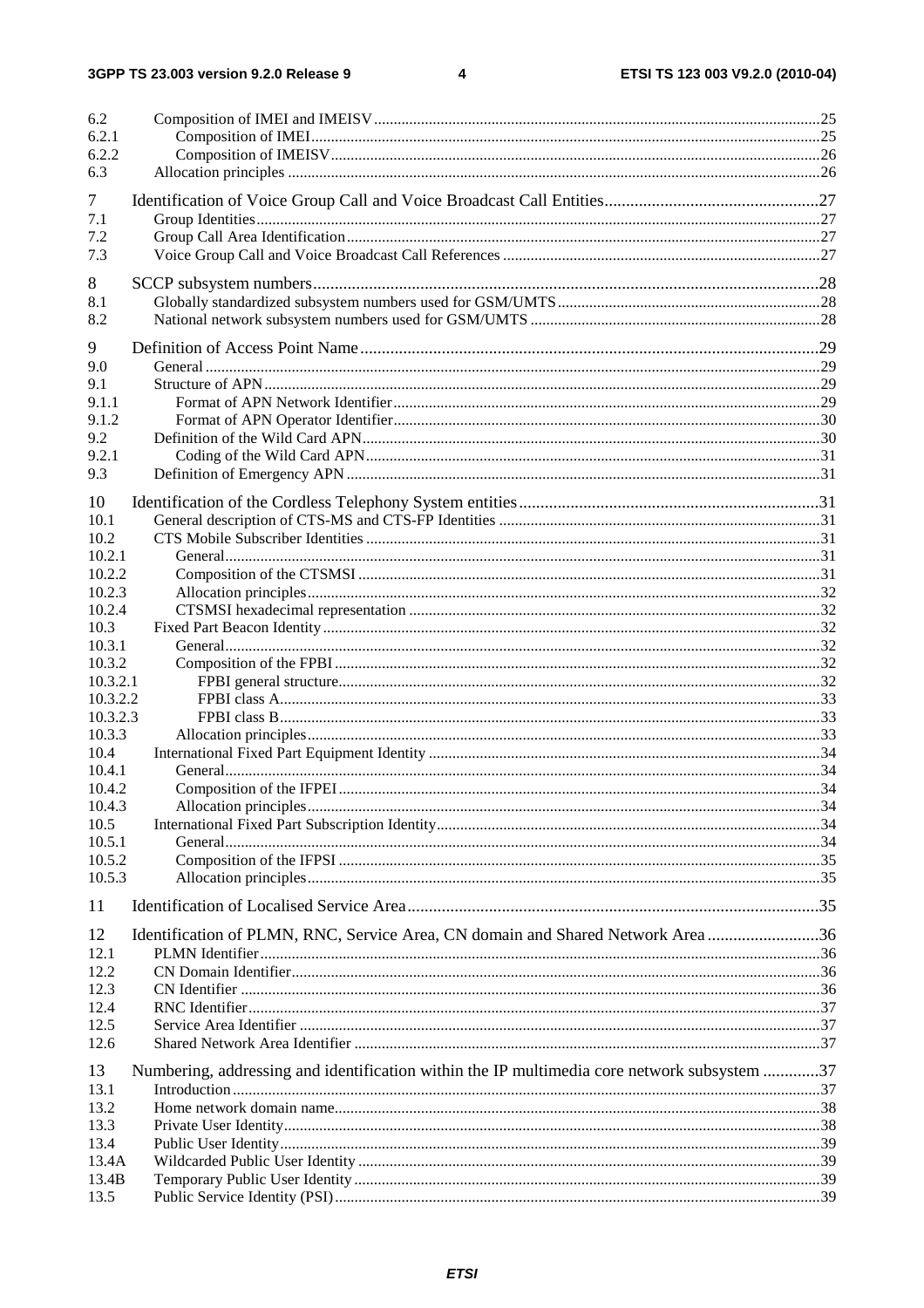6.2 Composition of IMEI and IMEISV ....25
6.2.1 Composition of IMEI ....25
6.2.2 Composition of IMEISV ....26
6.3 Allocation principles ....26

7 Identification of Voice Group Call and Voice Broadcast Call Entities ....27
7.1 Group Identities ....27
7.2 Group Call Area Identification ....27
7.3 Voice Group Call and Voice Broadcast Call References ....27

8 SCCP subsystem numbers ....28
8.1 Globally standardized subsystem numbers used for GSM/UMTS ....28
8.2 National network subsystem numbers used for GSM/UMTS ....28

9 Definition of Access Point Name ....29
9.0 General ....29
9.1 Structure of APN ....29
9.1.1 Format of APN Network Identifier ....29
9.1.2 Format of APN Operator Identifier ....30
9.2 Definition of the Wild Card APN ....30
9.2.1 Coding of the Wild Card APN ....31
9.3 Definition of Emergency APN ....31

10 Identification of the Cordless Telephony System entities ....31
10.1 General description of CTS-MS and CTS-FP Identities ....31
10.2 CTS Mobile Subscriber Identities ....31
10.2.1 General ....31
10.2.2 Composition of the CTSMSI ....31
10.2.3 Allocation principles ....32
10.2.4 CTSMSI hexadecimal representation ....32
10.3 Fixed Part Beacon Identity ....32
10.3.1 General ....32
10.3.2 Composition of the FPBI ....32
10.3.2.1 FPBI general structure ....32
10.3.2.2 FPBI class A ....33
10.3.2.3 FPBI class B ....33
10.3.3 Allocation principles ....33
10.4 International Fixed Part Equipment Identity ....34
10.4.1 General ....34
10.4.2 Composition of the IFPEI ....34
10.4.3 Allocation principles ....34
10.5 International Fixed Part Subscription Identity ....34
10.5.1 General ....34
10.5.2 Composition of the IFPSI ....35
10.5.3 Allocation principles ....35

11 Identification of Localised Service Area ....35

12 Identification of PLMN, RNC, Service Area, CN domain and Shared Network Area ....36
12.1 PLMN Identifier ....36
12.2 CN Domain Identifier ....36
12.3 CN Identifier ....36
12.4 RNC Identifier ....37
12.5 Service Area Identifier ....37
12.6 Shared Network Area Identifier ....37

13 Numbering, addressing and identification within the IP multimedia core network subsystem ....37
13.1 Introduction ....37
13.2 Home network domain name ....38
13.3 Private User Identity ....38
13.4 Public User Identity ....39
13.4A Wildcarded Public User Identity ....39
13.4B Temporary Public User Identity ....39
13.5 Public Service Identity (PSI) ....39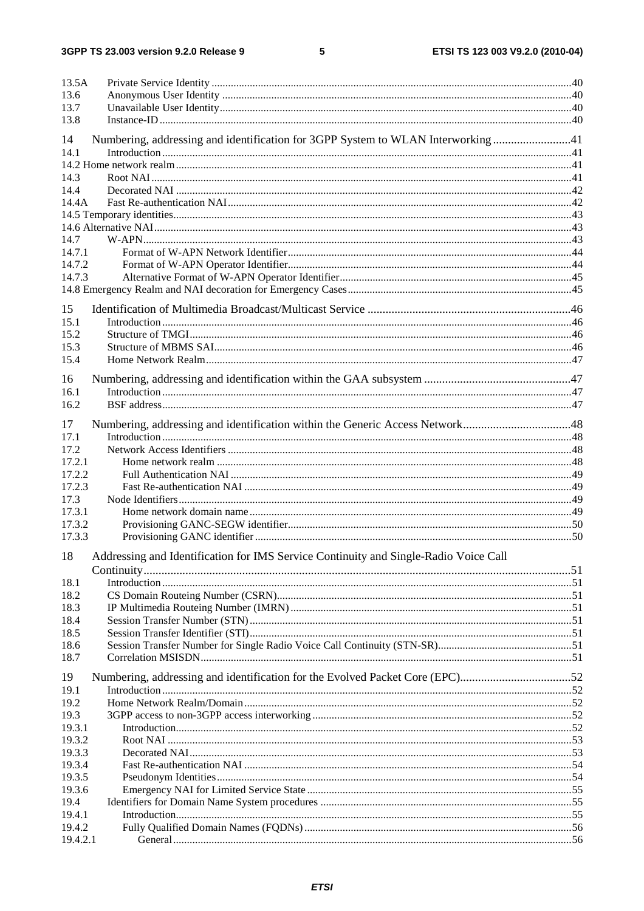13.5A Private Service Identity ........................................................................................................................40
13.6 Anonymous User Identity ......................................................................................................................40
13.7 Unavailable User Identity.......................................................................................................................40
13.8 Instance-ID .............................................................................................................................................40

14 Numbering, addressing and identification for 3GPP System to WLAN Interworking ..........................41
14.1 Introduction ............................................................................................................................................41
14.2 Home network realm ...............................................................................................................................41
14.3 Root NAI ................................................................................................................................................41
14.4 Decorated NAI .......................................................................................................................................42
14.4A Fast Re-authentication NAI ....................................................................................................................42
14.5 Temporary identities................................................................................................................................43
14.6 Alternative NAI........................................................................................................................................43
14.7 W-APN....................................................................................................................................................43
14.7.1 Format of W-APN Network Identifier ...............................................................................................44
14.7.2 Format of W-APN Operator Identifier...............................................................................................44
14.7.3 Alternative Format of W-APN Operator Identifier.............................................................................45
14.8 Emergency Realm and NAI decoration for Emergency Cases..................................................................45

15 Identification of Multimedia Broadcast/Multicast Service ....................................................................46
15.1 Introduction ............................................................................................................................................46
15.2 Structure of TMGI...................................................................................................................................46
15.3 Structure of MBMS SAI..........................................................................................................................46
15.4 Home Network Realm.............................................................................................................................47

16 Numbering, addressing and identification within the GAA subsystem .................................................47
16.1 Introduction ............................................................................................................................................47
16.2 BSF address.............................................................................................................................................47

17 Numbering, addressing and identification within the Generic Access Network....................................48
17.1 Introduction ............................................................................................................................................48
17.2 Network Access Identifiers ....................................................................................................................48
17.2.1 Home network realm .......................................................................................................................48
17.2.2 Full Authentication NAI ...................................................................................................................49
17.2.3 Fast Re-authentication NAI ..............................................................................................................49
17.3 Node Identifiers.......................................................................................................................................49
17.3.1 Home network domain name............................................................................................................49
17.3.2 Provisioning GANC-SEGW identifier..............................................................................................50
17.3.3 Provisioning GANC identifier ..........................................................................................................50

18 Addressing and Identification for IMS Service Continuity and Single-Radio Voice Call Continuity...............................................................................................................................................51
18.1 Introduction ............................................................................................................................................51
18.2 CS Domain Routeing Number (CSRN)...................................................................................................51
18.3 IP Multimedia Routeing Number (IMRN)..............................................................................................51
18.4 Session Transfer Number (STN).............................................................................................................51
18.5 Session Transfer Identifier (STI).............................................................................................................51
18.6 Session Transfer Number for Single Radio Voice Call Continuity (STN-SR)........................................51
18.7 Correlation MSISDN...............................................................................................................................51

19 Numbering, addressing and identification for the Evolved Packet Core (EPC).....................................52
19.1 Introduction ............................................................................................................................................52
19.2 Home Network Realm/Domain...............................................................................................................52
19.3 3GPP access to non-3GPP access interworking......................................................................................52
19.3.1 Introduction.......................................................................................................................................52
19.3.2 Root NAI ..........................................................................................................................................53
19.3.3 Decorated NAI..................................................................................................................................53
19.3.4 Fast Re-authentication NAI ..............................................................................................................54
19.3.5 Pseudonym Identities........................................................................................................................54
19.3.6 Emergency NAI for Limited Service State .......................................................................................55
19.4 Identifiers for Domain Name System procedures ...................................................................................55
19.4.1 Introduction.......................................................................................................................................55
19.4.2 Fully Qualified Domain Names (FQDNs) ........................................................................................56
19.4.2.1 General ........................................................................................................................................56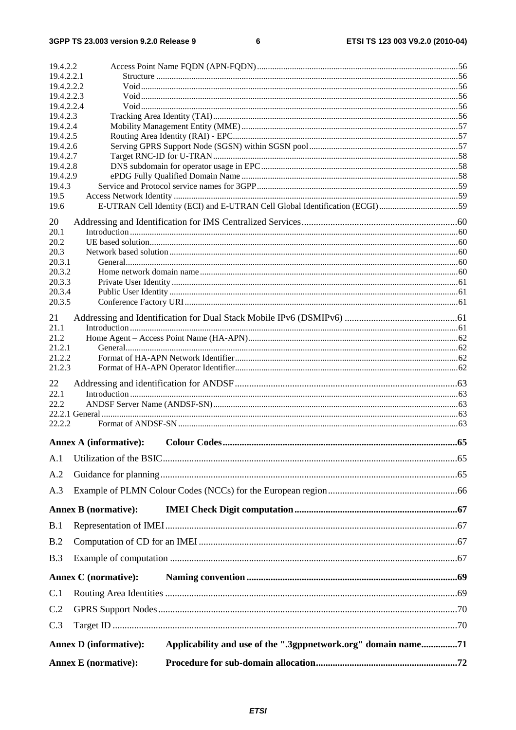19.4.2.2 Access Point Name FQDN (APN-FQDN) ... 56
19.4.2.2.1 Structure ... 56
19.4.2.2.2 Void ... 56
19.4.2.2.3 Void ... 56
19.4.2.2.4 Void ... 56
19.4.2.3 Tracking Area Identity (TAI) ... 56
19.4.2.4 Mobility Management Entity (MME) ... 57
19.4.2.5 Routing Area Identity (RAI) - EPC ... 57
19.4.2.6 Serving GPRS Support Node (SGSN) within SGSN pool ... 57
19.4.2.7 Target RNC-ID for U-TRAN ... 58
19.4.2.8 DNS subdomain for operator usage in EPC ... 58
19.4.2.9 ePDG Fully Qualified Domain Name ... 58
19.4.3 Service and Protocol service names for 3GPP ... 59
19.5 Access Network Identity ... 59
19.6 E-UTRAN Cell Identity (ECI) and E-UTRAN Cell Global Identification (ECGI) ... 59

20 Addressing and Identification for IMS Centralized Services ... 60
20.1 Introduction ... 60
20.2 UE based solution ... 60
20.3 Network based solution ... 60
20.3.1 General ... 60
20.3.2 Home network domain name ... 60
20.3.3 Private User Identity ... 61
20.3.4 Public User Identity ... 61
20.3.5 Conference Factory URI ... 61

21 Addressing and Identification for Dual Stack Mobile IPv6 (DSMIPv6) ... 61
21.1 Introduction ... 61
21.2 Home Agent – Access Point Name (HA-APN) ... 62
21.2.1 General ... 62
21.2.2 Format of HA-APN Network Identifier ... 62
21.2.3 Format of HA-APN Operator Identifier ... 62

22 Addressing and identification for ANDSF ... 63
22.1 Introduction ... 63
22.2 ANDSF Server Name (ANDSF-SN) ... 63
22.2.1 General ... 63
22.2.2 Format of ANDSF-SN ... 63

**Annex A (informative): Colour Codes ... 65**

A.1 Utilization of the BSIC ... 65

A.2 Guidance for planning ... 65

A.3 Example of PLMN Colour Codes (NCCs) for the European region ... 66

**Annex B (normative): IMEI Check Digit computation ... 67**

B.1 Representation of IMEI ... 67

B.2 Computation of CD for an IMEI ... 67

B.3 Example of computation ... 67

**Annex C (normative): Naming convention ... 69**

C.1 Routing Area Identities ... 69

C.2 GPRS Support Nodes ... 70

C.3 Target ID ... 70

**Annex D (informative): Applicability and use of the ".3gppnetwork.org" domain name ... 71**

**Annex E (normative): Procedure for sub-domain allocation ... 72**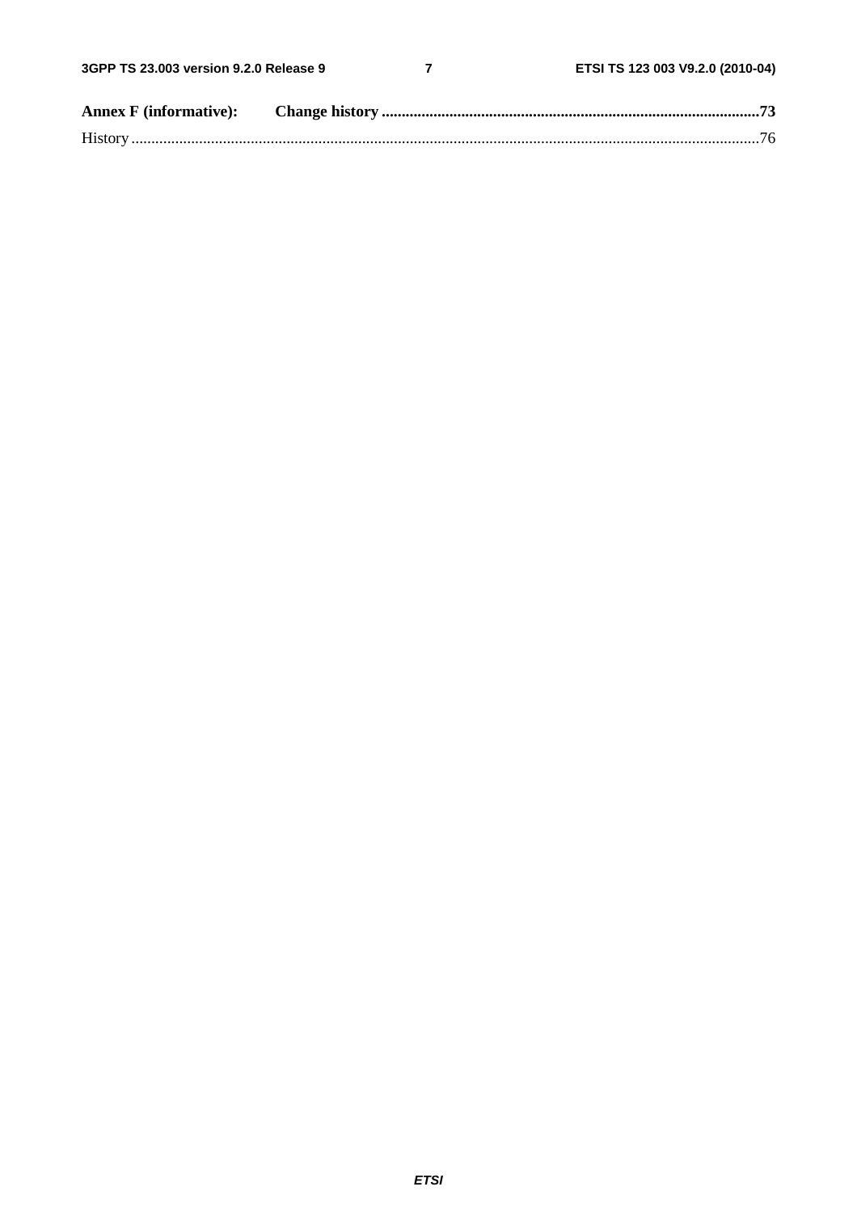**Annex F (informative): Change history** .......................................................................................................73

History ............................................................................................................................................................76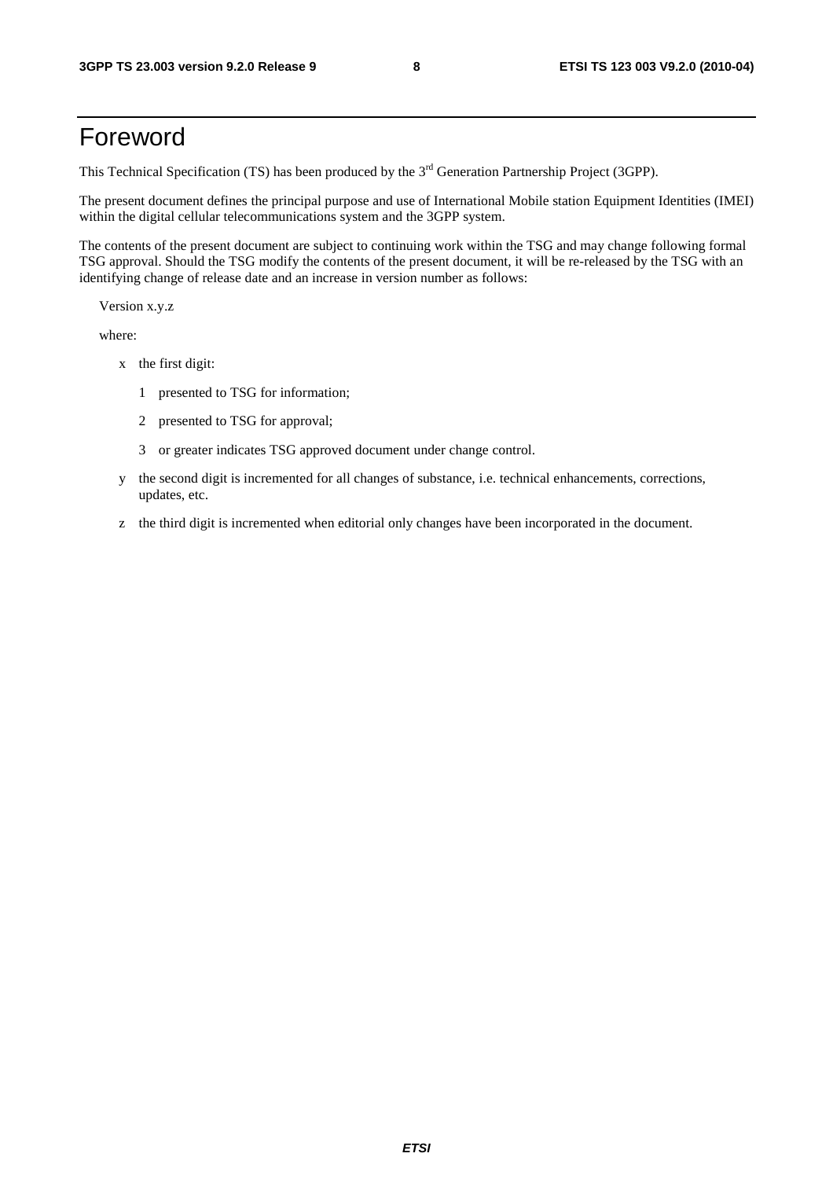# Foreword

This Technical Specification (TS) has been produced by the 3rd Generation Partnership Project (3GPP).

The present document defines the principal purpose and use of International Mobile station Equipment Identities (IMEI) within the digital cellular telecommunications system and the 3GPP system.

The contents of the present document are subject to continuing work within the TSG and may change following formal TSG approval. Should the TSG modify the contents of the present document, it will be re-released by the TSG with an identifying change of release date and an increase in version number as follows:

Version x.y.z

where:

- x the first digit:
  - 1 presented to TSG for information;
  - 2 presented to TSG for approval;
  - 3 or greater indicates TSG approved document under change control.
- y the second digit is incremented for all changes of substance, i.e. technical enhancements, corrections, updates, etc.
- z the third digit is incremented when editorial only changes have been incorporated in the document.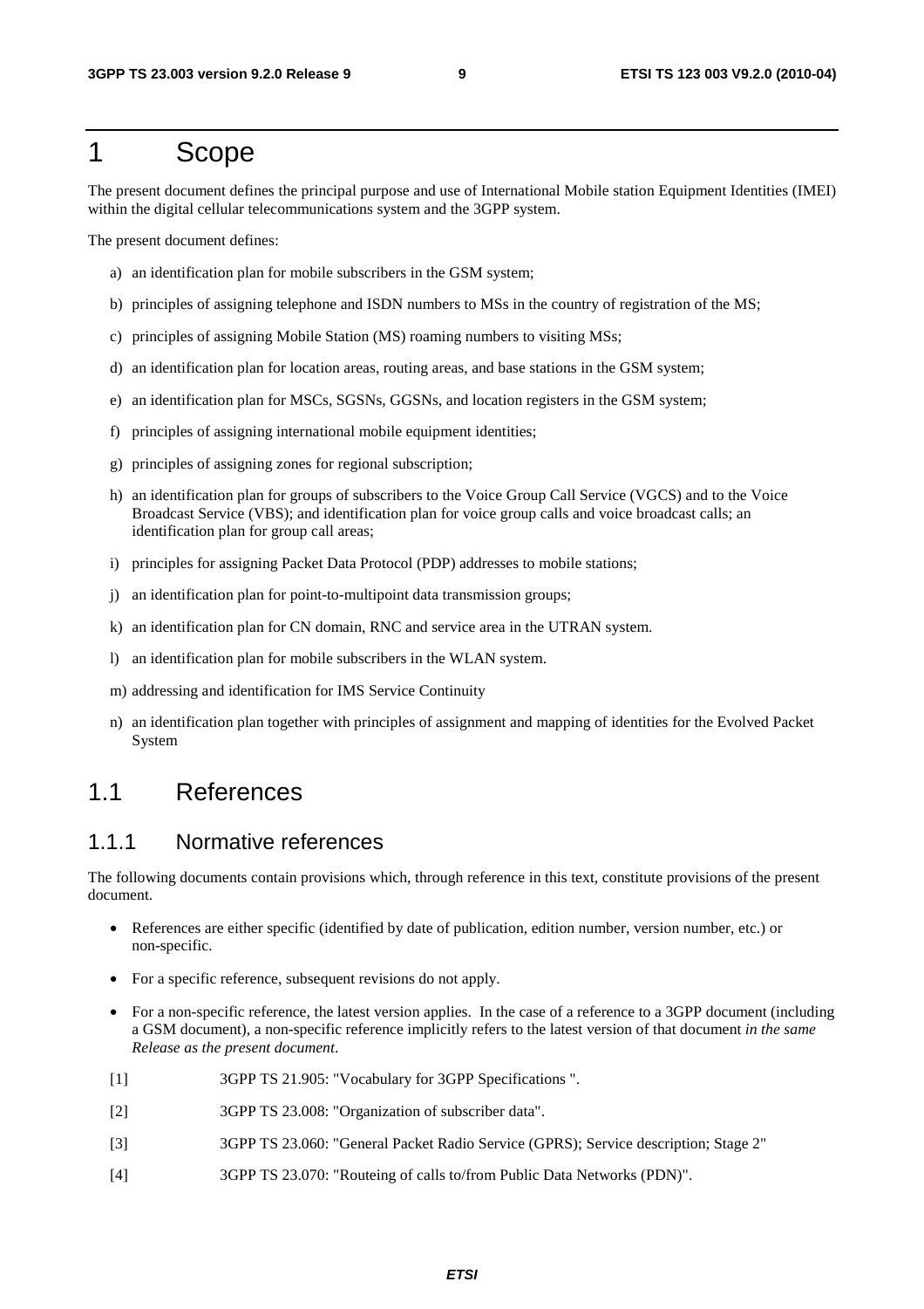# 1 Scope

The present document defines the principal purpose and use of International Mobile station Equipment Identities (IMEI) within the digital cellular telecommunications system and the 3GPP system.

The present document defines:

a) an identification plan for mobile subscribers in the GSM system;

b) principles of assigning telephone and ISDN numbers to MSs in the country of registration of the MS;

c) principles of assigning Mobile Station (MS) roaming numbers to visiting MSs;

d) an identification plan for location areas, routing areas, and base stations in the GSM system;

e) an identification plan for MSCs, SGSNs, GGSNs, and location registers in the GSM system;

f) principles of assigning international mobile equipment identities;

g) principles of assigning zones for regional subscription;

h) an identification plan for groups of subscribers to the Voice Group Call Service (VGCS) and to the Voice Broadcast Service (VBS); and identification plan for voice group calls and voice broadcast calls; an identification plan for group call areas;

i) principles for assigning Packet Data Protocol (PDP) addresses to mobile stations;

j) an identification plan for point-to-multipoint data transmission groups;

k) an identification plan for CN domain, RNC and service area in the UTRAN system.

l) an identification plan for mobile subscribers in the WLAN system.

m) addressing and identification for IMS Service Continuity

n) an identification plan together with principles of assignment and mapping of identities for the Evolved Packet System

## 1.1 References

### 1.1.1 Normative references

The following documents contain provisions which, through reference in this text, constitute provisions of the present document.

- References are either specific (identified by date of publication, edition number, version number, etc.) or non-specific.
- For a specific reference, subsequent revisions do not apply.
- For a non-specific reference, the latest version applies. In the case of a reference to a 3GPP document (including a GSM document), a non-specific reference implicitly refers to the latest version of that document *in the same Release as the present document*.

[1] 3GPP TS 21.905: "Vocabulary for 3GPP Specifications ".

[2] 3GPP TS 23.008: "Organization of subscriber data".

[3] 3GPP TS 23.060: "General Packet Radio Service (GPRS); Service description; Stage 2"

[4] 3GPP TS 23.070: "Routeing of calls to/from Public Data Networks (PDN)".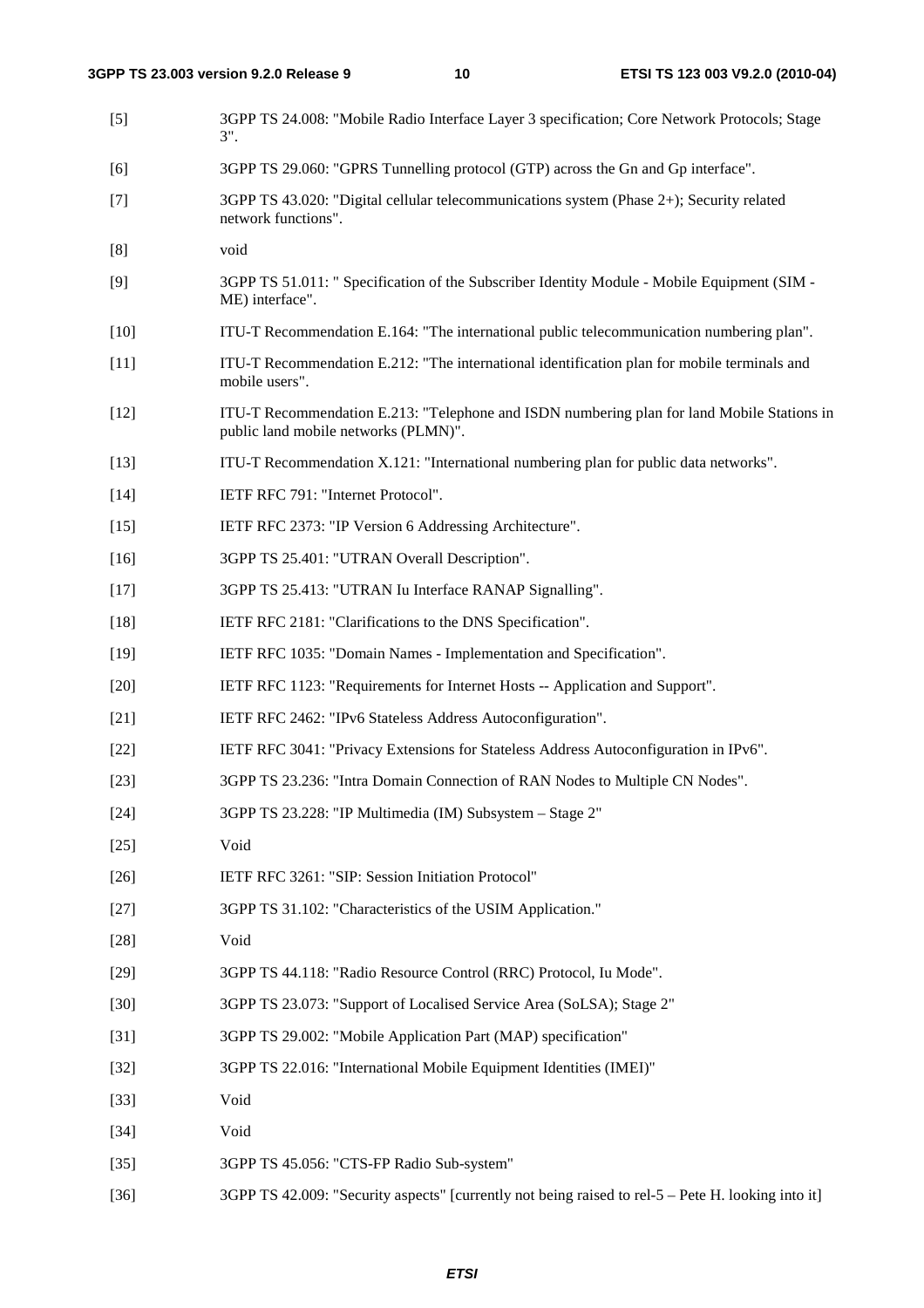[5] 3GPP TS 24.008: "Mobile Radio Interface Layer 3 specification; Core Network Protocols; Stage 3".

[6] 3GPP TS 29.060: "GPRS Tunnelling protocol (GTP) across the Gn and Gp interface".

[7] 3GPP TS 43.020: "Digital cellular telecommunications system (Phase 2+); Security related network functions".

[8] void

[9] 3GPP TS 51.011: " Specification of the Subscriber Identity Module - Mobile Equipment (SIM - ME) interface".

[10] ITU-T Recommendation E.164: "The international public telecommunication numbering plan".

[11] ITU-T Recommendation E.212: "The international identification plan for mobile terminals and mobile users".

[12] ITU-T Recommendation E.213: "Telephone and ISDN numbering plan for land Mobile Stations in public land mobile networks (PLMN)".

[13] ITU-T Recommendation X.121: "International numbering plan for public data networks".

[14] IETF RFC 791: "Internet Protocol".

[15] IETF RFC 2373: "IP Version 6 Addressing Architecture".

[16] 3GPP TS 25.401: "UTRAN Overall Description".

[17] 3GPP TS 25.413: "UTRAN Iu Interface RANAP Signalling".

[18] IETF RFC 2181: "Clarifications to the DNS Specification".

[19] IETF RFC 1035: "Domain Names - Implementation and Specification".

[20] IETF RFC 1123: "Requirements for Internet Hosts -- Application and Support".

[21] IETF RFC 2462: "IPv6 Stateless Address Autoconfiguration".

[22] IETF RFC 3041: "Privacy Extensions for Stateless Address Autoconfiguration in IPv6".

[23] 3GPP TS 23.236: "Intra Domain Connection of RAN Nodes to Multiple CN Nodes".

[24] 3GPP TS 23.228: "IP Multimedia (IM) Subsystem – Stage 2"

[25] Void

[26] IETF RFC 3261: "SIP: Session Initiation Protocol"

[27] 3GPP TS 31.102: "Characteristics of the USIM Application."

[28] Void

[29] 3GPP TS 44.118: "Radio Resource Control (RRC) Protocol, Iu Mode".

[30] 3GPP TS 23.073: "Support of Localised Service Area (SoLSA); Stage 2"

[31] 3GPP TS 29.002: "Mobile Application Part (MAP) specification"

[32] 3GPP TS 22.016: "International Mobile Equipment Identities (IMEI)"

[33] Void

[34] Void

[35] 3GPP TS 45.056: "CTS-FP Radio Sub-system"

[36] 3GPP TS 42.009: "Security aspects" [currently not being raised to rel-5 – Pete H. looking into it]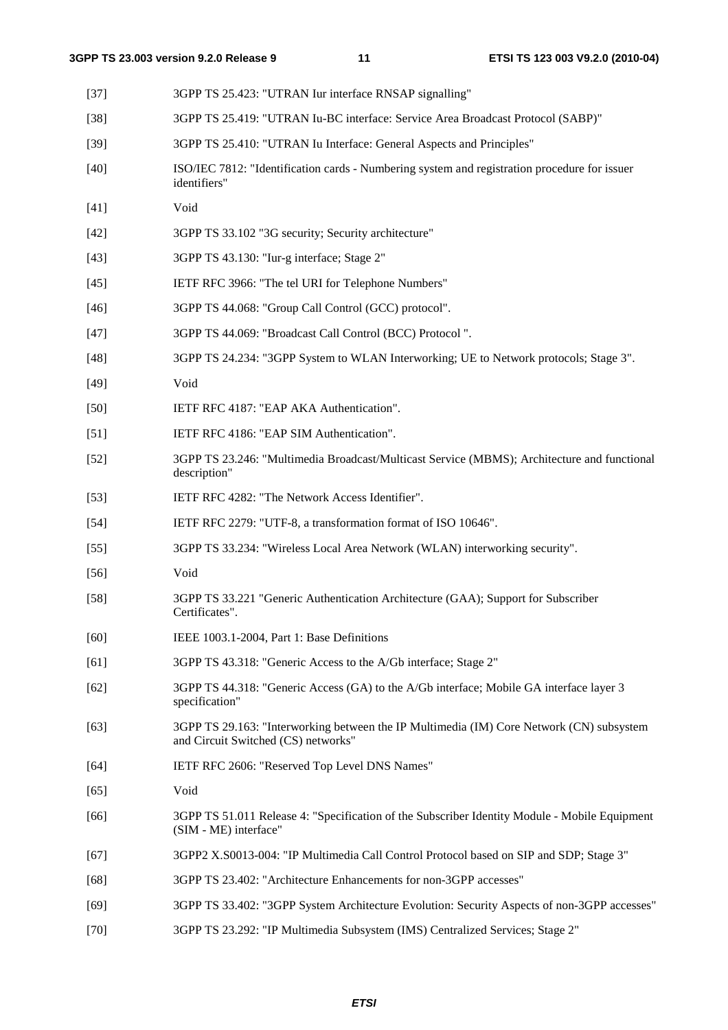[37] 3GPP TS 25.423: "UTRAN Iur interface RNSAP signalling"

[38] 3GPP TS 25.419: "UTRAN Iu-BC interface: Service Area Broadcast Protocol (SABP)"

[39] 3GPP TS 25.410: "UTRAN Iu Interface: General Aspects and Principles"

[40] ISO/IEC 7812: "Identification cards - Numbering system and registration procedure for issuer identifiers"

[41] Void

[42] 3GPP TS 33.102 "3G security; Security architecture"

[43] 3GPP TS 43.130: "Iur-g interface; Stage 2"

[45] IETF RFC 3966: "The tel URI for Telephone Numbers"

[46] 3GPP TS 44.068: "Group Call Control (GCC) protocol".

[47] 3GPP TS 44.069: "Broadcast Call Control (BCC) Protocol ".

[48] 3GPP TS 24.234: "3GPP System to WLAN Interworking; UE to Network protocols; Stage 3".

[49] Void

[50] IETF RFC 4187: "EAP AKA Authentication".

[51] IETF RFC 4186: "EAP SIM Authentication".

[52] 3GPP TS 23.246: "Multimedia Broadcast/Multicast Service (MBMS); Architecture and functional description"

[53] IETF RFC 4282: "The Network Access Identifier".

[54] IETF RFC 2279: "UTF-8, a transformation format of ISO 10646".

[55] 3GPP TS 33.234: "Wireless Local Area Network (WLAN) interworking security".

[56] Void

[58] 3GPP TS 33.221 "Generic Authentication Architecture (GAA); Support for Subscriber Certificates".

[60] IEEE 1003.1-2004, Part 1: Base Definitions

[61] 3GPP TS 43.318: "Generic Access to the A/Gb interface; Stage 2"

[62] 3GPP TS 44.318: "Generic Access (GA) to the A/Gb interface; Mobile GA interface layer 3 specification"

[63] 3GPP TS 29.163: "Interworking between the IP Multimedia (IM) Core Network (CN) subsystem and Circuit Switched (CS) networks"

[64] IETF RFC 2606: "Reserved Top Level DNS Names"

[65] Void

[66] 3GPP TS 51.011 Release 4: "Specification of the Subscriber Identity Module - Mobile Equipment (SIM - ME) interface"

[67] 3GPP2 X.S0013-004: "IP Multimedia Call Control Protocol based on SIP and SDP; Stage 3"

[68] 3GPP TS 23.402: "Architecture Enhancements for non-3GPP accesses"

[69] 3GPP TS 33.402: "3GPP System Architecture Evolution: Security Aspects of non-3GPP accesses"

[70] 3GPP TS 23.292: "IP Multimedia Subsystem (IMS) Centralized Services; Stage 2"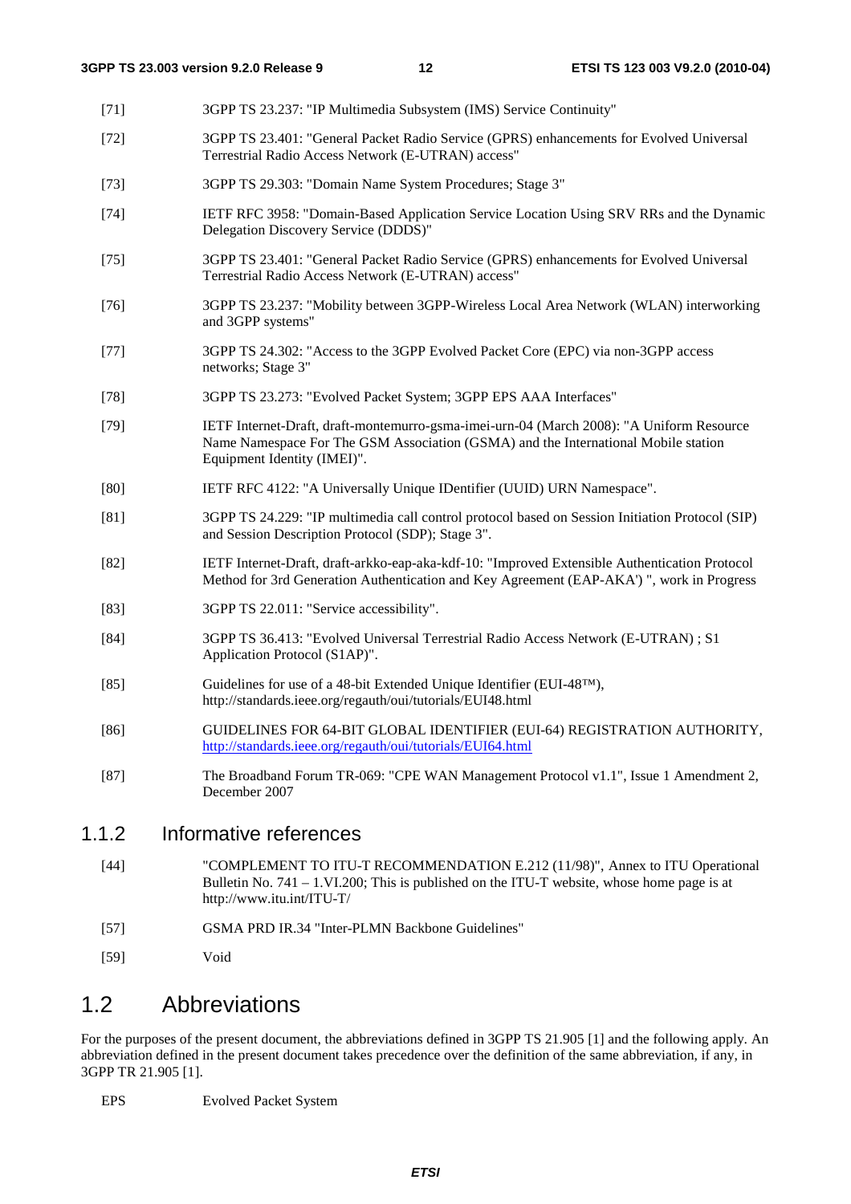[71] 3GPP TS 23.237: "IP Multimedia Subsystem (IMS) Service Continuity"

[72] 3GPP TS 23.401: "General Packet Radio Service (GPRS) enhancements for Evolved Universal Terrestrial Radio Access Network (E-UTRAN) access"

[73] 3GPP TS 29.303: "Domain Name System Procedures; Stage 3"

[74] IETF RFC 3958: "Domain-Based Application Service Location Using SRV RRs and the Dynamic Delegation Discovery Service (DDDS)"

[75] 3GPP TS 23.401: "General Packet Radio Service (GPRS) enhancements for Evolved Universal Terrestrial Radio Access Network (E-UTRAN) access"

[76] 3GPP TS 23.237: "Mobility between 3GPP-Wireless Local Area Network (WLAN) interworking and 3GPP systems"

[77] 3GPP TS 24.302: "Access to the 3GPP Evolved Packet Core (EPC) via non-3GPP access networks; Stage 3"

[78] 3GPP TS 23.273: "Evolved Packet System; 3GPP EPS AAA Interfaces"

[79] IETF Internet-Draft, draft-montemurro-gsma-imei-urn-04 (March 2008): "A Uniform Resource Name Namespace For The GSM Association (GSMA) and the International Mobile station Equipment Identity (IMEI)".

[80] IETF RFC 4122: "A Universally Unique IDentifier (UUID) URN Namespace".

[81] 3GPP TS 24.229: "IP multimedia call control protocol based on Session Initiation Protocol (SIP) and Session Description Protocol (SDP); Stage 3".

[82] IETF Internet-Draft, draft-arkko-eap-aka-kdf-10: "Improved Extensible Authentication Protocol Method for 3rd Generation Authentication and Key Agreement (EAP-AKA') ", work in Progress

[83] 3GPP TS 22.011: "Service accessibility".

[84] 3GPP TS 36.413: "Evolved Universal Terrestrial Radio Access Network (E-UTRAN) ; S1 Application Protocol (S1AP)".

[85] Guidelines for use of a 48-bit Extended Unique Identifier (EUI-48™), http://standards.ieee.org/regauth/oui/tutorials/EUI48.html

[86] GUIDELINES FOR 64-BIT GLOBAL IDENTIFIER (EUI-64) REGISTRATION AUTHORITY, http://standards.ieee.org/regauth/oui/tutorials/EUI64.html

[87] The Broadband Forum TR-069: "CPE WAN Management Protocol v1.1", Issue 1 Amendment 2, December 2007

### 1.1.2 Informative references

[44] "COMPLEMENT TO ITU-T RECOMMENDATION E.212 (11/98)", Annex to ITU Operational Bulletin No. 741 – 1.VI.200; This is published on the ITU-T website, whose home page is at http://www.itu.int/ITU-T/

[57] GSMA PRD IR.34 "Inter-PLMN Backbone Guidelines"

[59] Void

## 1.2 Abbreviations

For the purposes of the present document, the abbreviations defined in 3GPP TS 21.905 [1] and the following apply. An abbreviation defined in the present document takes precedence over the definition of the same abbreviation, if any, in 3GPP TR 21.905 [1].

EPS Evolved Packet System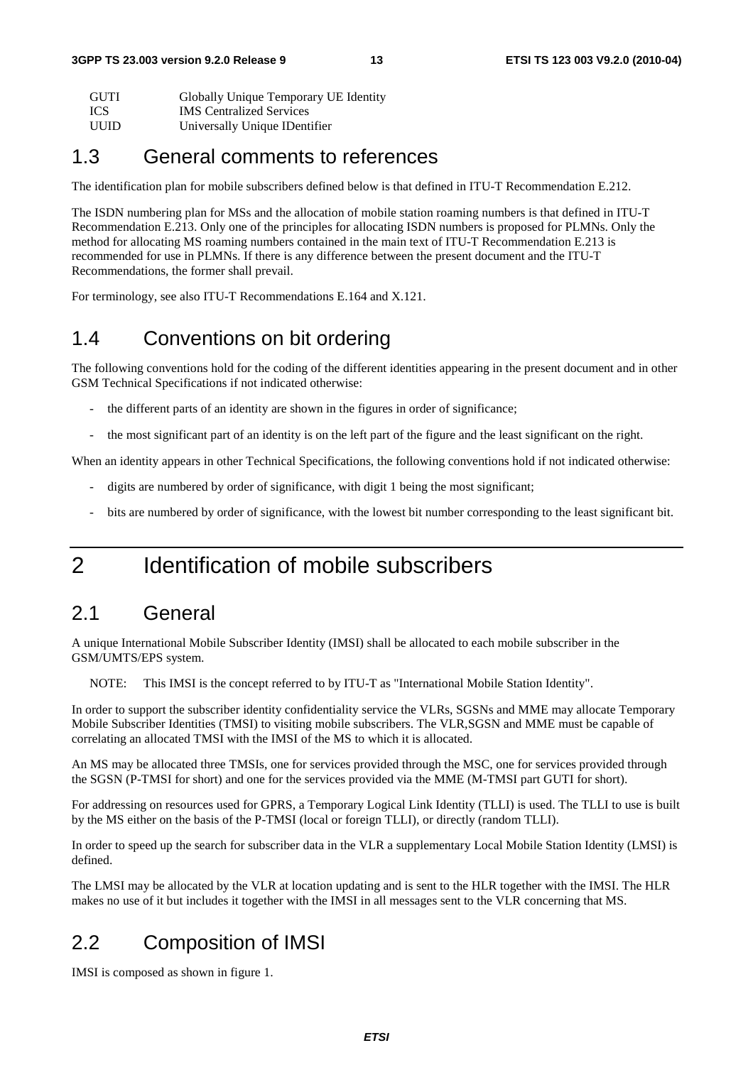| | |
|---|---|
| GUTI | Globally Unique Temporary UE Identity |
| ICS | IMS Centralized Services |
| UUID | Universally Unique IDentifier |

## 1.3 General comments to references

The identification plan for mobile subscribers defined below is that defined in ITU-T Recommendation E.212.

The ISDN numbering plan for MSs and the allocation of mobile station roaming numbers is that defined in ITU-T Recommendation E.213. Only one of the principles for allocating ISDN numbers is proposed for PLMNs. Only the method for allocating MS roaming numbers contained in the main text of ITU-T Recommendation E.213 is recommended for use in PLMNs. If there is any difference between the present document and the ITU-T Recommendations, the former shall prevail.

For terminology, see also ITU-T Recommendations E.164 and X.121.

## 1.4 Conventions on bit ordering

The following conventions hold for the coding of the different identities appearing in the present document and in other GSM Technical Specifications if not indicated otherwise:

- the different parts of an identity are shown in the figures in order of significance;
- the most significant part of an identity is on the left part of the figure and the least significant on the right.

When an identity appears in other Technical Specifications, the following conventions hold if not indicated otherwise:

- digits are numbered by order of significance, with digit 1 being the most significant;
- bits are numbered by order of significance, with the lowest bit number corresponding to the least significant bit.

# 2 Identification of mobile subscribers

## 2.1 General

A unique International Mobile Subscriber Identity (IMSI) shall be allocated to each mobile subscriber in the GSM/UMTS/EPS system.

NOTE: This IMSI is the concept referred to by ITU-T as "International Mobile Station Identity".

In order to support the subscriber identity confidentiality service the VLRs, SGSNs and MME may allocate Temporary Mobile Subscriber Identities (TMSI) to visiting mobile subscribers. The VLR,SGSN and MME must be capable of correlating an allocated TMSI with the IMSI of the MS to which it is allocated.

An MS may be allocated three TMSIs, one for services provided through the MSC, one for services provided through the SGSN (P-TMSI for short) and one for the services provided via the MME (M-TMSI part GUTI for short).

For addressing on resources used for GPRS, a Temporary Logical Link Identity (TLLI) is used. The TLLI to use is built by the MS either on the basis of the P-TMSI (local or foreign TLLI), or directly (random TLLI).

In order to speed up the search for subscriber data in the VLR a supplementary Local Mobile Station Identity (LMSI) is defined.

The LMSI may be allocated by the VLR at location updating and is sent to the HLR together with the IMSI. The HLR makes no use of it but includes it together with the IMSI in all messages sent to the VLR concerning that MS.

## 2.2 Composition of IMSI

IMSI is composed as shown in figure 1.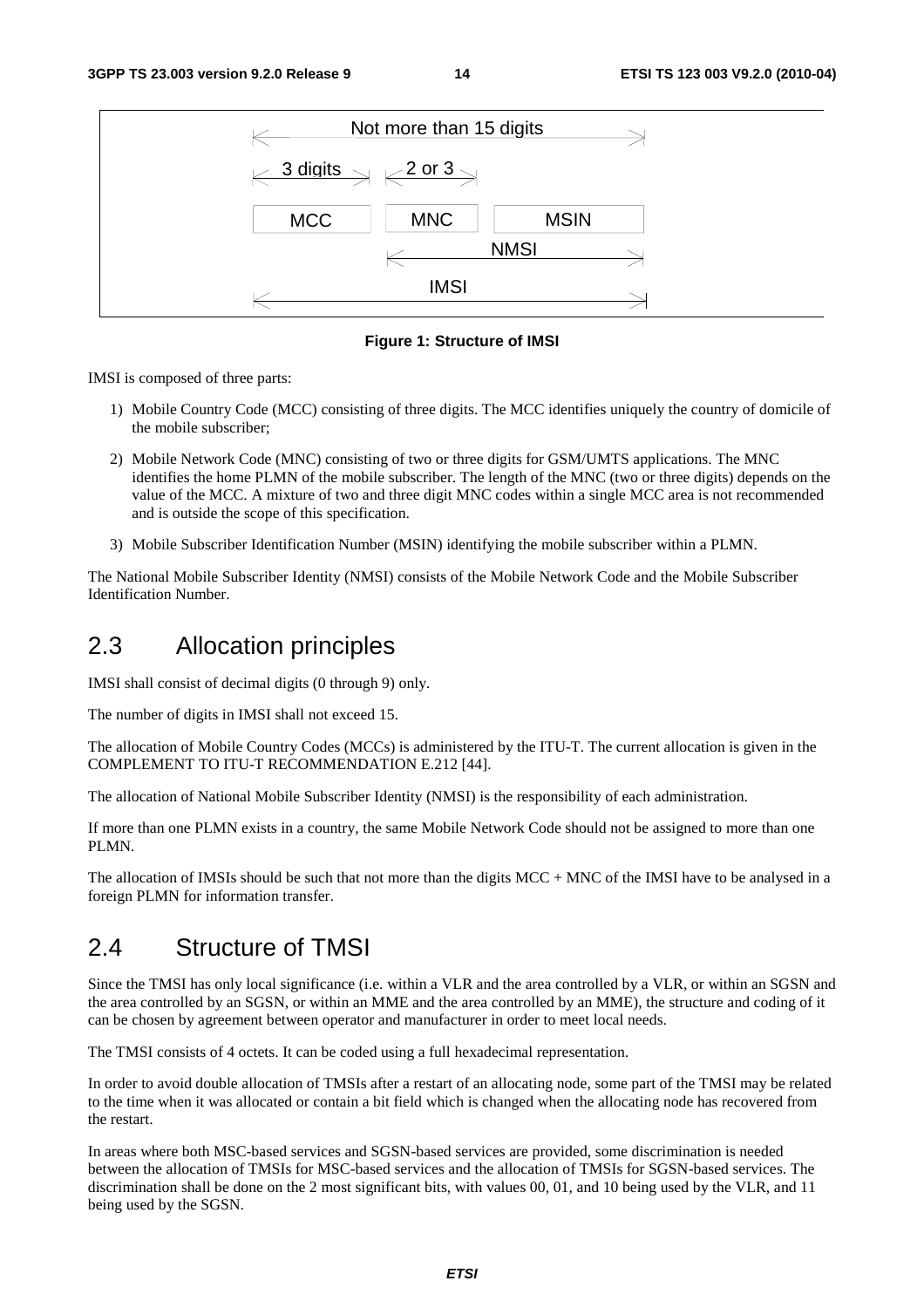Not more than 15 digits

| 3 digits | 2 or 3 | |
|---|---|---|
| MCC | MNC | MSIN |
| | NMSI | |
| IMSI | | |

**Figure 1: Structure of IMSI**

IMSI is composed of three parts:

1) Mobile Country Code (MCC) consisting of three digits. The MCC identifies uniquely the country of domicile of the mobile subscriber;
2) Mobile Network Code (MNC) consisting of two or three digits for GSM/UMTS applications. The MNC identifies the home PLMN of the mobile subscriber. The length of the MNC (two or three digits) depends on the value of the MCC. A mixture of two and three digit MNC codes within a single MCC area is not recommended and is outside the scope of this specification.
3) Mobile Subscriber Identification Number (MSIN) identifying the mobile subscriber within a PLMN.

The National Mobile Subscriber Identity (NMSI) consists of the Mobile Network Code and the Mobile Subscriber Identification Number.

## 2.3 Allocation principles

IMSI shall consist of decimal digits (0 through 9) only.

The number of digits in IMSI shall not exceed 15.

The allocation of Mobile Country Codes (MCCs) is administered by the ITU-T. The current allocation is given in the COMPLEMENT TO ITU-T RECOMMENDATION E.212 [44].

The allocation of National Mobile Subscriber Identity (NMSI) is the responsibility of each administration.

If more than one PLMN exists in a country, the same Mobile Network Code should not be assigned to more than one PLMN.

The allocation of IMSIs should be such that not more than the digits MCC + MNC of the IMSI have to be analysed in a foreign PLMN for information transfer.

## 2.4 Structure of TMSI

Since the TMSI has only local significance (i.e. within a VLR and the area controlled by a VLR, or within an SGSN and the area controlled by an SGSN, or within an MME and the area controlled by an MME), the structure and coding of it can be chosen by agreement between operator and manufacturer in order to meet local needs.

The TMSI consists of 4 octets. It can be coded using a full hexadecimal representation.

In order to avoid double allocation of TMSIs after a restart of an allocating node, some part of the TMSI may be related to the time when it was allocated or contain a bit field which is changed when the allocating node has recovered from the restart.

In areas where both MSC-based services and SGSN-based services are provided, some discrimination is needed between the allocation of TMSIs for MSC-based services and the allocation of TMSIs for SGSN-based services. The discrimination shall be done on the 2 most significant bits, with values 00, 01, and 10 being used by the VLR, and 11 being used by the SGSN.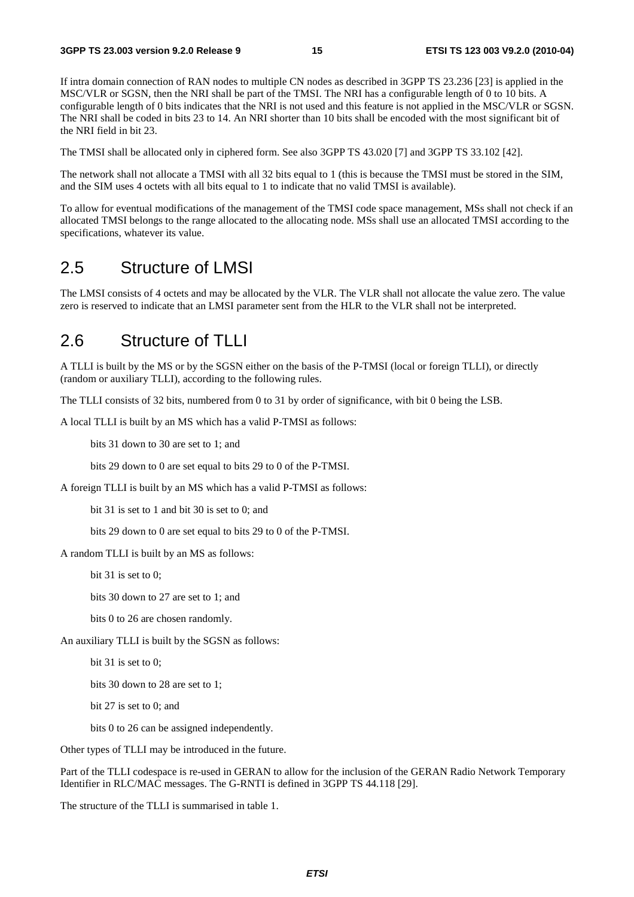If intra domain connection of RAN nodes to multiple CN nodes as described in 3GPP TS 23.236 [23] is applied in the MSC/VLR or SGSN, then the NRI shall be part of the TMSI. The NRI has a configurable length of 0 to 10 bits. A configurable length of 0 bits indicates that the NRI is not used and this feature is not applied in the MSC/VLR or SGSN. The NRI shall be coded in bits 23 to 14. An NRI shorter than 10 bits shall be encoded with the most significant bit of the NRI field in bit 23.

The TMSI shall be allocated only in ciphered form. See also 3GPP TS 43.020 [7] and 3GPP TS 33.102 [42].

The network shall not allocate a TMSI with all 32 bits equal to 1 (this is because the TMSI must be stored in the SIM, and the SIM uses 4 octets with all bits equal to 1 to indicate that no valid TMSI is available).

To allow for eventual modifications of the management of the TMSI code space management, MSs shall not check if an allocated TMSI belongs to the range allocated to the allocating node. MSs shall use an allocated TMSI according to the specifications, whatever its value.

## 2.5 Structure of LMSI

The LMSI consists of 4 octets and may be allocated by the VLR. The VLR shall not allocate the value zero. The value zero is reserved to indicate that an LMSI parameter sent from the HLR to the VLR shall not be interpreted.

## 2.6 Structure of TLLI

A TLLI is built by the MS or by the SGSN either on the basis of the P-TMSI (local or foreign TLLI), or directly (random or auxiliary TLLI), according to the following rules.

The TLLI consists of 32 bits, numbered from 0 to 31 by order of significance, with bit 0 being the LSB.

A local TLLI is built by an MS which has a valid P-TMSI as follows:

bits 31 down to 30 are set to 1; and

bits 29 down to 0 are set equal to bits 29 to 0 of the P-TMSI.

A foreign TLLI is built by an MS which has a valid P-TMSI as follows:

bit 31 is set to 1 and bit 30 is set to 0; and

bits 29 down to 0 are set equal to bits 29 to 0 of the P-TMSI.

A random TLLI is built by an MS as follows:

bit 31 is set to 0;

bits 30 down to 27 are set to 1; and

bits 0 to 26 are chosen randomly.

An auxiliary TLLI is built by the SGSN as follows:

bit 31 is set to 0;

bits 30 down to 28 are set to 1;

bit 27 is set to 0; and

bits 0 to 26 can be assigned independently.

Other types of TLLI may be introduced in the future.

Part of the TLLI codespace is re-used in GERAN to allow for the inclusion of the GERAN Radio Network Temporary Identifier in RLC/MAC messages. The G-RNTI is defined in 3GPP TS 44.118 [29].

The structure of the TLLI is summarised in table 1.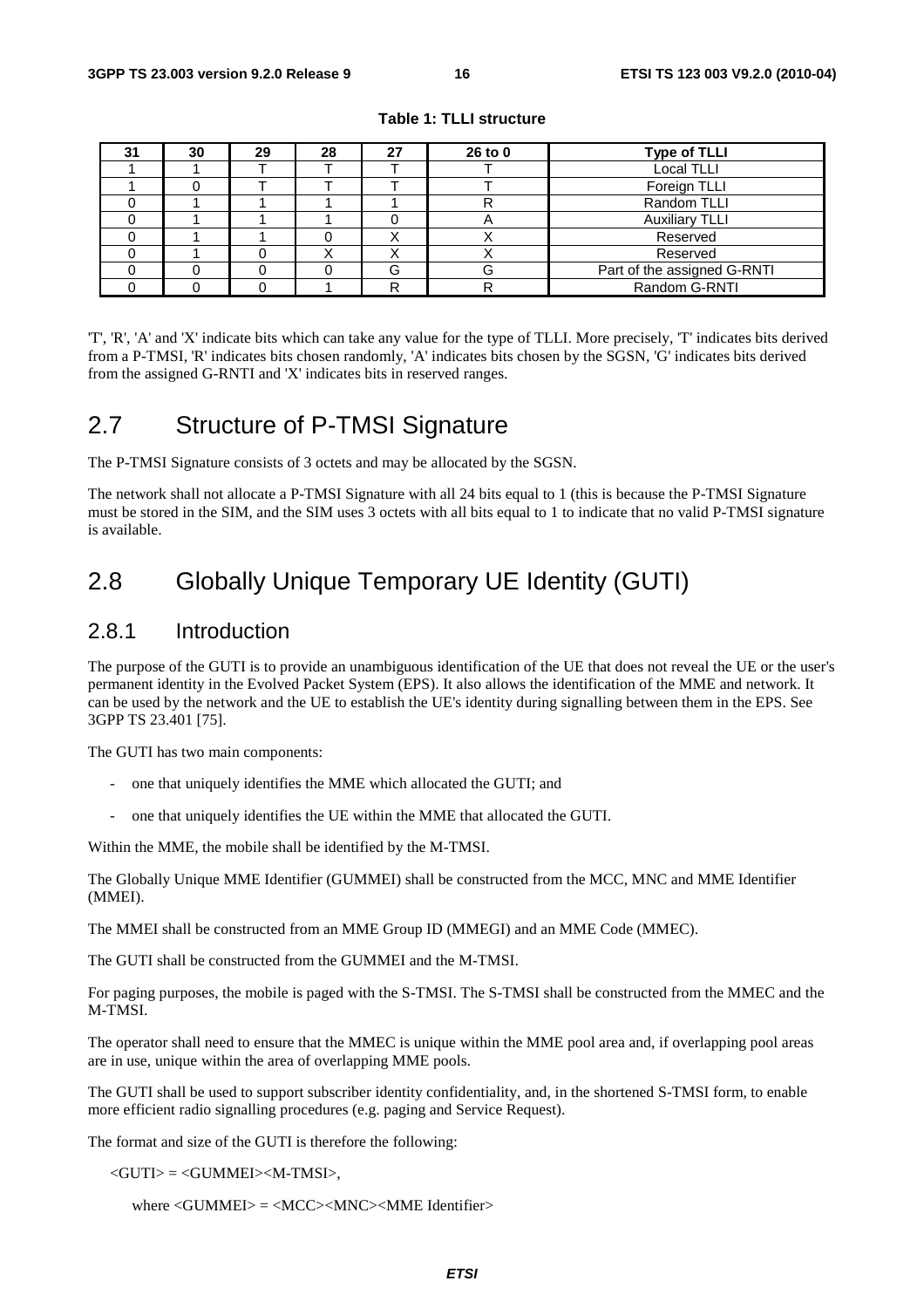**Table 1: TLLI structure**

| 31 | 30 | 29 | 28 | 27 | 26 to 0 | Type of TLLI |
|---|---|---|---|---|---|---|
| 1 | 1 | T | T | T | T | Local TLLI |
| 1 | 0 | T | T | T | T | Foreign TLLI |
| 0 | 1 | 1 | 1 | 1 | R | Random TLLI |
| 0 | 1 | 1 | 1 | 0 | A | Auxiliary TLLI |
| 0 | 1 | 1 | 0 | X | X | Reserved |
| 0 | 1 | 0 | X | X | X | Reserved |
| 0 | 0 | 0 | 0 | G | G | Part of the assigned G-RNTI |
| 0 | 0 | 0 | 1 | R | R | Random G-RNTI |

'T', 'R', 'A' and 'X' indicate bits which can take any value for the type of TLLI. More precisely, 'T' indicates bits derived from a P-TMSI, 'R' indicates bits chosen randomly, 'A' indicates bits chosen by the SGSN, 'G' indicates bits derived from the assigned G-RNTI and 'X' indicates bits in reserved ranges.

## 2.7 Structure of P-TMSI Signature

The P-TMSI Signature consists of 3 octets and may be allocated by the SGSN.

The network shall not allocate a P-TMSI Signature with all 24 bits equal to 1 (this is because the P-TMSI Signature must be stored in the SIM, and the SIM uses 3 octets with all bits equal to 1 to indicate that no valid P-TMSI signature is available.

## 2.8 Globally Unique Temporary UE Identity (GUTI)

### 2.8.1 Introduction

The purpose of the GUTI is to provide an unambiguous identification of the UE that does not reveal the UE or the user's permanent identity in the Evolved Packet System (EPS). It also allows the identification of the MME and network. It can be used by the network and the UE to establish the UE's identity during signalling between them in the EPS. See 3GPP TS 23.401 [75].

The GUTI has two main components:

- one that uniquely identifies the MME which allocated the GUTI; and
- one that uniquely identifies the UE within the MME that allocated the GUTI.

Within the MME, the mobile shall be identified by the M-TMSI.

The Globally Unique MME Identifier (GUMMEI) shall be constructed from the MCC, MNC and MME Identifier (MMEI).

The MMEI shall be constructed from an MME Group ID (MMEGI) and an MME Code (MMEC).

The GUTI shall be constructed from the GUMMEI and the M-TMSI.

For paging purposes, the mobile is paged with the S-TMSI. The S-TMSI shall be constructed from the MMEC and the M-TMSI.

The operator shall need to ensure that the MMEC is unique within the MME pool area and, if overlapping pool areas are in use, unique within the area of overlapping MME pools.

The GUTI shall be used to support subscriber identity confidentiality, and, in the shortened S-TMSI form, to enable more efficient radio signalling procedures (e.g. paging and Service Request).

The format and size of the GUTI is therefore the following:

<GUTI> = <GUMMEI><M-TMSI>,

where <GUMMEI> = <MCC><MNC><MME Identifier>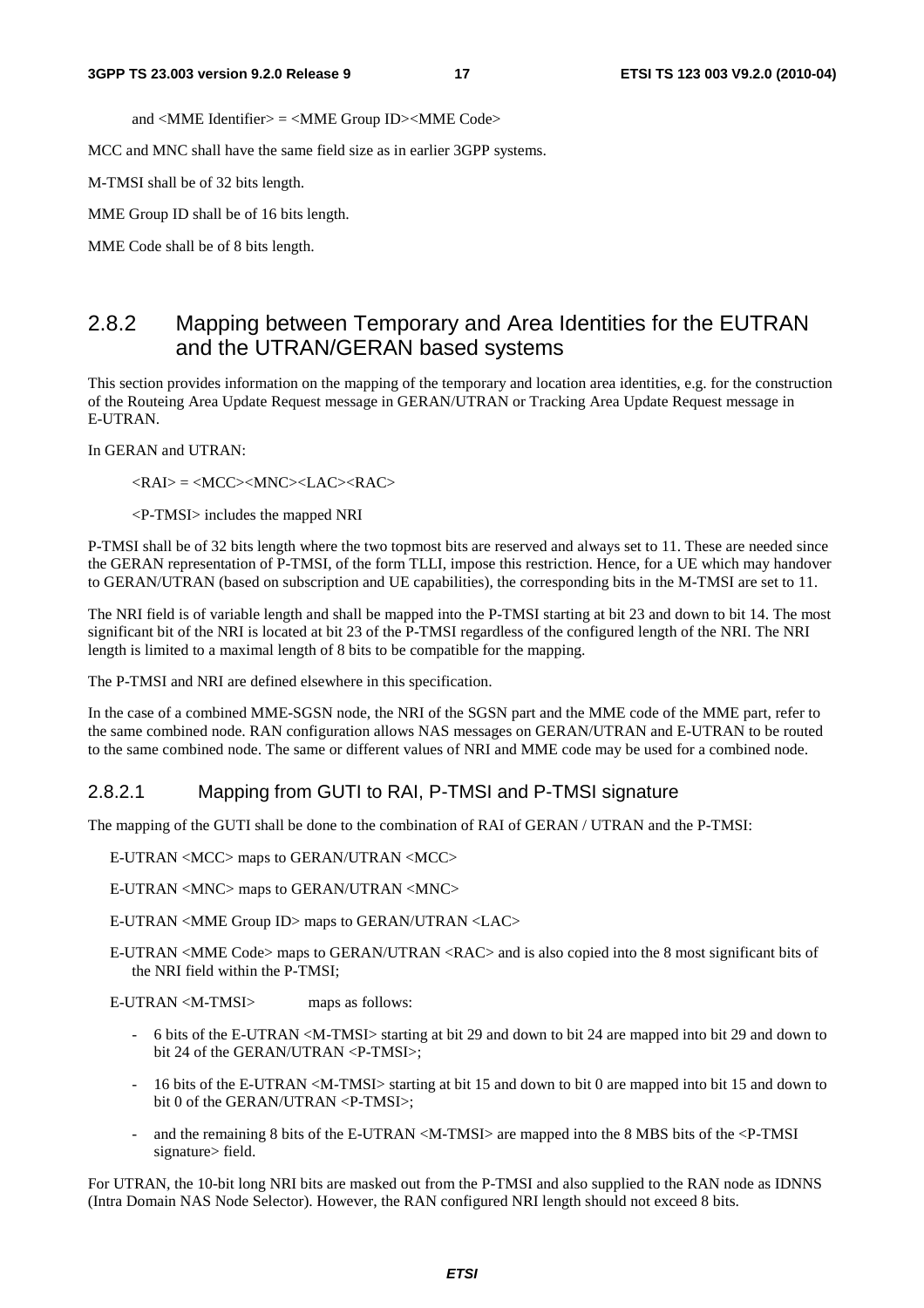and <MME Identifier> = <MME Group ID><MME Code>

MCC and MNC shall have the same field size as in earlier 3GPP systems.

M-TMSI shall be of 32 bits length.

MME Group ID shall be of 16 bits length.

MME Code shall be of 8 bits length.

### 2.8.2 Mapping between Temporary and Area Identities for the EUTRAN and the UTRAN/GERAN based systems

This section provides information on the mapping of the temporary and location area identities, e.g. for the construction of the Routeing Area Update Request message in GERAN/UTRAN or Tracking Area Update Request message in E-UTRAN.

In GERAN and UTRAN:

<RAI> = <MCC><MNC><LAC><RAC>

<P-TMSI> includes the mapped NRI

P-TMSI shall be of 32 bits length where the two topmost bits are reserved and always set to 11. These are needed since the GERAN representation of P-TMSI, of the form TLLI, impose this restriction. Hence, for a UE which may handover to GERAN/UTRAN (based on subscription and UE capabilities), the corresponding bits in the M-TMSI are set to 11.

The NRI field is of variable length and shall be mapped into the P-TMSI starting at bit 23 and down to bit 14. The most significant bit of the NRI is located at bit 23 of the P-TMSI regardless of the configured length of the NRI. The NRI length is limited to a maximal length of 8 bits to be compatible for the mapping.

The P-TMSI and NRI are defined elsewhere in this specification.

In the case of a combined MME-SGSN node, the NRI of the SGSN part and the MME code of the MME part, refer to the same combined node. RAN configuration allows NAS messages on GERAN/UTRAN and E-UTRAN to be routed to the same combined node. The same or different values of NRI and MME code may be used for a combined node.

#### 2.8.2.1 Mapping from GUTI to RAI, P-TMSI and P-TMSI signature

The mapping of the GUTI shall be done to the combination of RAI of GERAN / UTRAN and the P-TMSI:

E-UTRAN <MCC> maps to GERAN/UTRAN <MCC>

E-UTRAN <MNC> maps to GERAN/UTRAN <MNC>

E-UTRAN <MME Group ID> maps to GERAN/UTRAN <LAC>

E-UTRAN <MME Code> maps to GERAN/UTRAN <RAC> and is also copied into the 8 most significant bits of the NRI field within the P-TMSI;

E-UTRAN <M-TMSI> maps as follows:

- 6 bits of the E-UTRAN <M-TMSI> starting at bit 29 and down to bit 24 are mapped into bit 29 and down to bit 24 of the GERAN/UTRAN <P-TMSI>;
- 16 bits of the E-UTRAN <M-TMSI> starting at bit 15 and down to bit 0 are mapped into bit 15 and down to bit 0 of the GERAN/UTRAN <P-TMSI>;
- and the remaining 8 bits of the E-UTRAN <M-TMSI> are mapped into the 8 MBS bits of the <P-TMSI signature> field.

For UTRAN, the 10-bit long NRI bits are masked out from the P-TMSI and also supplied to the RAN node as IDNNS (Intra Domain NAS Node Selector). However, the RAN configured NRI length should not exceed 8 bits.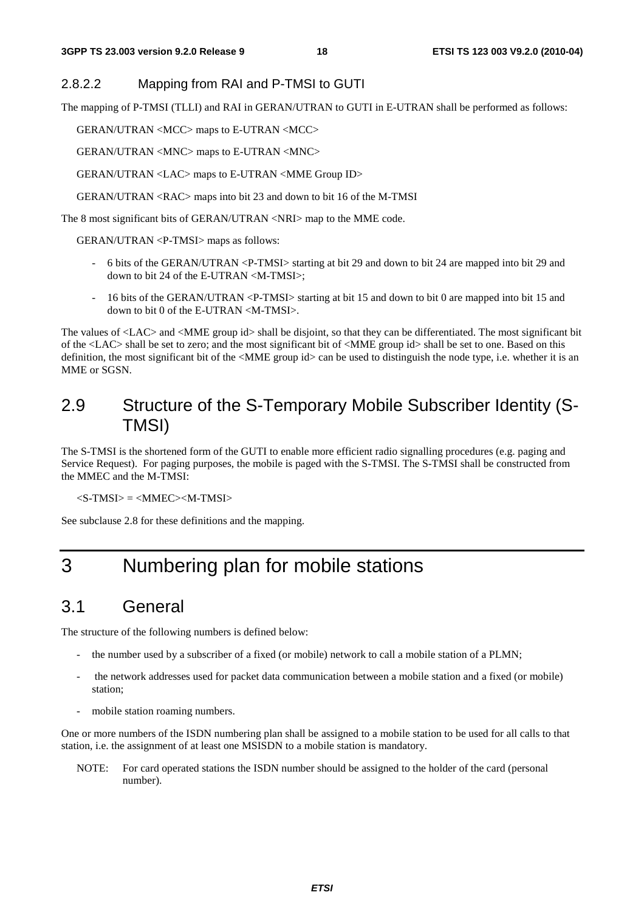#### 2.8.2.2 Mapping from RAI and P-TMSI to GUTI

The mapping of P-TMSI (TLLI) and RAI in GERAN/UTRAN to GUTI in E-UTRAN shall be performed as follows:

GERAN/UTRAN <MCC> maps to E-UTRAN <MCC>

GERAN/UTRAN <MNC> maps to E-UTRAN <MNC>

GERAN/UTRAN <LAC> maps to E-UTRAN <MME Group ID>

GERAN/UTRAN <RAC> maps into bit 23 and down to bit 16 of the M-TMSI

The 8 most significant bits of GERAN/UTRAN <NRI> map to the MME code.

GERAN/UTRAN <P-TMSI> maps as follows:

- 6 bits of the GERAN/UTRAN <P-TMSI> starting at bit 29 and down to bit 24 are mapped into bit 29 and down to bit 24 of the E-UTRAN <M-TMSI>;
- 16 bits of the GERAN/UTRAN <P-TMSI> starting at bit 15 and down to bit 0 are mapped into bit 15 and down to bit 0 of the E-UTRAN <M-TMSI>.

The values of <LAC> and <MME group id> shall be disjoint, so that they can be differentiated. The most significant bit of the <LAC> shall be set to zero; and the most significant bit of <MME group id> shall be set to one. Based on this definition, the most significant bit of the <MME group id> can be used to distinguish the node type, i.e. whether it is an MME or SGSN.

## 2.9 Structure of the S-Temporary Mobile Subscriber Identity (S-TMSI)

The S-TMSI is the shortened form of the GUTI to enable more efficient radio signalling procedures (e.g. paging and Service Request). For paging purposes, the mobile is paged with the S-TMSI. The S-TMSI shall be constructed from the MMEC and the M-TMSI:

<S-TMSI> = <MMEC><M-TMSI>

See subclause 2.8 for these definitions and the mapping.

# 3 Numbering plan for mobile stations

## 3.1 General

The structure of the following numbers is defined below:

- the number used by a subscriber of a fixed (or mobile) network to call a mobile station of a PLMN;
- the network addresses used for packet data communication between a mobile station and a fixed (or mobile) station;
- mobile station roaming numbers.

One or more numbers of the ISDN numbering plan shall be assigned to a mobile station to be used for all calls to that station, i.e. the assignment of at least one MSISDN to a mobile station is mandatory.

NOTE: For card operated stations the ISDN number should be assigned to the holder of the card (personal number).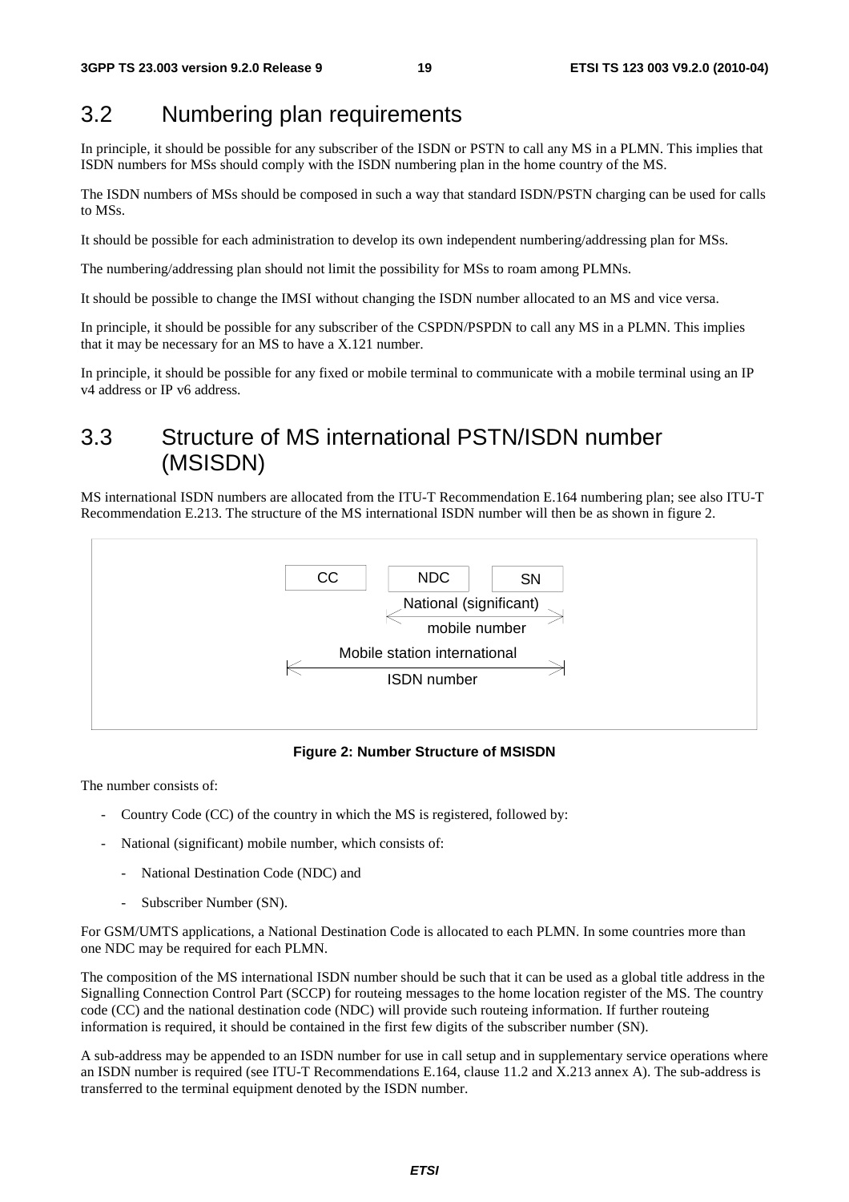## 3.2 Numbering plan requirements

In principle, it should be possible for any subscriber of the ISDN or PSTN to call any MS in a PLMN. This implies that ISDN numbers for MSs should comply with the ISDN numbering plan in the home country of the MS.

The ISDN numbers of MSs should be composed in such a way that standard ISDN/PSTN charging can be used for calls to MSs.

It should be possible for each administration to develop its own independent numbering/addressing plan for MSs.

The numbering/addressing plan should not limit the possibility for MSs to roam among PLMNs.

It should be possible to change the IMSI without changing the ISDN number allocated to an MS and vice versa.

In principle, it should be possible for any subscriber of the CSPDN/PSPDN to call any MS in a PLMN. This implies that it may be necessary for an MS to have a X.121 number.

In principle, it should be possible for any fixed or mobile terminal to communicate with a mobile terminal using an IP v4 address or IP v6 address.

## 3.3 Structure of MS international PSTN/ISDN number (MSISDN)

MS international ISDN numbers are allocated from the ITU-T Recommendation E.164 numbering plan; see also ITU-T Recommendation E.213. The structure of the MS international ISDN number will then be as shown in figure 2.

```
 CC      NDC      SN
        <-National (significant)->
              mobile number
 <-Mobile station international->
            ISDN number
```

**Figure 2: Number Structure of MSISDN**

The number consists of:

- Country Code (CC) of the country in which the MS is registered, followed by:
- National (significant) mobile number, which consists of:
  - National Destination Code (NDC) and
  - Subscriber Number (SN).

For GSM/UMTS applications, a National Destination Code is allocated to each PLMN. In some countries more than one NDC may be required for each PLMN.

The composition of the MS international ISDN number should be such that it can be used as a global title address in the Signalling Connection Control Part (SCCP) for routeing messages to the home location register of the MS. The country code (CC) and the national destination code (NDC) will provide such routeing information. If further routeing information is required, it should be contained in the first few digits of the subscriber number (SN).

A sub-address may be appended to an ISDN number for use in call setup and in supplementary service operations where an ISDN number is required (see ITU-T Recommendations E.164, clause 11.2 and X.213 annex A). The sub-address is transferred to the terminal equipment denoted by the ISDN number.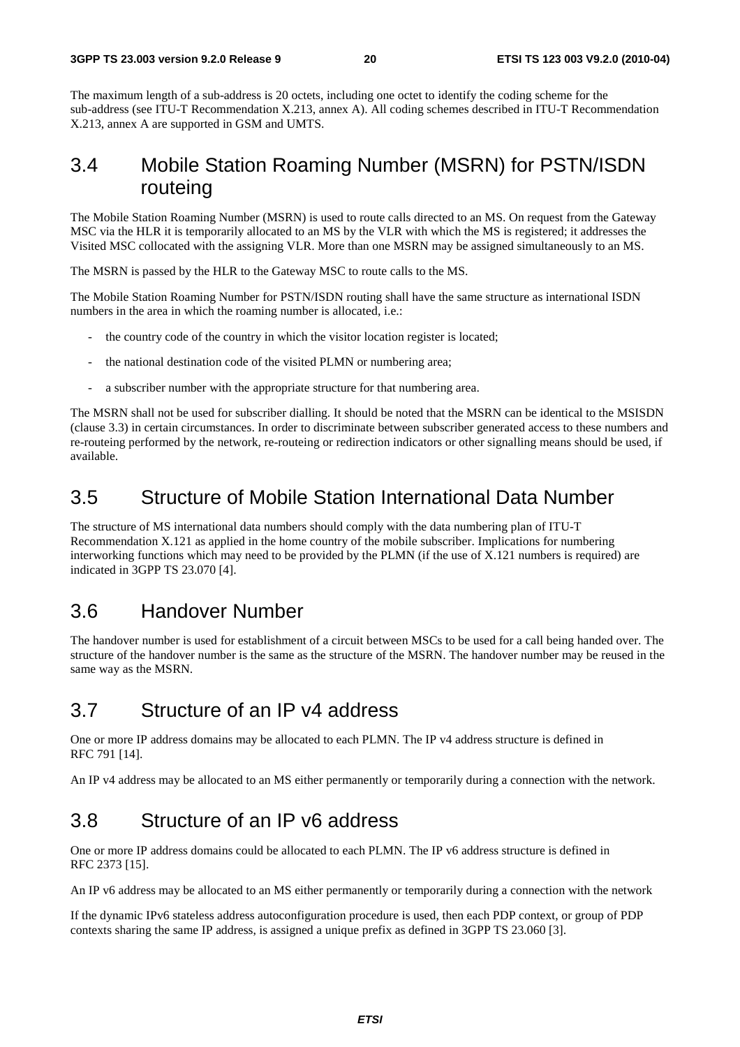The maximum length of a sub-address is 20 octets, including one octet to identify the coding scheme for the sub-address (see ITU-T Recommendation X.213, annex A). All coding schemes described in ITU-T Recommendation X.213, annex A are supported in GSM and UMTS.

## 3.4 Mobile Station Roaming Number (MSRN) for PSTN/ISDN routeing

The Mobile Station Roaming Number (MSRN) is used to route calls directed to an MS. On request from the Gateway MSC via the HLR it is temporarily allocated to an MS by the VLR with which the MS is registered; it addresses the Visited MSC collocated with the assigning VLR. More than one MSRN may be assigned simultaneously to an MS.

The MSRN is passed by the HLR to the Gateway MSC to route calls to the MS.

The Mobile Station Roaming Number for PSTN/ISDN routing shall have the same structure as international ISDN numbers in the area in which the roaming number is allocated, i.e.:

- the country code of the country in which the visitor location register is located;
- the national destination code of the visited PLMN or numbering area;
- a subscriber number with the appropriate structure for that numbering area.

The MSRN shall not be used for subscriber dialling. It should be noted that the MSRN can be identical to the MSISDN (clause 3.3) in certain circumstances. In order to discriminate between subscriber generated access to these numbers and re-routeing performed by the network, re-routeing or redirection indicators or other signalling means should be used, if available.

## 3.5 Structure of Mobile Station International Data Number

The structure of MS international data numbers should comply with the data numbering plan of ITU-T Recommendation X.121 as applied in the home country of the mobile subscriber. Implications for numbering interworking functions which may need to be provided by the PLMN (if the use of X.121 numbers is required) are indicated in 3GPP TS 23.070 [4].

## 3.6 Handover Number

The handover number is used for establishment of a circuit between MSCs to be used for a call being handed over. The structure of the handover number is the same as the structure of the MSRN. The handover number may be reused in the same way as the MSRN.

## 3.7 Structure of an IP v4 address

One or more IP address domains may be allocated to each PLMN. The IP v4 address structure is defined in RFC 791 [14].

An IP v4 address may be allocated to an MS either permanently or temporarily during a connection with the network.

## 3.8 Structure of an IP v6 address

One or more IP address domains could be allocated to each PLMN. The IP v6 address structure is defined in RFC 2373 [15].

An IP v6 address may be allocated to an MS either permanently or temporarily during a connection with the network

If the dynamic IPv6 stateless address autoconfiguration procedure is used, then each PDP context, or group of PDP contexts sharing the same IP address, is assigned a unique prefix as defined in 3GPP TS 23.060 [3].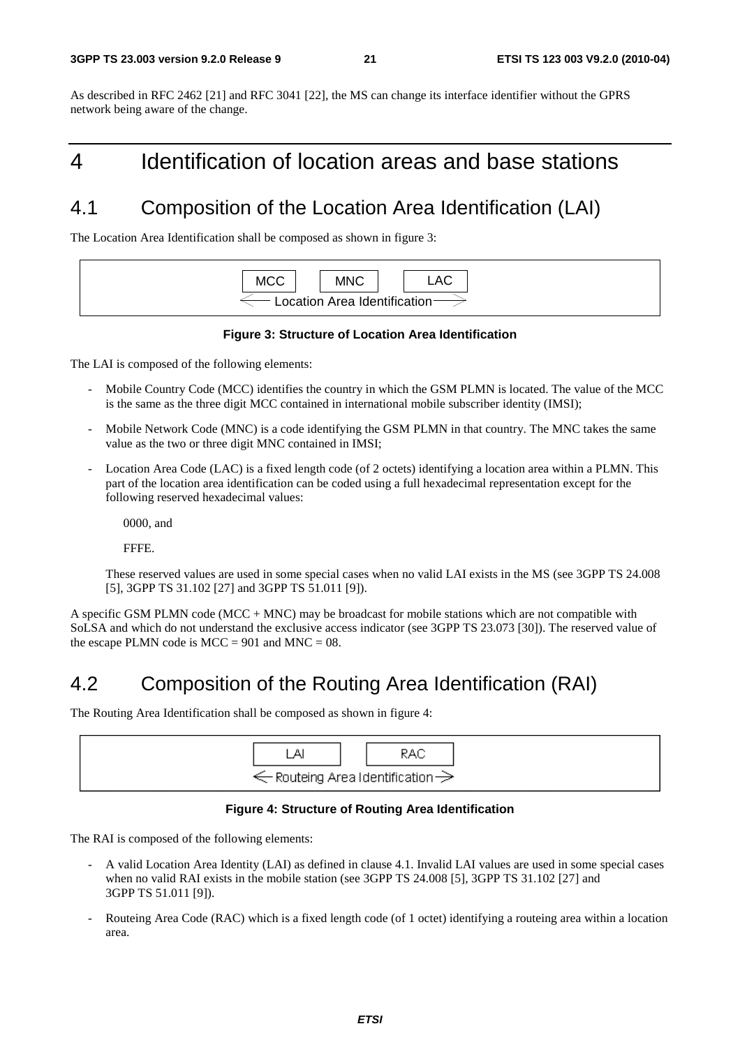As described in RFC 2462 [21] and RFC 3041 [22], the MS can change its interface identifier without the GPRS network being aware of the change.

# 4 Identification of location areas and base stations

## 4.1 Composition of the Location Area Identification (LAI)

The Location Area Identification shall be composed as shown in figure 3:

```
 MCC    MNC    LAC
<-- Location Area Identification -->
```

**Figure 3: Structure of Location Area Identification**

The LAI is composed of the following elements:

- Mobile Country Code (MCC) identifies the country in which the GSM PLMN is located. The value of the MCC is the same as the three digit MCC contained in international mobile subscriber identity (IMSI);
- Mobile Network Code (MNC) is a code identifying the GSM PLMN in that country. The MNC takes the same value as the two or three digit MNC contained in IMSI;
- Location Area Code (LAC) is a fixed length code (of 2 octets) identifying a location area within a PLMN. This part of the location area identification can be coded using a full hexadecimal representation except for the following reserved hexadecimal values:

  0000, and

  FFFE.

  These reserved values are used in some special cases when no valid LAI exists in the MS (see 3GPP TS 24.008 [5], 3GPP TS 31.102 [27] and 3GPP TS 51.011 [9]).

A specific GSM PLMN code (MCC + MNC) may be broadcast for mobile stations which are not compatible with SoLSA and which do not understand the exclusive access indicator (see 3GPP TS 23.073 [30]). The reserved value of the escape PLMN code is MCC = 901 and MNC = 08.

## 4.2 Composition of the Routing Area Identification (RAI)

The Routing Area Identification shall be composed as shown in figure 4:

```
 LAI    RAC
<-- Routeing Area Identification -->
```

**Figure 4: Structure of Routing Area Identification**

The RAI is composed of the following elements:

- A valid Location Area Identity (LAI) as defined in clause 4.1. Invalid LAI values are used in some special cases when no valid RAI exists in the mobile station (see 3GPP TS 24.008 [5], 3GPP TS 31.102 [27] and 3GPP TS 51.011 [9]).
- Routeing Area Code (RAC) which is a fixed length code (of 1 octet) identifying a routeing area within a location area.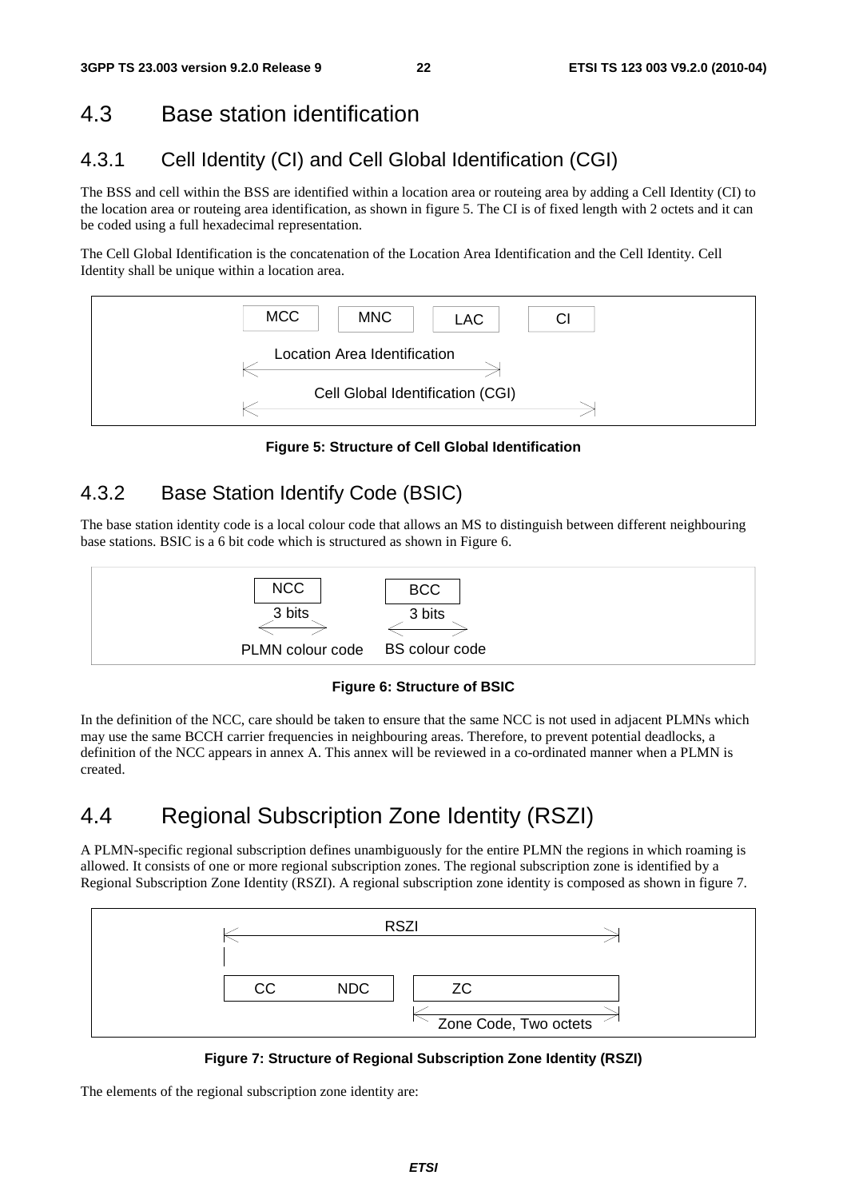## 4.3 Base station identification

### 4.3.1 Cell Identity (CI) and Cell Global Identification (CGI)

The BSS and cell within the BSS are identified within a location area or routeing area by adding a Cell Identity (CI) to the location area or routeing area identification, as shown in figure 5. The CI is of fixed length with 2 octets and it can be coded using a full hexadecimal representation.

The Cell Global Identification is the concatenation of the Location Area Identification and the Cell Identity. Cell Identity shall be unique within a location area.

| MCC | MNC | LAC | CI |
|---|---|---|---|
| Location Area Identification | | | |
| Cell Global Identification (CGI) | | | |

**Figure 5: Structure of Cell Global Identification**

### 4.3.2 Base Station Identify Code (BSIC)

The base station identity code is a local colour code that allows an MS to distinguish between different neighbouring base stations. BSIC is a 6 bit code which is structured as shown in Figure 6.

| NCC | BCC |
|---|---|
| 3 bits | 3 bits |
| PLMN colour code | BS colour code |

**Figure 6: Structure of BSIC**

In the definition of the NCC, care should be taken to ensure that the same NCC is not used in adjacent PLMNs which may use the same BCCH carrier frequencies in neighbouring areas. Therefore, to prevent potential deadlocks, a definition of the NCC appears in annex A. This annex will be reviewed in a co-ordinated manner when a PLMN is created.

## 4.4 Regional Subscription Zone Identity (RSZI)

A PLMN-specific regional subscription defines unambiguously for the entire PLMN the regions in which roaming is allowed. It consists of one or more regional subscription zones. The regional subscription zone is identified by a Regional Subscription Zone Identity (RSZI). A regional subscription zone identity is composed as shown in figure 7.

| RSZI | | |
|---|---|---|
| CC | NDC | ZC |
| | | Zone Code, Two octets |

**Figure 7: Structure of Regional Subscription Zone Identity (RSZI)**

The elements of the regional subscription zone identity are: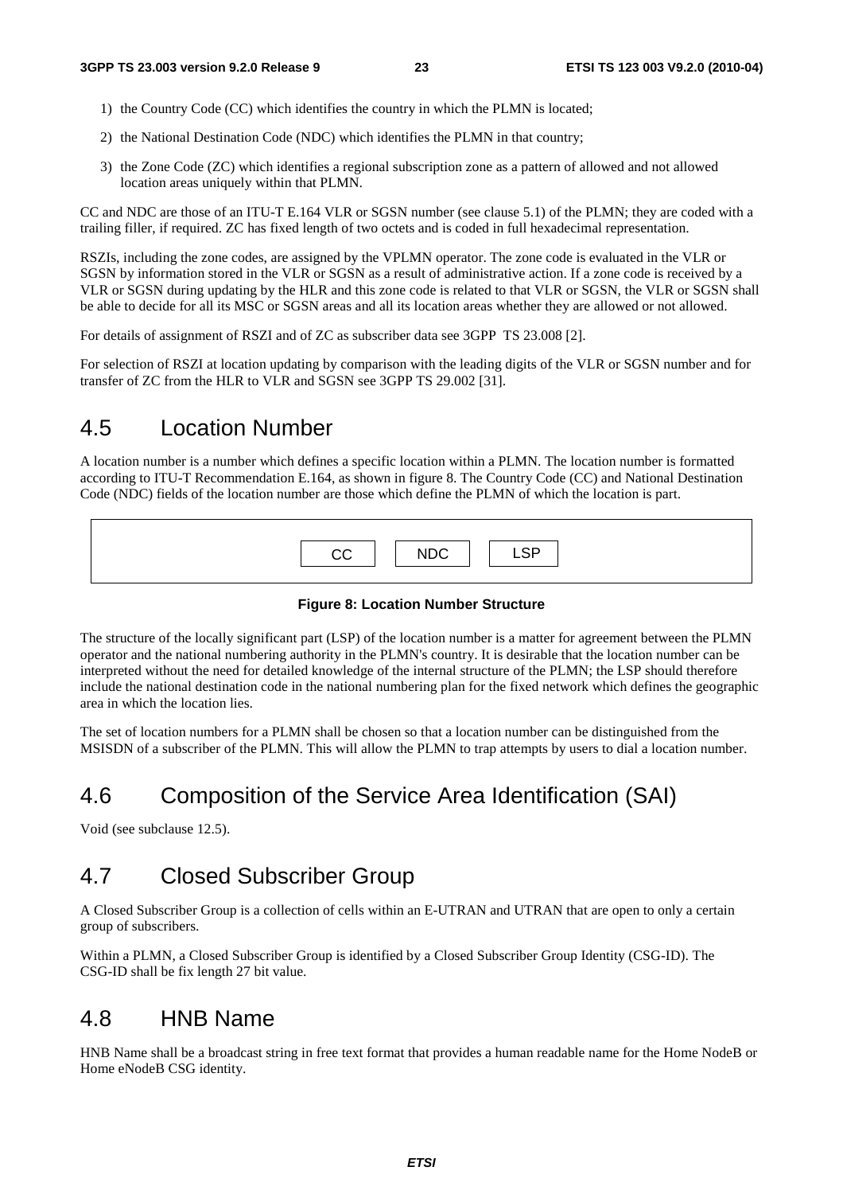1) the Country Code (CC) which identifies the country in which the PLMN is located;

2) the National Destination Code (NDC) which identifies the PLMN in that country;

3) the Zone Code (ZC) which identifies a regional subscription zone as a pattern of allowed and not allowed location areas uniquely within that PLMN.

CC and NDC are those of an ITU-T E.164 VLR or SGSN number (see clause 5.1) of the PLMN; they are coded with a trailing filler, if required. ZC has fixed length of two octets and is coded in full hexadecimal representation.

RSZIs, including the zone codes, are assigned by the VPLMN operator. The zone code is evaluated in the VLR or SGSN by information stored in the VLR or SGSN as a result of administrative action. If a zone code is received by a VLR or SGSN during updating by the HLR and this zone code is related to that VLR or SGSN, the VLR or SGSN shall be able to decide for all its MSC or SGSN areas and all its location areas whether they are allowed or not allowed.

For details of assignment of RSZI and of ZC as subscriber data see 3GPP TS 23.008 [2].

For selection of RSZI at location updating by comparison with the leading digits of the VLR or SGSN number and for transfer of ZC from the HLR to VLR and SGSN see 3GPP TS 29.002 [31].

# 4.5 Location Number

A location number is a number which defines a specific location within a PLMN. The location number is formatted according to ITU-T Recommendation E.164, as shown in figure 8. The Country Code (CC) and National Destination Code (NDC) fields of the location number are those which define the PLMN of which the location is part.

| CC | NDC | LSP |
|---|---|---|

**Figure 8: Location Number Structure**

The structure of the locally significant part (LSP) of the location number is a matter for agreement between the PLMN operator and the national numbering authority in the PLMN's country. It is desirable that the location number can be interpreted without the need for detailed knowledge of the internal structure of the PLMN; the LSP should therefore include the national destination code in the national numbering plan for the fixed network which defines the geographic area in which the location lies.

The set of location numbers for a PLMN shall be chosen so that a location number can be distinguished from the MSISDN of a subscriber of the PLMN. This will allow the PLMN to trap attempts by users to dial a location number.

# 4.6 Composition of the Service Area Identification (SAI)

Void (see subclause 12.5).

# 4.7 Closed Subscriber Group

A Closed Subscriber Group is a collection of cells within an E-UTRAN and UTRAN that are open to only a certain group of subscribers.

Within a PLMN, a Closed Subscriber Group is identified by a Closed Subscriber Group Identity (CSG-ID). The CSG-ID shall be fix length 27 bit value.

# 4.8 HNB Name

HNB Name shall be a broadcast string in free text format that provides a human readable name for the Home NodeB or Home eNodeB CSG identity.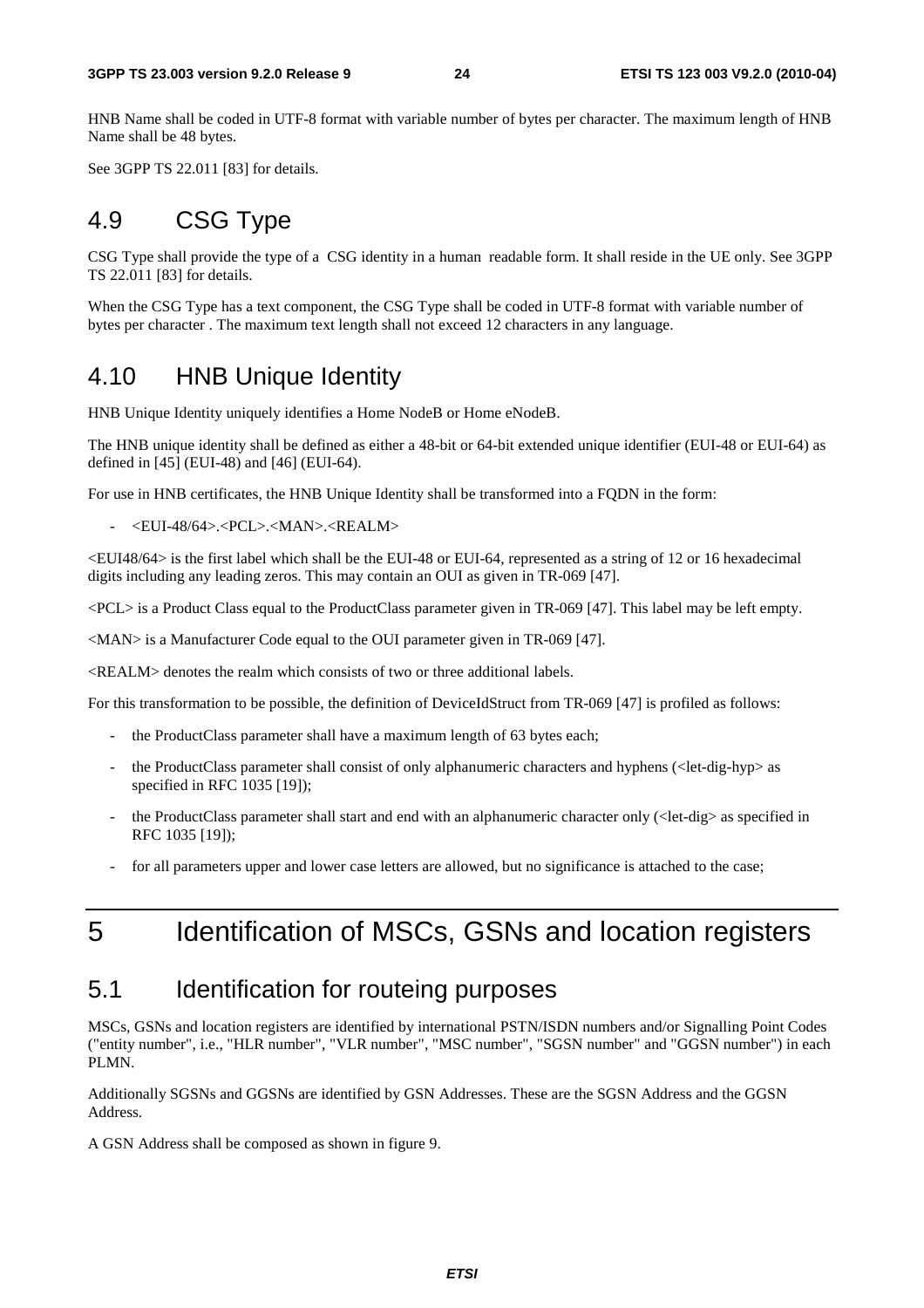HNB Name shall be coded in UTF-8 format with variable number of bytes per character. The maximum length of HNB Name shall be 48 bytes.

See 3GPP TS 22.011 [83] for details.

## 4.9 CSG Type

CSG Type shall provide the type of a CSG identity in a human readable form. It shall reside in the UE only. See 3GPP TS 22.011 [83] for details.

When the CSG Type has a text component, the CSG Type shall be coded in UTF-8 format with variable number of bytes per character . The maximum text length shall not exceed 12 characters in any language.

## 4.10 HNB Unique Identity

HNB Unique Identity uniquely identifies a Home NodeB or Home eNodeB.

The HNB unique identity shall be defined as either a 48-bit or 64-bit extended unique identifier (EUI-48 or EUI-64) as defined in [45] (EUI-48) and [46] (EUI-64).

For use in HNB certificates, the HNB Unique Identity shall be transformed into a FQDN in the form:

- <EUI-48/64>.<PCL>.<MAN>.<REALM>

<EUI48/64> is the first label which shall be the EUI-48 or EUI-64, represented as a string of 12 or 16 hexadecimal digits including any leading zeros. This may contain an OUI as given in TR-069 [47].

<PCL> is a Product Class equal to the ProductClass parameter given in TR-069 [47]. This label may be left empty.

<MAN> is a Manufacturer Code equal to the OUI parameter given in TR-069 [47].

<REALM> denotes the realm which consists of two or three additional labels.

For this transformation to be possible, the definition of DeviceIdStruct from TR-069 [47] is profiled as follows:

- the ProductClass parameter shall have a maximum length of 63 bytes each;
- the ProductClass parameter shall consist of only alphanumeric characters and hyphens (<let-dig-hyp> as specified in RFC 1035 [19]);
- the ProductClass parameter shall start and end with an alphanumeric character only (<let-dig> as specified in RFC 1035 [19]);
- for all parameters upper and lower case letters are allowed, but no significance is attached to the case;

# 5 Identification of MSCs, GSNs and location registers

## 5.1 Identification for routeing purposes

MSCs, GSNs and location registers are identified by international PSTN/ISDN numbers and/or Signalling Point Codes ("entity number", i.e., "HLR number", "VLR number", "MSC number", "SGSN number" and "GGSN number") in each PLMN.

Additionally SGSNs and GGSNs are identified by GSN Addresses. These are the SGSN Address and the GGSN Address.

A GSN Address shall be composed as shown in figure 9.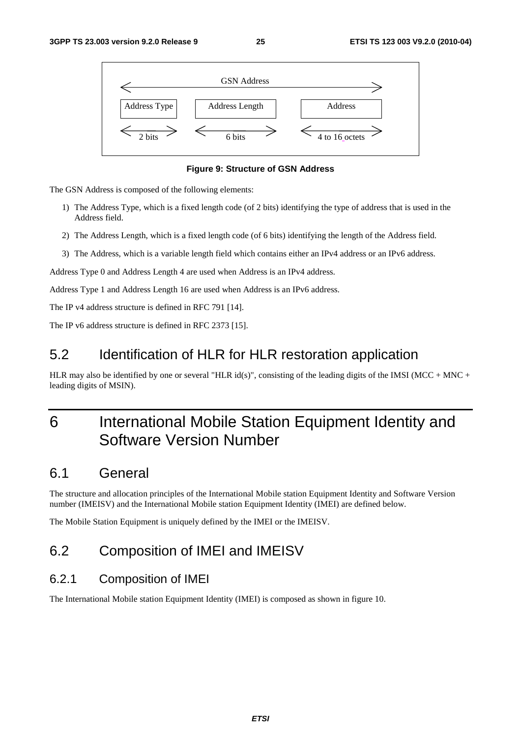| GSN Address | | |
| --- | --- | --- |
| Address Type | Address Length | Address |
| 2 bits | 6 bits | 4 to 16 octets |

**Figure 9: Structure of GSN Address**

The GSN Address is composed of the following elements:

1) The Address Type, which is a fixed length code (of 2 bits) identifying the type of address that is used in the Address field.

2) The Address Length, which is a fixed length code (of 6 bits) identifying the length of the Address field.

3) The Address, which is a variable length field which contains either an IPv4 address or an IPv6 address.

Address Type 0 and Address Length 4 are used when Address is an IPv4 address.

Address Type 1 and Address Length 16 are used when Address is an IPv6 address.

The IP v4 address structure is defined in RFC 791 [14].

The IP v6 address structure is defined in RFC 2373 [15].

## 5.2 Identification of HLR for HLR restoration application

HLR may also be identified by one or several "HLR id(s)", consisting of the leading digits of the IMSI (MCC + MNC + leading digits of MSIN).

# 6 International Mobile Station Equipment Identity and Software Version Number

## 6.1 General

The structure and allocation principles of the International Mobile station Equipment Identity and Software Version number (IMEISV) and the International Mobile station Equipment Identity (IMEI) are defined below.

The Mobile Station Equipment is uniquely defined by the IMEI or the IMEISV.

## 6.2 Composition of IMEI and IMEISV

### 6.2.1 Composition of IMEI

The International Mobile station Equipment Identity (IMEI) is composed as shown in figure 10.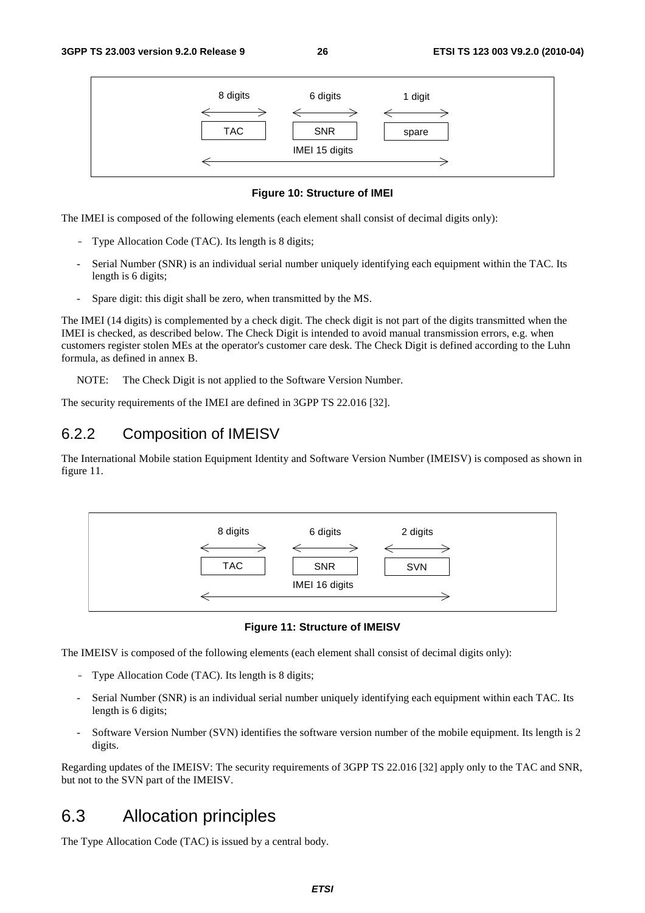| 8 digits | 6 digits | 1 digit |
|---|---|---|
| TAC | SNR | spare |
| IMEI 15 digits | | |

**Figure 10: Structure of IMEI**

The IMEI is composed of the following elements (each element shall consist of decimal digits only):

- Type Allocation Code (TAC). Its length is 8 digits;
- Serial Number (SNR) is an individual serial number uniquely identifying each equipment within the TAC. Its length is 6 digits;
- Spare digit: this digit shall be zero, when transmitted by the MS.

The IMEI (14 digits) is complemented by a check digit. The check digit is not part of the digits transmitted when the IMEI is checked, as described below. The Check Digit is intended to avoid manual transmission errors, e.g. when customers register stolen MEs at the operator's customer care desk. The Check Digit is defined according to the Luhn formula, as defined in annex B.

NOTE: The Check Digit is not applied to the Software Version Number.

The security requirements of the IMEI are defined in 3GPP TS 22.016 [32].

## 6.2.2 Composition of IMEISV

The International Mobile station Equipment Identity and Software Version Number (IMEISV) is composed as shown in figure 11.

| 8 digits | 6 digits | 2 digits |
|---|---|---|
| TAC | SNR | SVN |
| IMEI 16 digits | | |

**Figure 11: Structure of IMEISV**

The IMEISV is composed of the following elements (each element shall consist of decimal digits only):

- Type Allocation Code (TAC). Its length is 8 digits;
- Serial Number (SNR) is an individual serial number uniquely identifying each equipment within each TAC. Its length is 6 digits;
- Software Version Number (SVN) identifies the software version number of the mobile equipment. Its length is 2 digits.

Regarding updates of the IMEISV: The security requirements of 3GPP TS 22.016 [32] apply only to the TAC and SNR, but not to the SVN part of the IMEISV.

# 6.3 Allocation principles

The Type Allocation Code (TAC) is issued by a central body.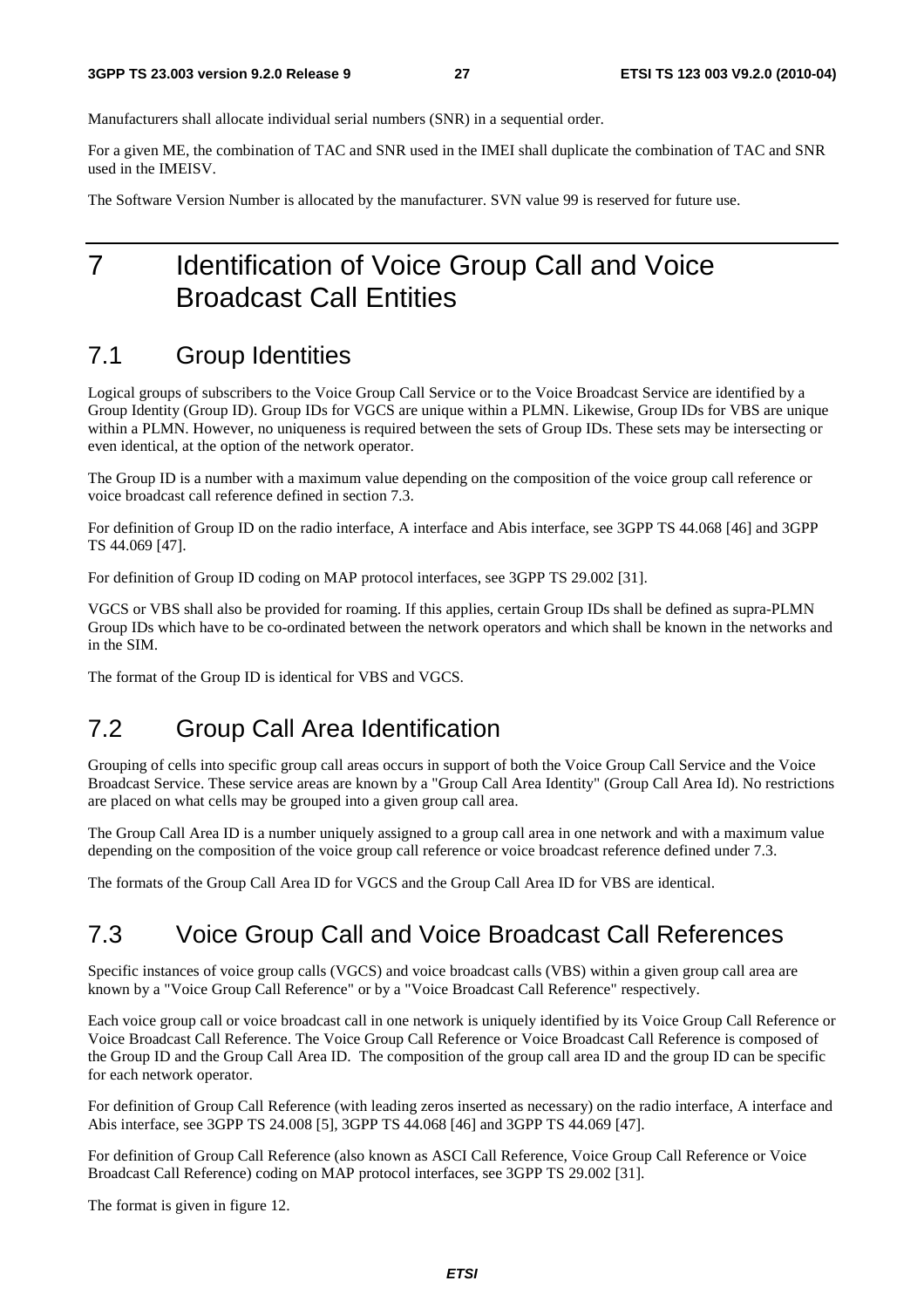Manufacturers shall allocate individual serial numbers (SNR) in a sequential order.

For a given ME, the combination of TAC and SNR used in the IMEI shall duplicate the combination of TAC and SNR used in the IMEISV.

The Software Version Number is allocated by the manufacturer. SVN value 99 is reserved for future use.

# 7 Identification of Voice Group Call and Voice Broadcast Call Entities

## 7.1 Group Identities

Logical groups of subscribers to the Voice Group Call Service or to the Voice Broadcast Service are identified by a Group Identity (Group ID). Group IDs for VGCS are unique within a PLMN. Likewise, Group IDs for VBS are unique within a PLMN. However, no uniqueness is required between the sets of Group IDs. These sets may be intersecting or even identical, at the option of the network operator.

The Group ID is a number with a maximum value depending on the composition of the voice group call reference or voice broadcast call reference defined in section 7.3.

For definition of Group ID on the radio interface, A interface and Abis interface, see 3GPP TS 44.068 [46] and 3GPP TS 44.069 [47].

For definition of Group ID coding on MAP protocol interfaces, see 3GPP TS 29.002 [31].

VGCS or VBS shall also be provided for roaming. If this applies, certain Group IDs shall be defined as supra-PLMN Group IDs which have to be co-ordinated between the network operators and which shall be known in the networks and in the SIM.

The format of the Group ID is identical for VBS and VGCS.

## 7.2 Group Call Area Identification

Grouping of cells into specific group call areas occurs in support of both the Voice Group Call Service and the Voice Broadcast Service. These service areas are known by a "Group Call Area Identity" (Group Call Area Id). No restrictions are placed on what cells may be grouped into a given group call area.

The Group Call Area ID is a number uniquely assigned to a group call area in one network and with a maximum value depending on the composition of the voice group call reference or voice broadcast reference defined under 7.3.

The formats of the Group Call Area ID for VGCS and the Group Call Area ID for VBS are identical.

## 7.3 Voice Group Call and Voice Broadcast Call References

Specific instances of voice group calls (VGCS) and voice broadcast calls (VBS) within a given group call area are known by a "Voice Group Call Reference" or by a "Voice Broadcast Call Reference" respectively.

Each voice group call or voice broadcast call in one network is uniquely identified by its Voice Group Call Reference or Voice Broadcast Call Reference. The Voice Group Call Reference or Voice Broadcast Call Reference is composed of the Group ID and the Group Call Area ID. The composition of the group call area ID and the group ID can be specific for each network operator.

For definition of Group Call Reference (with leading zeros inserted as necessary) on the radio interface, A interface and Abis interface, see 3GPP TS 24.008 [5], 3GPP TS 44.068 [46] and 3GPP TS 44.069 [47].

For definition of Group Call Reference (also known as ASCI Call Reference, Voice Group Call Reference or Voice Broadcast Call Reference) coding on MAP protocol interfaces, see 3GPP TS 29.002 [31].

The format is given in figure 12.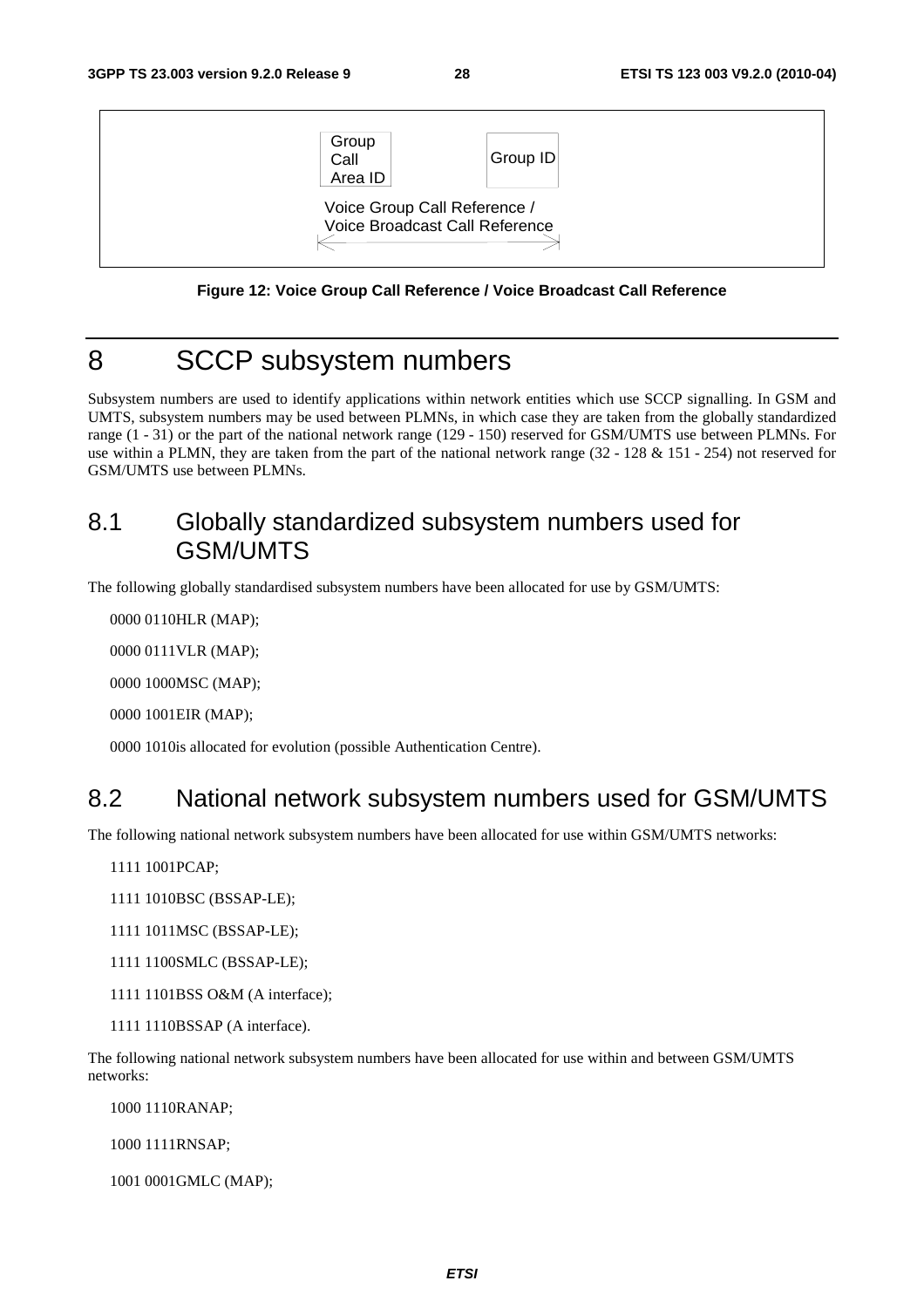| Group Call Area ID | Group ID |
|---|---|
| Voice Group Call Reference / Voice Broadcast Call Reference | |

**Figure 12: Voice Group Call Reference / Voice Broadcast Call Reference**

# 8 SCCP subsystem numbers

Subsystem numbers are used to identify applications within network entities which use SCCP signalling. In GSM and UMTS, subsystem numbers may be used between PLMNs, in which case they are taken from the globally standardized range (1 - 31) or the part of the national network range (129 - 150) reserved for GSM/UMTS use between PLMNs. For use within a PLMN, they are taken from the part of the national network range (32 - 128 & 151 - 254) not reserved for GSM/UMTS use between PLMNs.

## 8.1 Globally standardized subsystem numbers used for GSM/UMTS

The following globally standardised subsystem numbers have been allocated for use by GSM/UMTS:

0000 0110 HLR (MAP);

0000 0111 VLR (MAP);

0000 1000 MSC (MAP);

0000 1001 EIR (MAP);

0000 1010 is allocated for evolution (possible Authentication Centre).

## 8.2 National network subsystem numbers used for GSM/UMTS

The following national network subsystem numbers have been allocated for use within GSM/UMTS networks:

1111 1001 PCAP;

1111 1010 BSC (BSSAP-LE);

1111 1011 MSC (BSSAP-LE);

1111 1100 SMLC (BSSAP-LE);

1111 1101 BSS O&M (A interface);

1111 1110 BSSAP (A interface).

The following national network subsystem numbers have been allocated for use within and between GSM/UMTS networks:

1000 1110 RANAP;

1000 1111 RNSAP;

1001 0001 GMLC (MAP);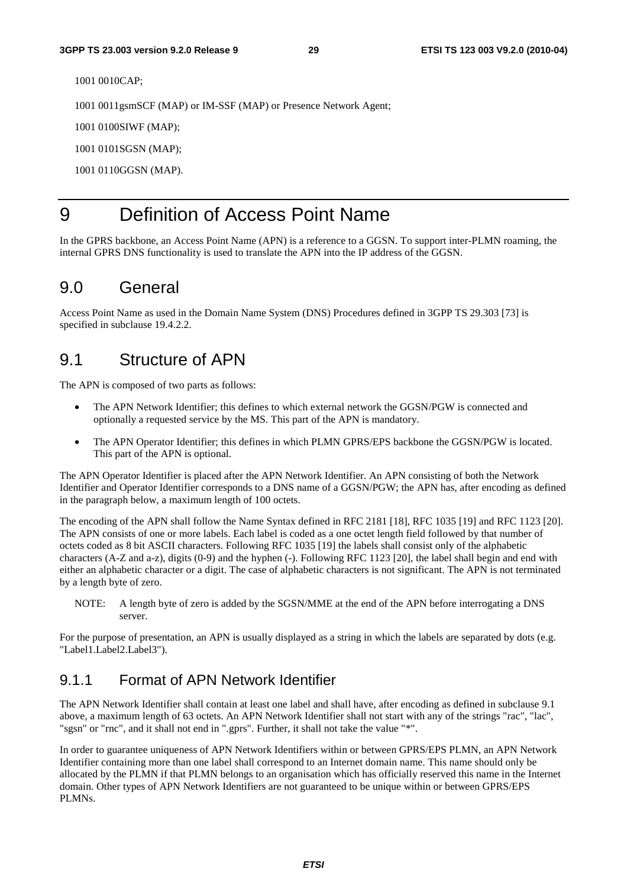1001 0010CAP;

1001 0011gsmSCF (MAP) or IM-SSF (MAP) or Presence Network Agent;

1001 0100SIWF (MAP);

1001 0101SGSN (MAP);

1001 0110GGSN (MAP).

# 9 Definition of Access Point Name

In the GPRS backbone, an Access Point Name (APN) is a reference to a GGSN. To support inter-PLMN roaming, the internal GPRS DNS functionality is used to translate the APN into the IP address of the GGSN.

## 9.0 General

Access Point Name as used in the Domain Name System (DNS) Procedures defined in 3GPP TS 29.303 [73] is specified in subclause 19.4.2.2.

## 9.1 Structure of APN

The APN is composed of two parts as follows:

- The APN Network Identifier; this defines to which external network the GGSN/PGW is connected and optionally a requested service by the MS. This part of the APN is mandatory.
- The APN Operator Identifier; this defines in which PLMN GPRS/EPS backbone the GGSN/PGW is located. This part of the APN is optional.

The APN Operator Identifier is placed after the APN Network Identifier. An APN consisting of both the Network Identifier and Operator Identifier corresponds to a DNS name of a GGSN/PGW; the APN has, after encoding as defined in the paragraph below, a maximum length of 100 octets.

The encoding of the APN shall follow the Name Syntax defined in RFC 2181 [18], RFC 1035 [19] and RFC 1123 [20]. The APN consists of one or more labels. Each label is coded as a one octet length field followed by that number of octets coded as 8 bit ASCII characters. Following RFC 1035 [19] the labels shall consist only of the alphabetic characters (A-Z and a-z), digits (0-9) and the hyphen (-). Following RFC 1123 [20], the label shall begin and end with either an alphabetic character or a digit. The case of alphabetic characters is not significant. The APN is not terminated by a length byte of zero.

NOTE: A length byte of zero is added by the SGSN/MME at the end of the APN before interrogating a DNS server.

For the purpose of presentation, an APN is usually displayed as a string in which the labels are separated by dots (e.g. "Label1.Label2.Label3").

### 9.1.1 Format of APN Network Identifier

The APN Network Identifier shall contain at least one label and shall have, after encoding as defined in subclause 9.1 above, a maximum length of 63 octets. An APN Network Identifier shall not start with any of the strings "rac", "lac", "sgsn" or "rnc", and it shall not end in ".gprs". Further, it shall not take the value "*".

In order to guarantee uniqueness of APN Network Identifiers within or between GPRS/EPS PLMN, an APN Network Identifier containing more than one label shall correspond to an Internet domain name. This name should only be allocated by the PLMN if that PLMN belongs to an organisation which has officially reserved this name in the Internet domain. Other types of APN Network Identifiers are not guaranteed to be unique within or between GPRS/EPS PLMNs.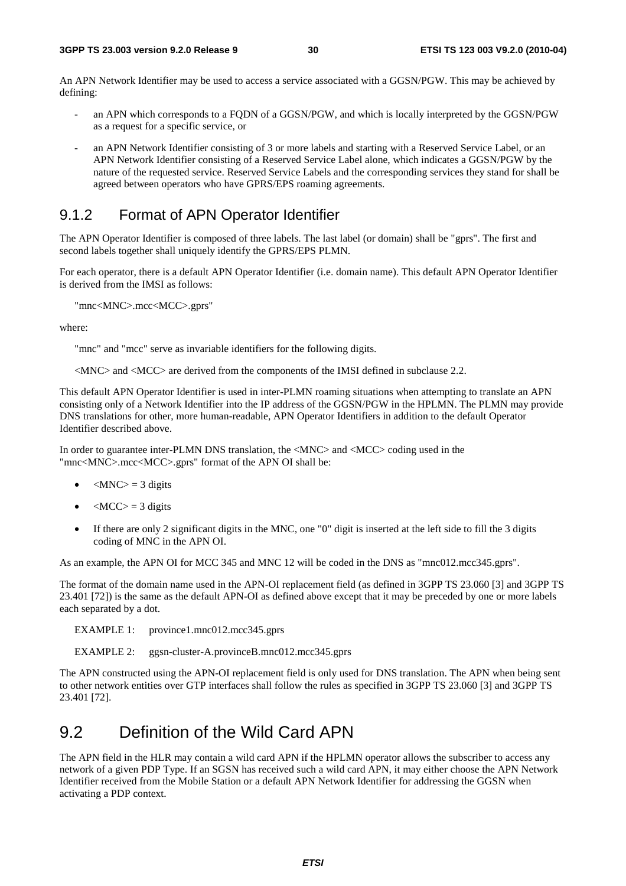An APN Network Identifier may be used to access a service associated with a GGSN/PGW. This may be achieved by defining:

- an APN which corresponds to a FQDN of a GGSN/PGW, and which is locally interpreted by the GGSN/PGW as a request for a specific service, or
- an APN Network Identifier consisting of 3 or more labels and starting with a Reserved Service Label, or an APN Network Identifier consisting of a Reserved Service Label alone, which indicates a GGSN/PGW by the nature of the requested service. Reserved Service Labels and the corresponding services they stand for shall be agreed between operators who have GPRS/EPS roaming agreements.

### 9.1.2 Format of APN Operator Identifier

The APN Operator Identifier is composed of three labels. The last label (or domain) shall be "gprs". The first and second labels together shall uniquely identify the GPRS/EPS PLMN.

For each operator, there is a default APN Operator Identifier (i.e. domain name). This default APN Operator Identifier is derived from the IMSI as follows:

"mnc<MNC>.mcc<MCC>.gprs"

where:

"mnc" and "mcc" serve as invariable identifiers for the following digits.

<MNC> and <MCC> are derived from the components of the IMSI defined in subclause 2.2.

This default APN Operator Identifier is used in inter-PLMN roaming situations when attempting to translate an APN consisting only of a Network Identifier into the IP address of the GGSN/PGW in the HPLMN. The PLMN may provide DNS translations for other, more human-readable, APN Operator Identifiers in addition to the default Operator Identifier described above.

In order to guarantee inter-PLMN DNS translation, the <MNC> and <MCC> coding used in the "mnc<MNC>.mcc<MCC>.gprs" format of the APN OI shall be:

- <MNC> = 3 digits
- <MCC> = 3 digits
- If there are only 2 significant digits in the MNC, one "0" digit is inserted at the left side to fill the 3 digits coding of MNC in the APN OI.

As an example, the APN OI for MCC 345 and MNC 12 will be coded in the DNS as "mnc012.mcc345.gprs".

The format of the domain name used in the APN-OI replacement field (as defined in 3GPP TS 23.060 [3] and 3GPP TS 23.401 [72]) is the same as the default APN-OI as defined above except that it may be preceded by one or more labels each separated by a dot.

EXAMPLE 1: province1.mnc012.mcc345.gprs

EXAMPLE 2: ggsn-cluster-A.provinceB.mnc012.mcc345.gprs

The APN constructed using the APN-OI replacement field is only used for DNS translation. The APN when being sent to other network entities over GTP interfaces shall follow the rules as specified in 3GPP TS 23.060 [3] and 3GPP TS 23.401 [72].

## 9.2 Definition of the Wild Card APN

The APN field in the HLR may contain a wild card APN if the HPLMN operator allows the subscriber to access any network of a given PDP Type. If an SGSN has received such a wild card APN, it may either choose the APN Network Identifier received from the Mobile Station or a default APN Network Identifier for addressing the GGSN when activating a PDP context.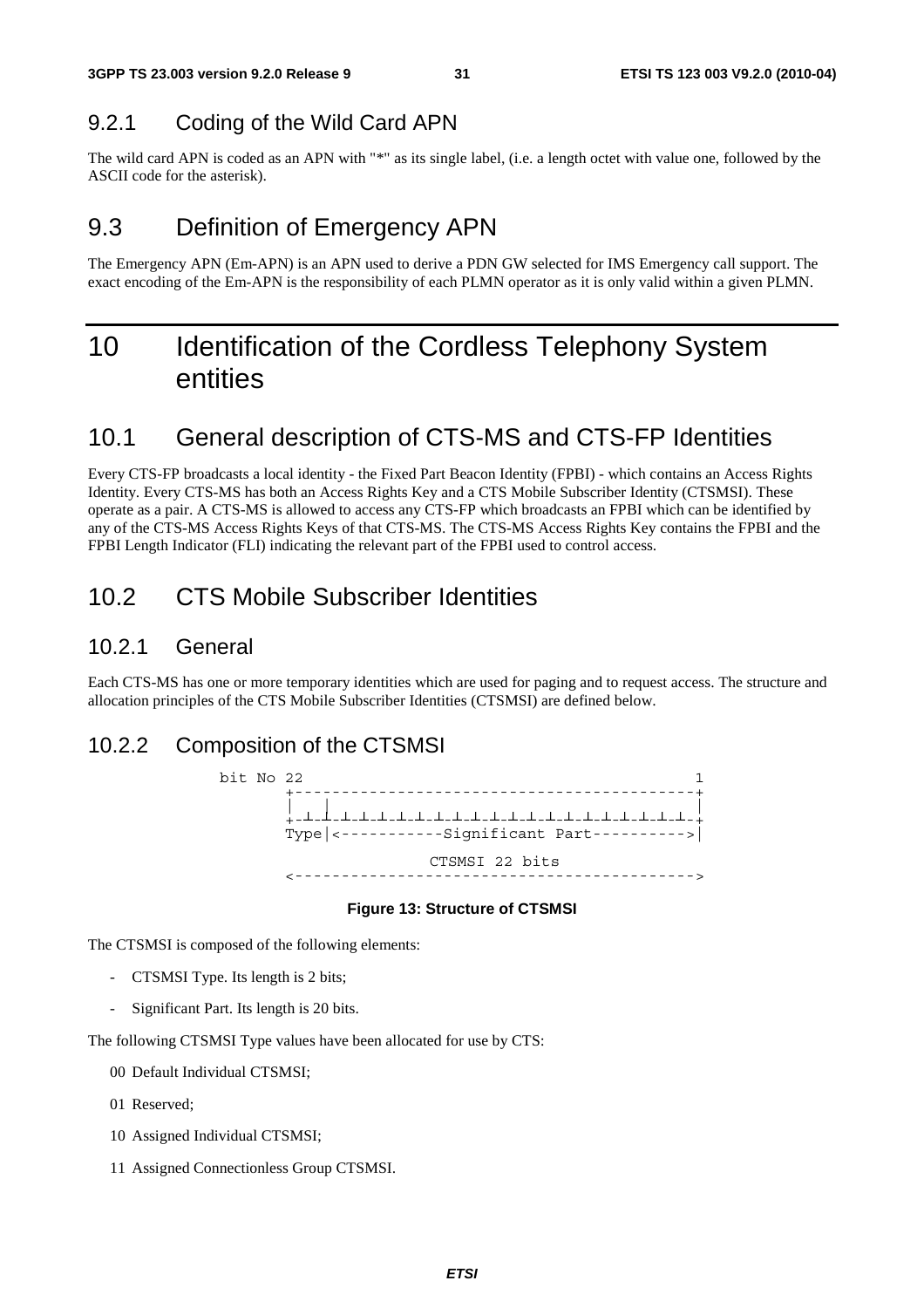### 9.2.1 Coding of the Wild Card APN

The wild card APN is coded as an APN with "*" as its single label, (i.e. a length octet with value one, followed by the ASCII code for the asterisk).

## 9.3 Definition of Emergency APN

The Emergency APN (Em-APN) is an APN used to derive a PDN GW selected for IMS Emergency call support. The exact encoding of the Em-APN is the responsibility of each PLMN operator as it is only valid within a given PLMN.

# 10 Identification of the Cordless Telephony System entities

## 10.1 General description of CTS-MS and CTS-FP Identities

Every CTS-FP broadcasts a local identity - the Fixed Part Beacon Identity (FPBI) - which contains an Access Rights Identity. Every CTS-MS has both an Access Rights Key and a CTS Mobile Subscriber Identity (CTSMSI). These operate as a pair. A CTS-MS is allowed to access any CTS-FP which broadcasts an FPBI which can be identified by any of the CTS-MS Access Rights Keys of that CTS-MS. The CTS-MS Access Rights Key contains the FPBI and the FPBI Length Indicator (FLI) indicating the relevant part of the FPBI used to control access.

## 10.2 CTS Mobile Subscriber Identities

### 10.2.1 General

Each CTS-MS has one or more temporary identities which are used for paging and to request access. The structure and allocation principles of the CTS Mobile Subscriber Identities (CTSMSI) are defined below.

### 10.2.2 Composition of the CTSMSI

```
bit No 22                                          1
       +-------------------------------------------+
       |  |                                        |
       +-+-+-+-+-+-+-+-+-+-+-+-+-+-+-+-+-+-+-+-+-+-+
       Type|<-----------Significant Part---------->|

                    CTSMSI 22 bits
       <------------------------------------------->
```

**Figure 13: Structure of CTSMSI**

The CTSMSI is composed of the following elements:

- CTSMSI Type. Its length is 2 bits;
- Significant Part. Its length is 20 bits.

The following CTSMSI Type values have been allocated for use by CTS:

00 Default Individual CTSMSI;

01 Reserved;

10 Assigned Individual CTSMSI;

11 Assigned Connectionless Group CTSMSI.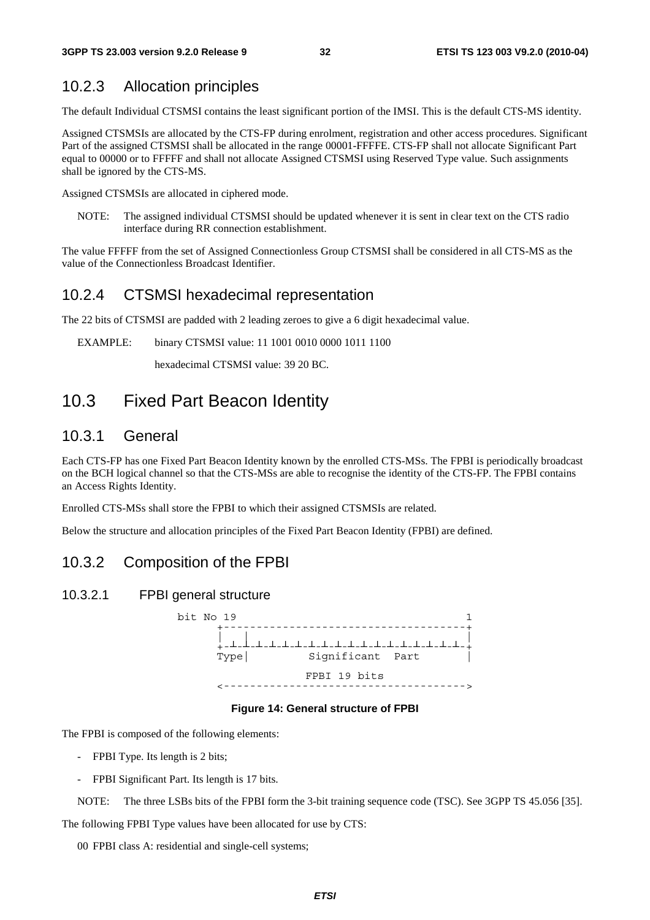### 10.2.3 Allocation principles

The default Individual CTSMSI contains the least significant portion of the IMSI. This is the default CTS-MS identity.

Assigned CTSMSIs are allocated by the CTS-FP during enrolment, registration and other access procedures. Significant Part of the assigned CTSMSI shall be allocated in the range 00001-FFFFE. CTS-FP shall not allocate Significant Part equal to 00000 or to FFFFF and shall not allocate Assigned CTSMSI using Reserved Type value. Such assignments shall be ignored by the CTS-MS.

Assigned CTSMSIs are allocated in ciphered mode.

NOTE: The assigned individual CTSMSI should be updated whenever it is sent in clear text on the CTS radio interface during RR connection establishment.

The value FFFFF from the set of Assigned Connectionless Group CTSMSI shall be considered in all CTS-MS as the value of the Connectionless Broadcast Identifier.

### 10.2.4 CTSMSI hexadecimal representation

The 22 bits of CTSMSI are padded with 2 leading zeroes to give a 6 digit hexadecimal value.

EXAMPLE: binary CTSMSI value: 11 1001 0010 0000 1011 1100

hexadecimal CTSMSI value: 39 20 BC.

## 10.3 Fixed Part Beacon Identity

### 10.3.1 General

Each CTS-FP has one Fixed Part Beacon Identity known by the enrolled CTS-MSs. The FPBI is periodically broadcast on the BCH logical channel so that the CTS-MSs are able to recognise the identity of the CTS-FP. The FPBI contains an Access Rights Identity.

Enrolled CTS-MSs shall store the FPBI to which their assigned CTSMSIs are related.

Below the structure and allocation principles of the Fixed Part Beacon Identity (FPBI) are defined.

### 10.3.2 Composition of the FPBI

#### 10.3.2.1 FPBI general structure

```
bit No 19                                    1
      +------------------------------------+
      |    |                               |
      +-┴-┴-┴-┴-┴-┴-┴-┴-┴-┴-┴-┴-┴-┴-┴-┴-┴-┴-+
      Type|          Significant  Part     |
                     FPBI 19 bits
      <------------------------------------>
```

**Figure 14: General structure of FPBI**

The FPBI is composed of the following elements:

- FPBI Type. Its length is 2 bits;
- FPBI Significant Part. Its length is 17 bits.

NOTE: The three LSBs bits of the FPBI form the 3-bit training sequence code (TSC). See 3GPP TS 45.056 [35].

The following FPBI Type values have been allocated for use by CTS:

00 FPBI class A: residential and single-cell systems;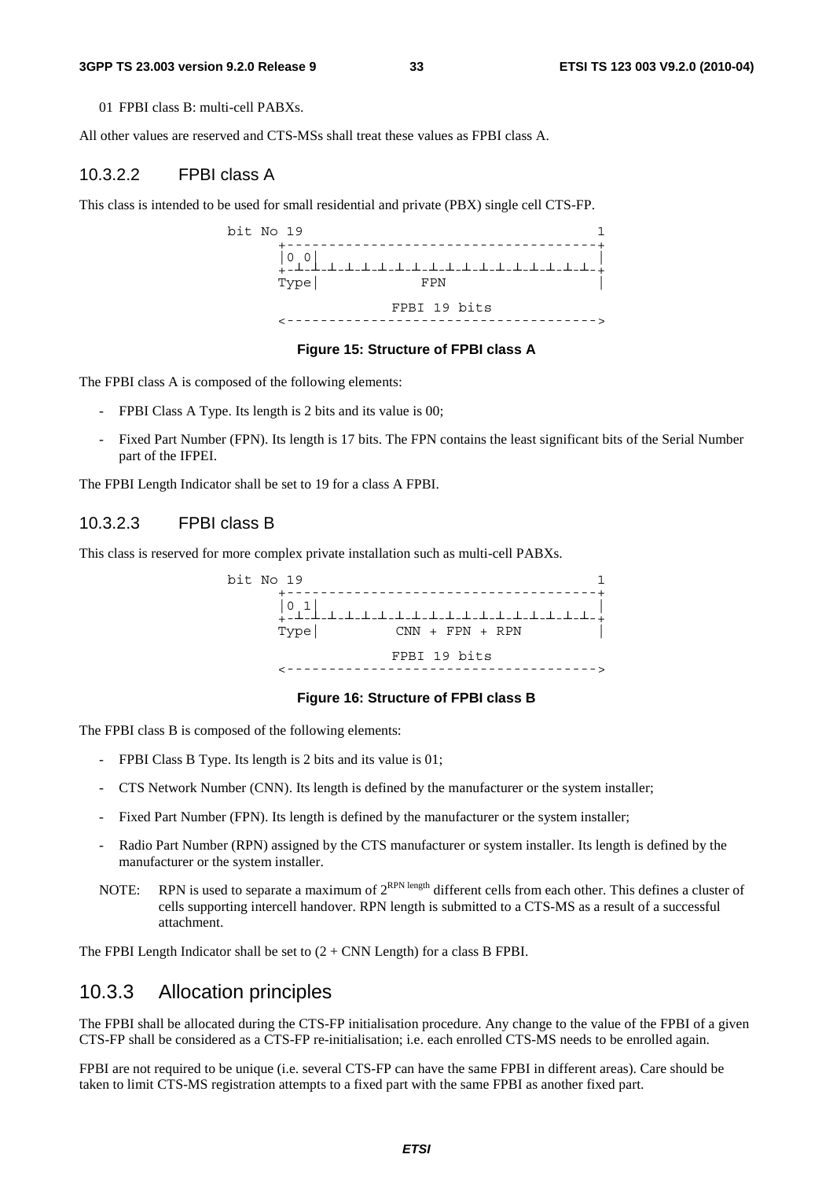01 FPBI class B: multi-cell PABXs.

All other values are reserved and CTS-MSs shall treat these values as FPBI class A.

#### 10.3.2.2 FPBI class A

This class is intended to be used for small residential and private (PBX) single cell CTS-FP.

```
bit No 19                                     1
      +-------------------------------------+
      |0 0|                                 |
      +-+-+-+-+-+-+-+-+-+-+-+-+-+-+-+-+-+-+-+
      Type|             FPN                 |

                    FPBI 19 bits
      <------------------------------------->
```

**Figure 15: Structure of FPBI class A**

The FPBI class A is composed of the following elements:

- FPBI Class A Type. Its length is 2 bits and its value is 00;
- Fixed Part Number (FPN). Its length is 17 bits. The FPN contains the least significant bits of the Serial Number part of the IFPEI.

The FPBI Length Indicator shall be set to 19 for a class A FPBI.

#### 10.3.2.3 FPBI class B

This class is reserved for more complex private installation such as multi-cell PABXs.

```
bit No 19                                     1
      +-------------------------------------+
      |0 1|                                 |
      +-+-+-+-+-+-+-+-+-+-+-+-+-+-+-+-+-+-+-+
      Type|         CNN + FPN + RPN         |

                    FPBI 19 bits
      <------------------------------------->
```

**Figure 16: Structure of FPBI class B**

The FPBI class B is composed of the following elements:

- FPBI Class B Type. Its length is 2 bits and its value is 01;
- CTS Network Number (CNN). Its length is defined by the manufacturer or the system installer;
- Fixed Part Number (FPN). Its length is defined by the manufacturer or the system installer;
- Radio Part Number (RPN) assigned by the CTS manufacturer or system installer. Its length is defined by the manufacturer or the system installer.

NOTE: RPN is used to separate a maximum of $2^{\text{RPN length}}$ different cells from each other. This defines a cluster of cells supporting intercell handover. RPN length is submitted to a CTS-MS as a result of a successful attachment.

The FPBI Length Indicator shall be set to (2 + CNN Length) for a class B FPBI.

### 10.3.3 Allocation principles

The FPBI shall be allocated during the CTS-FP initialisation procedure. Any change to the value of the FPBI of a given CTS-FP shall be considered as a CTS-FP re-initialisation; i.e. each enrolled CTS-MS needs to be enrolled again.

FPBI are not required to be unique (i.e. several CTS-FP can have the same FPBI in different areas). Care should be taken to limit CTS-MS registration attempts to a fixed part with the same FPBI as another fixed part.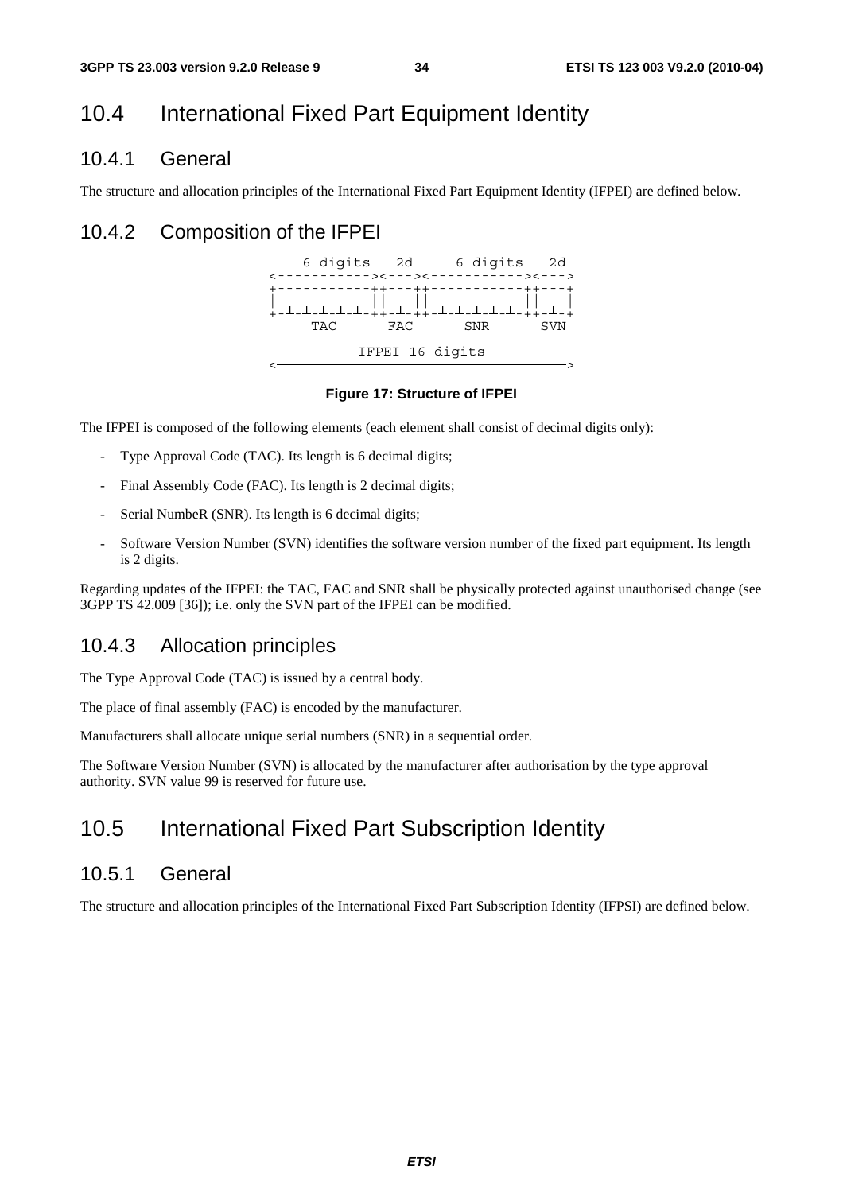## 10.4 International Fixed Part Equipment Identity

### 10.4.1 General

The structure and allocation principles of the International Fixed Part Equipment Identity (IFPEI) are defined below.

### 10.4.2 Composition of the IFPEI

```
    6 digits   2d     6 digits   2d
<-----------><---><-----------><--->
+-----------++---++-----------++---+
|           ||   ||           ||   |
+-┴-┴-┴-┴-┴-++-┴-++-┴-┴-┴-┴-┴-++-┴-+
     TAC      FAC      SNR      SVN

           IFPEI 16 digits
<---------------------------------->
```

**Figure 17: Structure of IFPEI**

The IFPEI is composed of the following elements (each element shall consist of decimal digits only):

- Type Approval Code (TAC). Its length is 6 decimal digits;
- Final Assembly Code (FAC). Its length is 2 decimal digits;
- Serial NumbeR (SNR). Its length is 6 decimal digits;
- Software Version Number (SVN) identifies the software version number of the fixed part equipment. Its length is 2 digits.

Regarding updates of the IFPEI: the TAC, FAC and SNR shall be physically protected against unauthorised change (see 3GPP TS 42.009 [36]); i.e. only the SVN part of the IFPEI can be modified.

### 10.4.3 Allocation principles

The Type Approval Code (TAC) is issued by a central body.

The place of final assembly (FAC) is encoded by the manufacturer.

Manufacturers shall allocate unique serial numbers (SNR) in a sequential order.

The Software Version Number (SVN) is allocated by the manufacturer after authorisation by the type approval authority. SVN value 99 is reserved for future use.

## 10.5 International Fixed Part Subscription Identity

### 10.5.1 General

The structure and allocation principles of the International Fixed Part Subscription Identity (IFPSI) are defined below.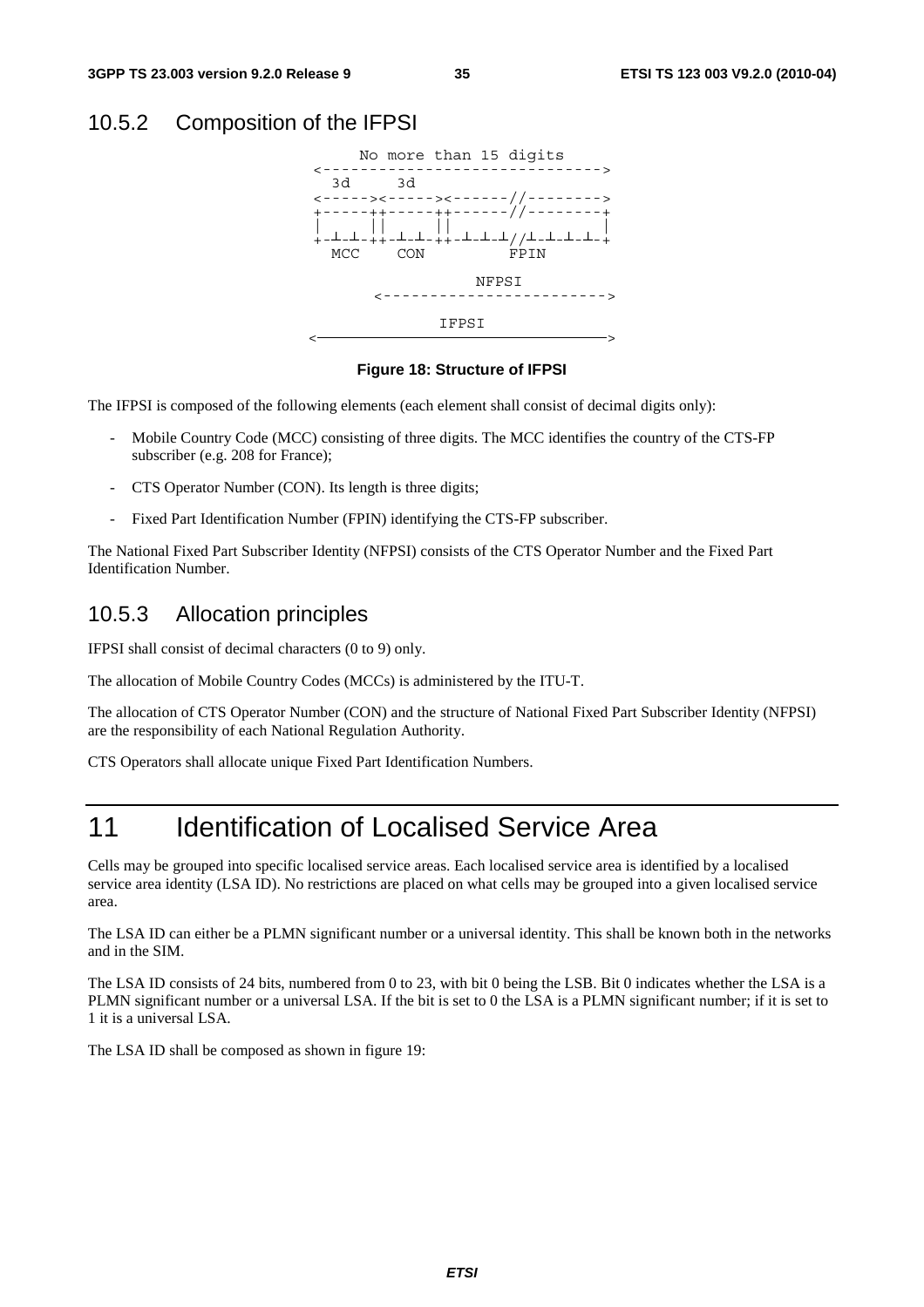### 10.5.2 Composition of the IFPSI

```
      No more than 15 digits
<------------------------------>
  3d     3d
<-----><-----><------//-------->
+-----++-----++------//--------+
|     ||     ||                |
+-┴-┴-++-┴-┴-++-┴-┴-┴//┴-┴-┴-┴-+
  MCC    CON          FPIN

                 NFPSI
       <----------------------->

               IFPSI
<------------------------------>
```

**Figure 18: Structure of IFPSI**

The IFPSI is composed of the following elements (each element shall consist of decimal digits only):

- Mobile Country Code (MCC) consisting of three digits. The MCC identifies the country of the CTS-FP subscriber (e.g. 208 for France);
- CTS Operator Number (CON). Its length is three digits;
- Fixed Part Identification Number (FPIN) identifying the CTS-FP subscriber.

The National Fixed Part Subscriber Identity (NFPSI) consists of the CTS Operator Number and the Fixed Part Identification Number.

### 10.5.3 Allocation principles

IFPSI shall consist of decimal characters (0 to 9) only.

The allocation of Mobile Country Codes (MCCs) is administered by the ITU-T.

The allocation of CTS Operator Number (CON) and the structure of National Fixed Part Subscriber Identity (NFPSI) are the responsibility of each National Regulation Authority.

CTS Operators shall allocate unique Fixed Part Identification Numbers.

# 11 Identification of Localised Service Area

Cells may be grouped into specific localised service areas. Each localised service area is identified by a localised service area identity (LSA ID). No restrictions are placed on what cells may be grouped into a given localised service area.

The LSA ID can either be a PLMN significant number or a universal identity. This shall be known both in the networks and in the SIM.

The LSA ID consists of 24 bits, numbered from 0 to 23, with bit 0 being the LSB. Bit 0 indicates whether the LSA is a PLMN significant number or a universal LSA. If the bit is set to 0 the LSA is a PLMN significant number; if it is set to 1 it is a universal LSA.

The LSA ID shall be composed as shown in figure 19: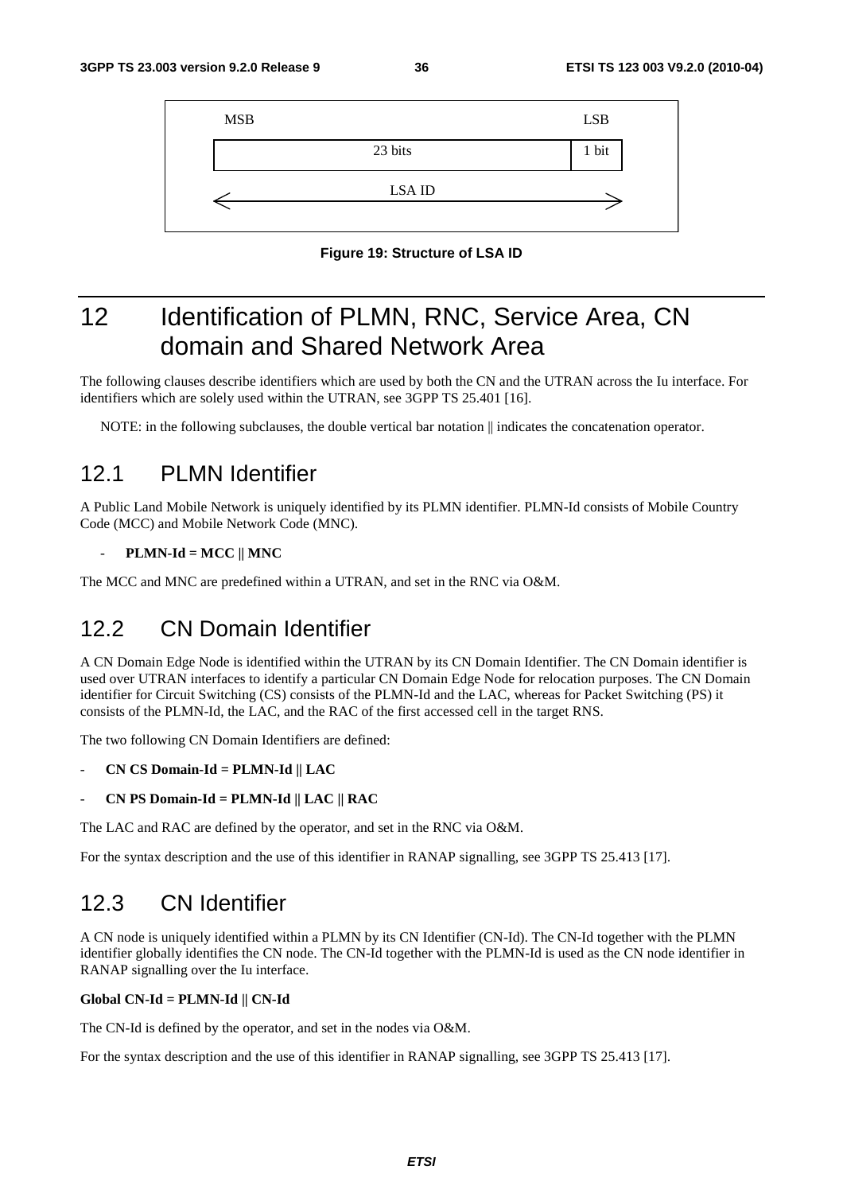| MSB | LSB |
| --- | --- |
| 23 bits | 1 bit |
| LSA ID | |

**Figure 19: Structure of LSA ID**

# 12 Identification of PLMN, RNC, Service Area, CN domain and Shared Network Area

The following clauses describe identifiers which are used by both the CN and the UTRAN across the Iu interface. For identifiers which are solely used within the UTRAN, see 3GPP TS 25.401 [16].

NOTE: in the following subclauses, the double vertical bar notation || indicates the concatenation operator.

## 12.1 PLMN Identifier

A Public Land Mobile Network is uniquely identified by its PLMN identifier. PLMN-Id consists of Mobile Country Code (MCC) and Mobile Network Code (MNC).

- **PLMN-Id = MCC || MNC**

The MCC and MNC are predefined within a UTRAN, and set in the RNC via O&M.

## 12.2 CN Domain Identifier

A CN Domain Edge Node is identified within the UTRAN by its CN Domain Identifier. The CN Domain identifier is used over UTRAN interfaces to identify a particular CN Domain Edge Node for relocation purposes. The CN Domain identifier for Circuit Switching (CS) consists of the PLMN-Id and the LAC, whereas for Packet Switching (PS) it consists of the PLMN-Id, the LAC, and the RAC of the first accessed cell in the target RNS.

The two following CN Domain Identifiers are defined:

- **CN CS Domain-Id = PLMN-Id || LAC**
- **CN PS Domain-Id = PLMN-Id || LAC || RAC**

The LAC and RAC are defined by the operator, and set in the RNC via O&M.

For the syntax description and the use of this identifier in RANAP signalling, see 3GPP TS 25.413 [17].

## 12.3 CN Identifier

A CN node is uniquely identified within a PLMN by its CN Identifier (CN-Id). The CN-Id together with the PLMN identifier globally identifies the CN node. The CN-Id together with the PLMN-Id is used as the CN node identifier in RANAP signalling over the Iu interface.

**Global CN-Id = PLMN-Id || CN-Id**

The CN-Id is defined by the operator, and set in the nodes via O&M.

For the syntax description and the use of this identifier in RANAP signalling, see 3GPP TS 25.413 [17].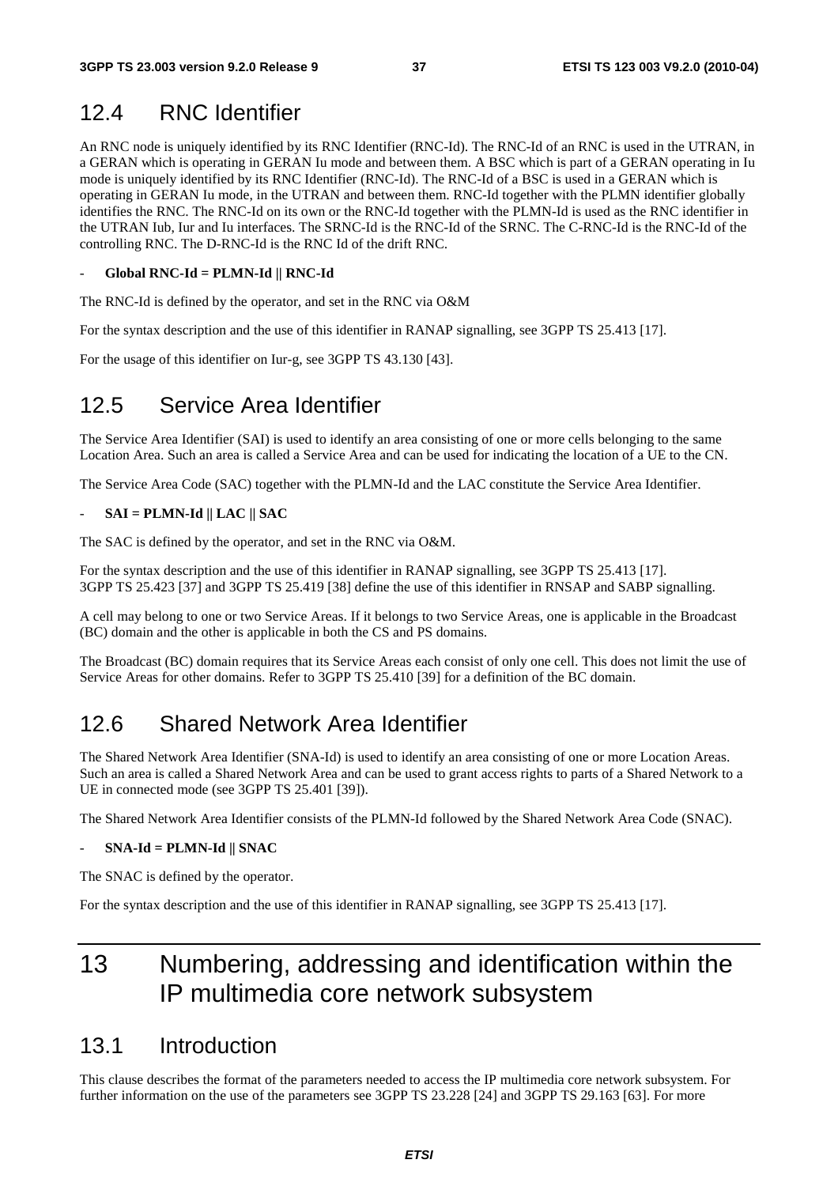## 12.4 RNC Identifier

An RNC node is uniquely identified by its RNC Identifier (RNC-Id). The RNC-Id of an RNC is used in the UTRAN, in a GERAN which is operating in GERAN Iu mode and between them. A BSC which is part of a GERAN operating in Iu mode is uniquely identified by its RNC Identifier (RNC-Id). The RNC-Id of a BSC is used in a GERAN which is operating in GERAN Iu mode, in the UTRAN and between them. RNC-Id together with the PLMN identifier globally identifies the RNC. The RNC-Id on its own or the RNC-Id together with the PLMN-Id is used as the RNC identifier in the UTRAN Iub, Iur and Iu interfaces. The SRNC-Id is the RNC-Id of the SRNC. The C-RNC-Id is the RNC-Id of the controlling RNC. The D-RNC-Id is the RNC Id of the drift RNC.

- **Global RNC-Id = PLMN-Id || RNC-Id**

The RNC-Id is defined by the operator, and set in the RNC via O&M

For the syntax description and the use of this identifier in RANAP signalling, see 3GPP TS 25.413 [17].

For the usage of this identifier on Iur-g, see 3GPP TS 43.130 [43].

## 12.5 Service Area Identifier

The Service Area Identifier (SAI) is used to identify an area consisting of one or more cells belonging to the same Location Area. Such an area is called a Service Area and can be used for indicating the location of a UE to the CN.

The Service Area Code (SAC) together with the PLMN-Id and the LAC constitute the Service Area Identifier.

- **SAI = PLMN-Id || LAC || SAC**

The SAC is defined by the operator, and set in the RNC via O&M.

For the syntax description and the use of this identifier in RANAP signalling, see 3GPP TS 25.413 [17].
3GPP TS 25.423 [37] and 3GPP TS 25.419 [38] define the use of this identifier in RNSAP and SABP signalling.

A cell may belong to one or two Service Areas. If it belongs to two Service Areas, one is applicable in the Broadcast (BC) domain and the other is applicable in both the CS and PS domains.

The Broadcast (BC) domain requires that its Service Areas each consist of only one cell. This does not limit the use of Service Areas for other domains. Refer to 3GPP TS 25.410 [39] for a definition of the BC domain.

## 12.6 Shared Network Area Identifier

The Shared Network Area Identifier (SNA-Id) is used to identify an area consisting of one or more Location Areas. Such an area is called a Shared Network Area and can be used to grant access rights to parts of a Shared Network to a UE in connected mode (see 3GPP TS 25.401 [39]).

The Shared Network Area Identifier consists of the PLMN-Id followed by the Shared Network Area Code (SNAC).

- **SNA-Id = PLMN-Id || SNAC**

The SNAC is defined by the operator.

For the syntax description and the use of this identifier in RANAP signalling, see 3GPP TS 25.413 [17].

# 13 Numbering, addressing and identification within the IP multimedia core network subsystem

## 13.1 Introduction

This clause describes the format of the parameters needed to access the IP multimedia core network subsystem. For further information on the use of the parameters see 3GPP TS 23.228 [24] and 3GPP TS 29.163 [63]. For more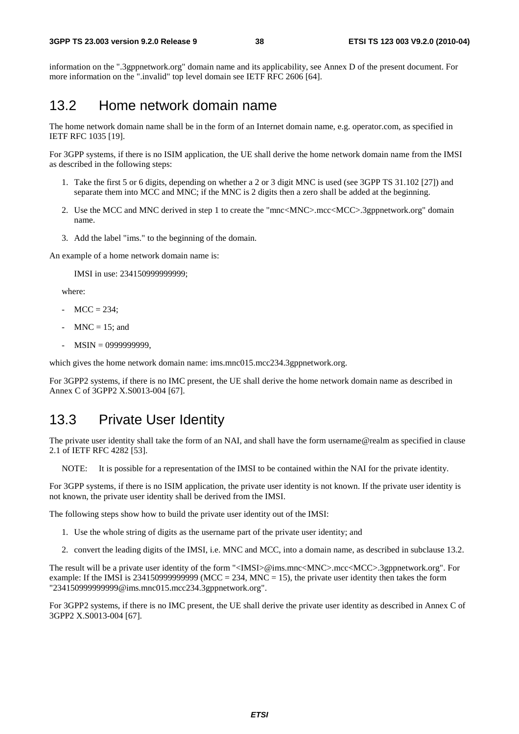information on the ".3gppnetwork.org" domain name and its applicability, see Annex D of the present document. For more information on the ".invalid" top level domain see IETF RFC 2606 [64].

## 13.2 Home network domain name

The home network domain name shall be in the form of an Internet domain name, e.g. operator.com, as specified in IETF RFC 1035 [19].

For 3GPP systems, if there is no ISIM application, the UE shall derive the home network domain name from the IMSI as described in the following steps:

1. Take the first 5 or 6 digits, depending on whether a 2 or 3 digit MNC is used (see 3GPP TS 31.102 [27]) and separate them into MCC and MNC; if the MNC is 2 digits then a zero shall be added at the beginning.
2. Use the MCC and MNC derived in step 1 to create the "mnc<MNC>.mcc<MCC>.3gppnetwork.org" domain name.
3. Add the label "ims." to the beginning of the domain.

An example of a home network domain name is:

IMSI in use: 234150999999999;

where:

- MCC = 234;
- MNC = 15; and
- MSIN = 0999999999,

which gives the home network domain name: ims.mnc015.mcc234.3gppnetwork.org.

For 3GPP2 systems, if there is no IMC present, the UE shall derive the home network domain name as described in Annex C of 3GPP2 X.S0013-004 [67].

## 13.3 Private User Identity

The private user identity shall take the form of an NAI, and shall have the form username@realm as specified in clause 2.1 of IETF RFC 4282 [53].

NOTE: It is possible for a representation of the IMSI to be contained within the NAI for the private identity.

For 3GPP systems, if there is no ISIM application, the private user identity is not known. If the private user identity is not known, the private user identity shall be derived from the IMSI.

The following steps show how to build the private user identity out of the IMSI:

1. Use the whole string of digits as the username part of the private user identity; and
2. convert the leading digits of the IMSI, i.e. MNC and MCC, into a domain name, as described in subclause 13.2.

The result will be a private user identity of the form "<IMSI>@ims.mnc<MNC>.mcc<MCC>.3gppnetwork.org". For example: If the IMSI is 234150999999999 (MCC = 234, MNC = 15), the private user identity then takes the form "234150999999999@ims.mnc015.mcc234.3gppnetwork.org".

For 3GPP2 systems, if there is no IMC present, the UE shall derive the private user identity as described in Annex C of 3GPP2 X.S0013-004 [67].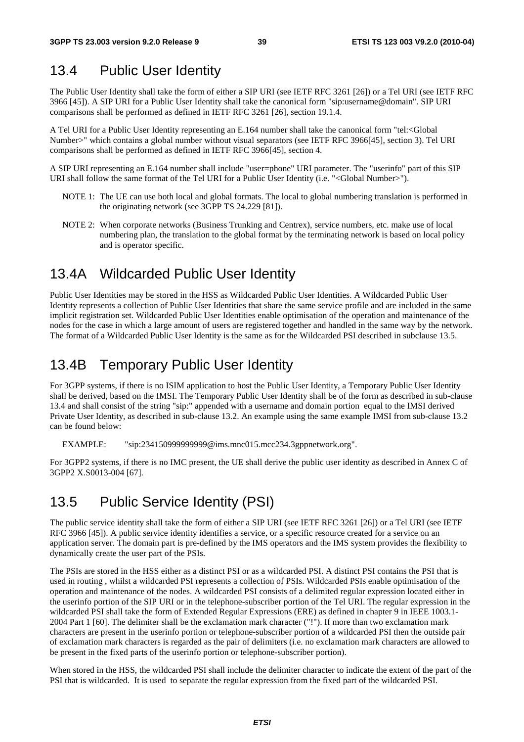## 13.4 Public User Identity

The Public User Identity shall take the form of either a SIP URI (see IETF RFC 3261 [26]) or a Tel URI (see IETF RFC 3966 [45]). A SIP URI for a Public User Identity shall take the canonical form "sip:username@domain". SIP URI comparisons shall be performed as defined in IETF RFC 3261 [26], section 19.1.4.

A Tel URI for a Public User Identity representing an E.164 number shall take the canonical form "tel:<Global Number>" which contains a global number without visual separators (see IETF RFC 3966[45], section 3). Tel URI comparisons shall be performed as defined in IETF RFC 3966[45], section 4.

A SIP URI representing an E.164 number shall include "user=phone" URI parameter. The "userinfo" part of this SIP URI shall follow the same format of the Tel URI for a Public User Identity (i.e. "<Global Number>").

NOTE 1: The UE can use both local and global formats. The local to global numbering translation is performed in the originating network (see 3GPP TS 24.229 [81]).

NOTE 2: When corporate networks (Business Trunking and Centrex), service numbers, etc. make use of local numbering plan, the translation to the global format by the terminating network is based on local policy and is operator specific.

## 13.4A Wildcarded Public User Identity

Public User Identities may be stored in the HSS as Wildcarded Public User Identities. A Wildcarded Public User Identity represents a collection of Public User Identities that share the same service profile and are included in the same implicit registration set. Wildcarded Public User Identities enable optimisation of the operation and maintenance of the nodes for the case in which a large amount of users are registered together and handled in the same way by the network. The format of a Wildcarded Public User Identity is the same as for the Wildcarded PSI described in subclause 13.5.

## 13.4B Temporary Public User Identity

For 3GPP systems, if there is no ISIM application to host the Public User Identity, a Temporary Public User Identity shall be derived, based on the IMSI. The Temporary Public User Identity shall be of the form as described in sub-clause 13.4 and shall consist of the string "sip:" appended with a username and domain portion equal to the IMSI derived Private User Identity, as described in sub-clause 13.2. An example using the same example IMSI from sub-clause 13.2 can be found below:

EXAMPLE: "sip:234150999999999@ims.mnc015.mcc234.3gppnetwork.org".

For 3GPP2 systems, if there is no IMC present, the UE shall derive the public user identity as described in Annex C of 3GPP2 X.S0013-004 [67].

## 13.5 Public Service Identity (PSI)

The public service identity shall take the form of either a SIP URI (see IETF RFC 3261 [26]) or a Tel URI (see IETF RFC 3966 [45]). A public service identity identifies a service, or a specific resource created for a service on an application server. The domain part is pre-defined by the IMS operators and the IMS system provides the flexibility to dynamically create the user part of the PSIs.

The PSIs are stored in the HSS either as a distinct PSI or as a wildcarded PSI. A distinct PSI contains the PSI that is used in routing , whilst a wildcarded PSI represents a collection of PSIs. Wildcarded PSIs enable optimisation of the operation and maintenance of the nodes. A wildcarded PSI consists of a delimited regular expression located either in the userinfo portion of the SIP URI or in the telephone-subscriber portion of the Tel URI. The regular expression in the wildcarded PSI shall take the form of Extended Regular Expressions (ERE) as defined in chapter 9 in IEEE 1003.1-2004 Part 1 [60]. The delimiter shall be the exclamation mark character ("!"). If more than two exclamation mark characters are present in the userinfo portion or telephone-subscriber portion of a wildcarded PSI then the outside pair of exclamation mark characters is regarded as the pair of delimiters (i.e. no exclamation mark characters are allowed to be present in the fixed parts of the userinfo portion or telephone-subscriber portion).

When stored in the HSS, the wildcarded PSI shall include the delimiter character to indicate the extent of the part of the PSI that is wildcarded. It is used to separate the regular expression from the fixed part of the wildcarded PSI.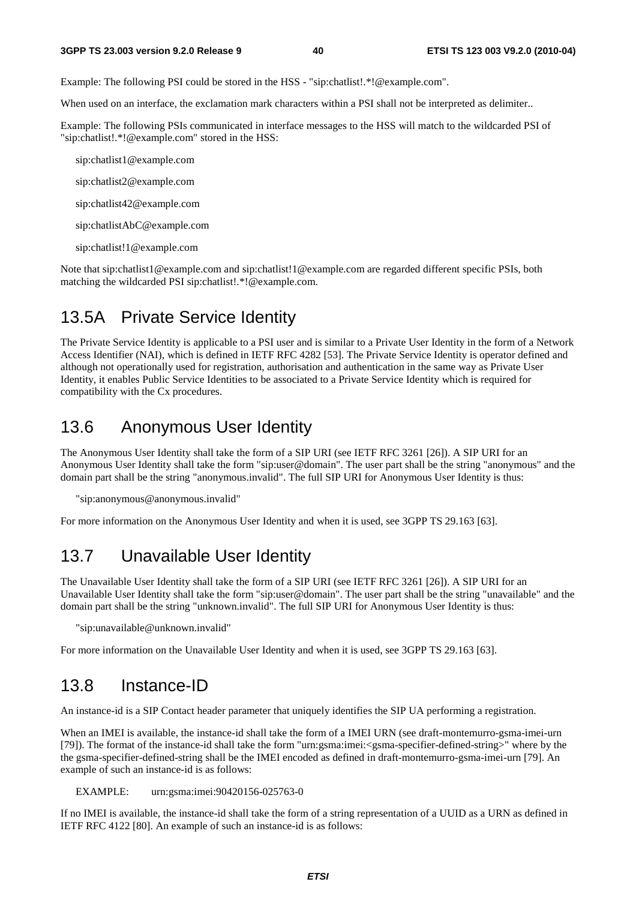Example: The following PSI could be stored in the HSS - "sip:chatlist!.*!@example.com".

When used on an interface, the exclamation mark characters within a PSI shall not be interpreted as delimiter..

Example: The following PSIs communicated in interface messages to the HSS will match to the wildcarded PSI of "sip:chatlist!.*!@example.com" stored in the HSS:

sip:chatlist1@example.com

sip:chatlist2@example.com

sip:chatlist42@example.com

sip:chatlistAbC@example.com

sip:chatlist!1@example.com

Note that sip:chatlist1@example.com and sip:chatlist!1@example.com are regarded different specific PSIs, both matching the wildcarded PSI sip:chatlist!.*!@example.com.

## 13.5A Private Service Identity

The Private Service Identity is applicable to a PSI user and is similar to a Private User Identity in the form of a Network Access Identifier (NAI), which is defined in IETF RFC 4282 [53]. The Private Service Identity is operator defined and although not operationally used for registration, authorisation and authentication in the same way as Private User Identity, it enables Public Service Identities to be associated to a Private Service Identity which is required for compatibility with the Cx procedures.

## 13.6 Anonymous User Identity

The Anonymous User Identity shall take the form of a SIP URI (see IETF RFC 3261 [26]). A SIP URI for an Anonymous User Identity shall take the form "sip:user@domain". The user part shall be the string "anonymous" and the domain part shall be the string "anonymous.invalid". The full SIP URI for Anonymous User Identity is thus:

"sip:anonymous@anonymous.invalid"

For more information on the Anonymous User Identity and when it is used, see 3GPP TS 29.163 [63].

## 13.7 Unavailable User Identity

The Unavailable User Identity shall take the form of a SIP URI (see IETF RFC 3261 [26]). A SIP URI for an Unavailable User Identity shall take the form "sip:user@domain". The user part shall be the string "unavailable" and the domain part shall be the string "unknown.invalid". The full SIP URI for Anonymous User Identity is thus:

"sip:unavailable@unknown.invalid"

For more information on the Unavailable User Identity and when it is used, see 3GPP TS 29.163 [63].

## 13.8 Instance-ID

An instance-id is a SIP Contact header parameter that uniquely identifies the SIP UA performing a registration.

When an IMEI is available, the instance-id shall take the form of a IMEI URN (see draft-montemurro-gsma-imei-urn [79]). The format of the instance-id shall take the form "urn:gsma:imei:<gsma-specifier-defined-string>" where by the the gsma-specifier-defined-string shall be the IMEI encoded as defined in draft-montemurro-gsma-imei-urn [79]. An example of such an instance-id is as follows:

EXAMPLE: urn:gsma:imei:90420156-025763-0

If no IMEI is available, the instance-id shall take the form of a string representation of a UUID as a URN as defined in IETF RFC 4122 [80]. An example of such an instance-id is as follows: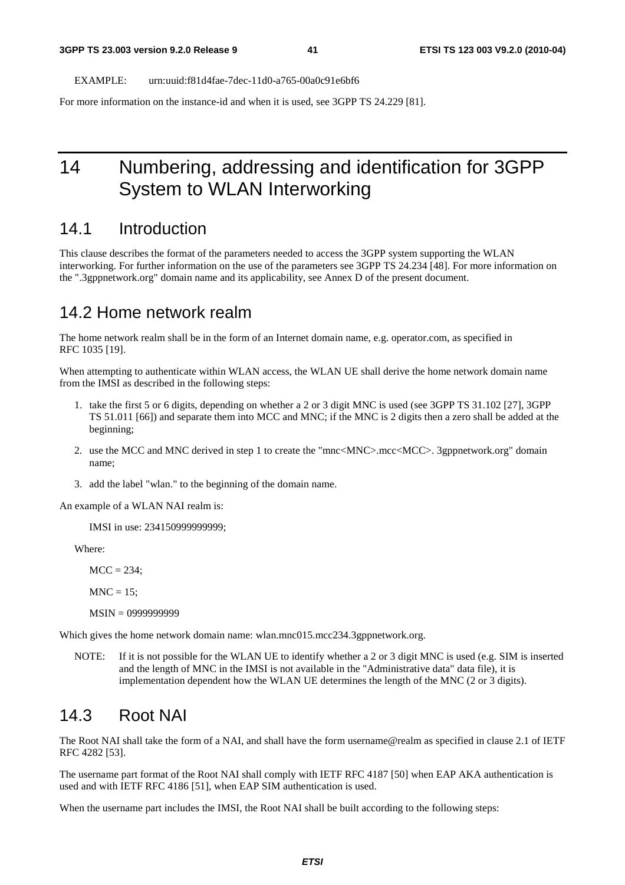EXAMPLE: urn:uuid:f81d4fae-7dec-11d0-a765-00a0c91e6bf6

For more information on the instance-id and when it is used, see 3GPP TS 24.229 [81].

# 14 Numbering, addressing and identification for 3GPP System to WLAN Interworking

## 14.1 Introduction

This clause describes the format of the parameters needed to access the 3GPP system supporting the WLAN interworking. For further information on the use of the parameters see 3GPP TS 24.234 [48]. For more information on the ".3gppnetwork.org" domain name and its applicability, see Annex D of the present document.

## 14.2 Home network realm

The home network realm shall be in the form of an Internet domain name, e.g. operator.com, as specified in RFC 1035 [19].

When attempting to authenticate within WLAN access, the WLAN UE shall derive the home network domain name from the IMSI as described in the following steps:

1. take the first 5 or 6 digits, depending on whether a 2 or 3 digit MNC is used (see 3GPP TS 31.102 [27], 3GPP TS 51.011 [66]) and separate them into MCC and MNC; if the MNC is 2 digits then a zero shall be added at the beginning;
2. use the MCC and MNC derived in step 1 to create the "mnc<MNC>.mcc<MCC>. 3gppnetwork.org" domain name;
3. add the label "wlan." to the beginning of the domain name.

An example of a WLAN NAI realm is:

IMSI in use: 234150999999999;

Where:

MCC = 234;

MNC = 15;

MSIN = 0999999999

Which gives the home network domain name: wlan.mnc015.mcc234.3gppnetwork.org.

NOTE: If it is not possible for the WLAN UE to identify whether a 2 or 3 digit MNC is used (e.g. SIM is inserted and the length of MNC in the IMSI is not available in the "Administrative data" data file), it is implementation dependent how the WLAN UE determines the length of the MNC (2 or 3 digits).

## 14.3 Root NAI

The Root NAI shall take the form of a NAI, and shall have the form username@realm as specified in clause 2.1 of IETF RFC 4282 [53].

The username part format of the Root NAI shall comply with IETF RFC 4187 [50] when EAP AKA authentication is used and with IETF RFC 4186 [51], when EAP SIM authentication is used.

When the username part includes the IMSI, the Root NAI shall be built according to the following steps: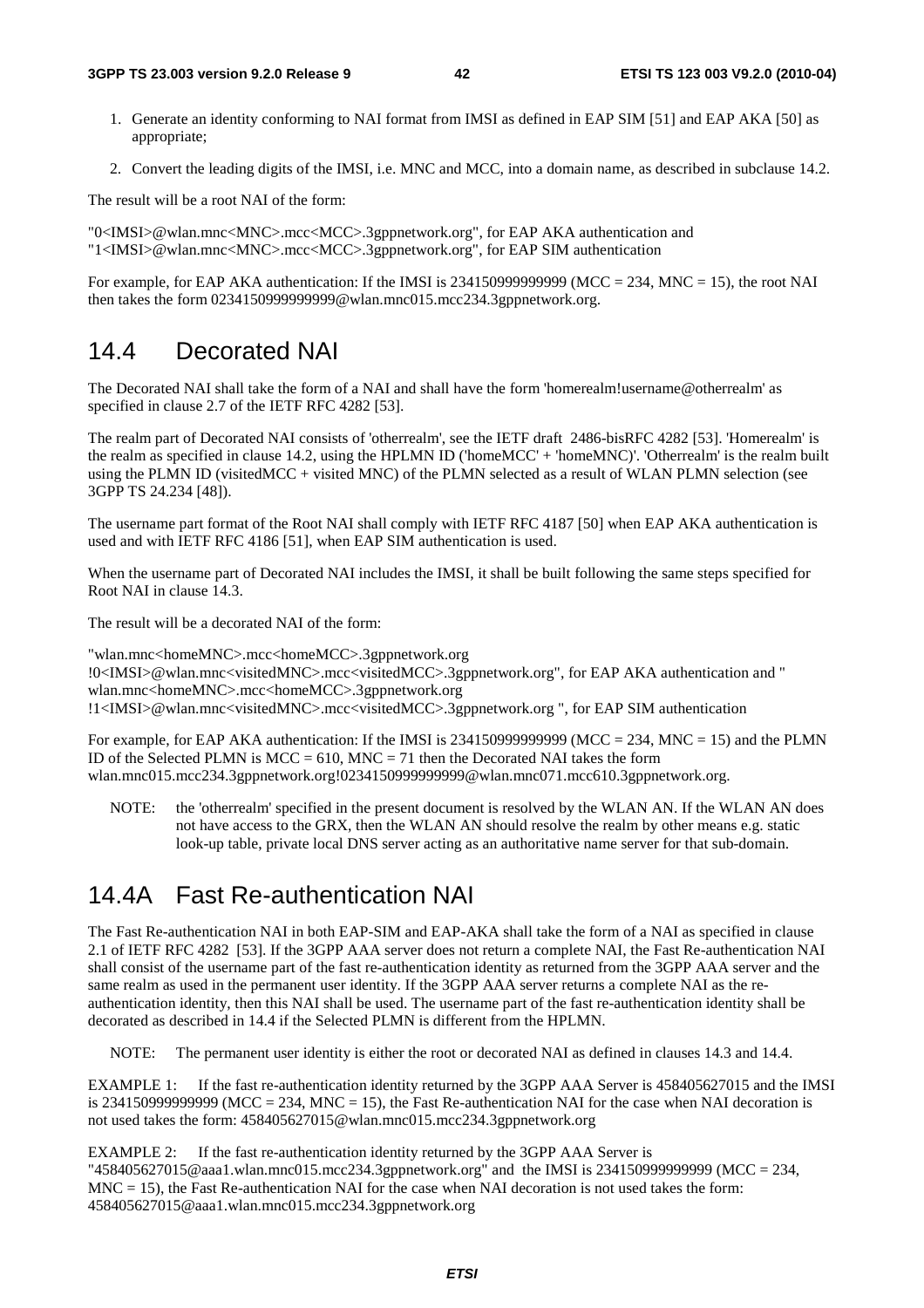1. Generate an identity conforming to NAI format from IMSI as defined in EAP SIM [51] and EAP AKA [50] as appropriate;

2. Convert the leading digits of the IMSI, i.e. MNC and MCC, into a domain name, as described in subclause 14.2.

The result will be a root NAI of the form:

"0<IMSI>@wlan.mnc<MNC>.mcc<MCC>.3gppnetwork.org", for EAP AKA authentication and
"1<IMSI>@wlan.mnc<MNC>.mcc<MCC>.3gppnetwork.org", for EAP SIM authentication

For example, for EAP AKA authentication: If the IMSI is 234150999999999 (MCC = 234, MNC = 15), the root NAI then takes the form 0234150999999999@wlan.mnc015.mcc234.3gppnetwork.org.

## 14.4 Decorated NAI

The Decorated NAI shall take the form of a NAI and shall have the form 'homerealm!username@otherrealm' as specified in clause 2.7 of the IETF RFC 4282 [53].

The realm part of Decorated NAI consists of 'otherrealm', see the IETF draft 2486-bisRFC 4282 [53]. 'Homerealm' is the realm as specified in clause 14.2, using the HPLMN ID ('homeMCC' + 'homeMNC)'. 'Otherrealm' is the realm built using the PLMN ID (visitedMCC + visited MNC) of the PLMN selected as a result of WLAN PLMN selection (see 3GPP TS 24.234 [48]).

The username part format of the Root NAI shall comply with IETF RFC 4187 [50] when EAP AKA authentication is used and with IETF RFC 4186 [51], when EAP SIM authentication is used.

When the username part of Decorated NAI includes the IMSI, it shall be built following the same steps specified for Root NAI in clause 14.3.

The result will be a decorated NAI of the form:

"wlan.mnc<homeMNC>.mcc<homeMCC>.3gppnetwork.org
!0<IMSI>@wlan.mnc<visitedMNC>.mcc<visitedMCC>.3gppnetwork.org", for EAP AKA authentication and "
wlan.mnc<homeMNC>.mcc<homeMCC>.3gppnetwork.org
!1<IMSI>@wlan.mnc<visitedMNC>.mcc<visitedMCC>.3gppnetwork.org ", for EAP SIM authentication

For example, for EAP AKA authentication: If the IMSI is 234150999999999 (MCC = 234, MNC = 15) and the PLMN ID of the Selected PLMN is MCC = 610, MNC = 71 then the Decorated NAI takes the form wlan.mnc015.mcc234.3gppnetwork.org!0234150999999999@wlan.mnc071.mcc610.3gppnetwork.org.

NOTE: the 'otherrealm' specified in the present document is resolved by the WLAN AN. If the WLAN AN does not have access to the GRX, then the WLAN AN should resolve the realm by other means e.g. static look-up table, private local DNS server acting as an authoritative name server for that sub-domain.

## 14.4A Fast Re-authentication NAI

The Fast Re-authentication NAI in both EAP-SIM and EAP-AKA shall take the form of a NAI as specified in clause 2.1 of IETF RFC 4282 [53]. If the 3GPP AAA server does not return a complete NAI, the Fast Re-authentication NAI shall consist of the username part of the fast re-authentication identity as returned from the 3GPP AAA server and the same realm as used in the permanent user identity. If the 3GPP AAA server returns a complete NAI as the re-authentication identity, then this NAI shall be used. The username part of the fast re-authentication identity shall be decorated as described in 14.4 if the Selected PLMN is different from the HPLMN.

NOTE: The permanent user identity is either the root or decorated NAI as defined in clauses 14.3 and 14.4.

EXAMPLE 1: If the fast re-authentication identity returned by the 3GPP AAA Server is 458405627015 and the IMSI is 234150999999999 (MCC = 234, MNC = 15), the Fast Re-authentication NAI for the case when NAI decoration is not used takes the form: 458405627015@wlan.mnc015.mcc234.3gppnetwork.org

EXAMPLE 2: If the fast re-authentication identity returned by the 3GPP AAA Server is "458405627015@aaa1.wlan.mnc015.mcc234.3gppnetwork.org" and the IMSI is 234150999999999 (MCC = 234, MNC = 15), the Fast Re-authentication NAI for the case when NAI decoration is not used takes the form: 458405627015@aaa1.wlan.mnc015.mcc234.3gppnetwork.org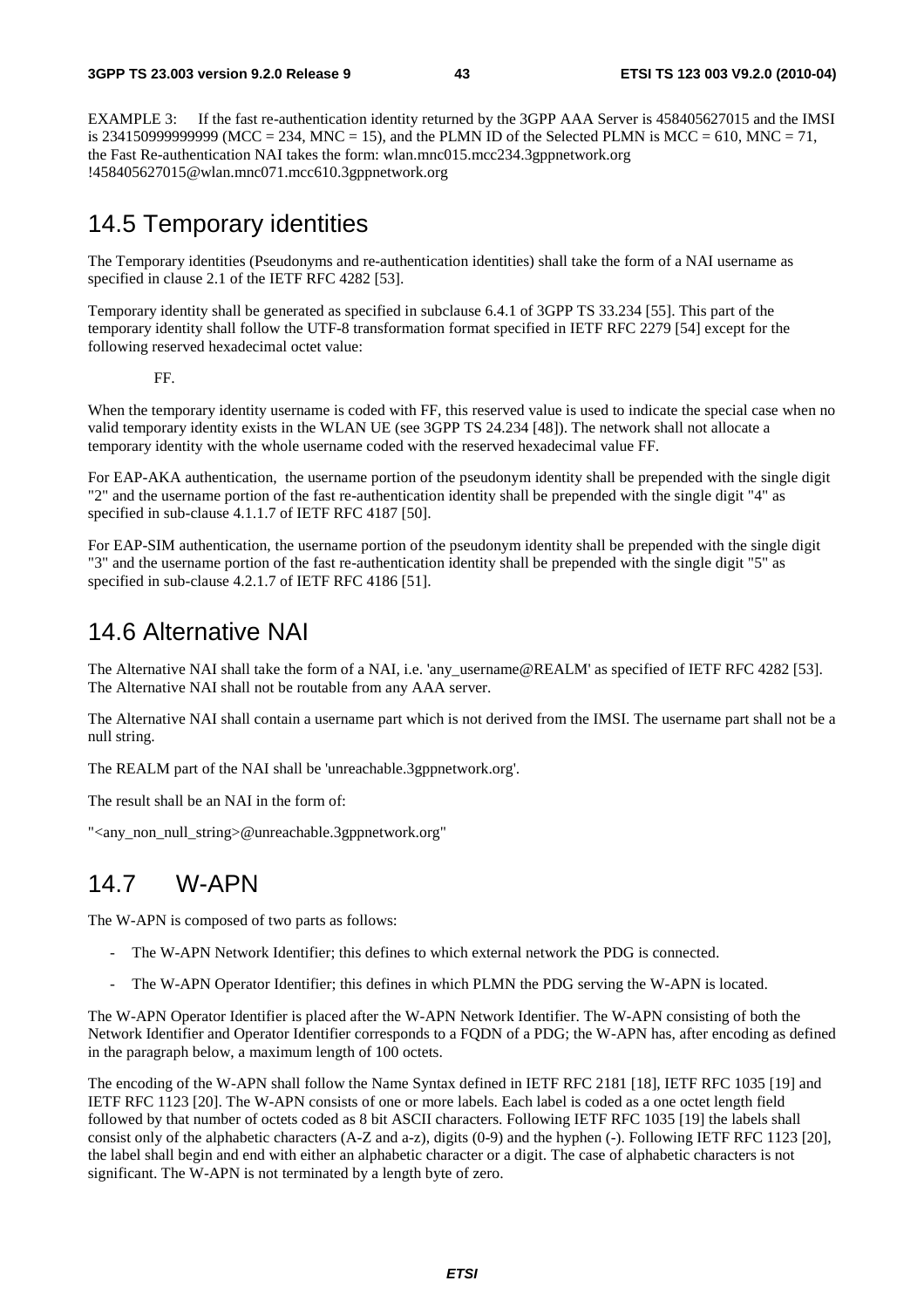EXAMPLE 3: If the fast re-authentication identity returned by the 3GPP AAA Server is 458405627015 and the IMSI is 234150999999999 (MCC = 234, MNC = 15), and the PLMN ID of the Selected PLMN is MCC = 610, MNC = 71, the Fast Re-authentication NAI takes the form: wlan.mnc015.mcc234.3gppnetwork.org !458405627015@wlan.mnc071.mcc610.3gppnetwork.org

## 14.5 Temporary identities

The Temporary identities (Pseudonyms and re-authentication identities) shall take the form of a NAI username as specified in clause 2.1 of the IETF RFC 4282 [53].

Temporary identity shall be generated as specified in subclause 6.4.1 of 3GPP TS 33.234 [55]. This part of the temporary identity shall follow the UTF-8 transformation format specified in IETF RFC 2279 [54] except for the following reserved hexadecimal octet value:

FF.

When the temporary identity username is coded with FF, this reserved value is used to indicate the special case when no valid temporary identity exists in the WLAN UE (see 3GPP TS 24.234 [48]). The network shall not allocate a temporary identity with the whole username coded with the reserved hexadecimal value FF.

For EAP-AKA authentication, the username portion of the pseudonym identity shall be prepended with the single digit "2" and the username portion of the fast re-authentication identity shall be prepended with the single digit "4" as specified in sub-clause 4.1.1.7 of IETF RFC 4187 [50].

For EAP-SIM authentication, the username portion of the pseudonym identity shall be prepended with the single digit "3" and the username portion of the fast re-authentication identity shall be prepended with the single digit "5" as specified in sub-clause 4.2.1.7 of IETF RFC 4186 [51].

## 14.6 Alternative NAI

The Alternative NAI shall take the form of a NAI, i.e. 'any_username@REALM' as specified of IETF RFC 4282 [53]. The Alternative NAI shall not be routable from any AAA server.

The Alternative NAI shall contain a username part which is not derived from the IMSI. The username part shall not be a null string.

The REALM part of the NAI shall be 'unreachable.3gppnetwork.org'.

The result shall be an NAI in the form of:

"<any_non_null_string>@unreachable.3gppnetwork.org"

## 14.7 W-APN

The W-APN is composed of two parts as follows:

- The W-APN Network Identifier; this defines to which external network the PDG is connected.
- The W-APN Operator Identifier; this defines in which PLMN the PDG serving the W-APN is located.

The W-APN Operator Identifier is placed after the W-APN Network Identifier. The W-APN consisting of both the Network Identifier and Operator Identifier corresponds to a FQDN of a PDG; the W-APN has, after encoding as defined in the paragraph below, a maximum length of 100 octets.

The encoding of the W-APN shall follow the Name Syntax defined in IETF RFC 2181 [18], IETF RFC 1035 [19] and IETF RFC 1123 [20]. The W-APN consists of one or more labels. Each label is coded as a one octet length field followed by that number of octets coded as 8 bit ASCII characters. Following IETF RFC 1035 [19] the labels shall consist only of the alphabetic characters (A-Z and a-z), digits (0-9) and the hyphen (-). Following IETF RFC 1123 [20], the label shall begin and end with either an alphabetic character or a digit. The case of alphabetic characters is not significant. The W-APN is not terminated by a length byte of zero.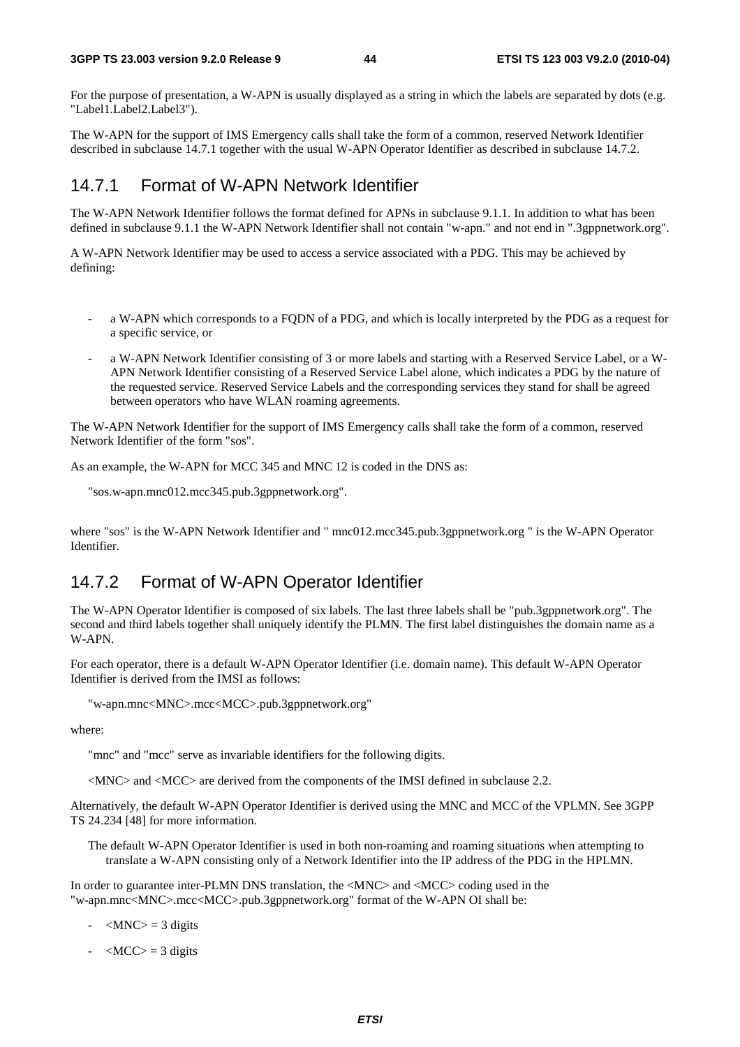For the purpose of presentation, a W-APN is usually displayed as a string in which the labels are separated by dots (e.g. "Label1.Label2.Label3").

The W-APN for the support of IMS Emergency calls shall take the form of a common, reserved Network Identifier described in subclause 14.7.1 together with the usual W-APN Operator Identifier as described in subclause 14.7.2.

## 14.7.1 Format of W-APN Network Identifier

The W-APN Network Identifier follows the format defined for APNs in subclause 9.1.1. In addition to what has been defined in subclause 9.1.1 the W-APN Network Identifier shall not contain "w-apn." and not end in ".3gppnetwork.org".

A W-APN Network Identifier may be used to access a service associated with a PDG. This may be achieved by defining:

- a W-APN which corresponds to a FQDN of a PDG, and which is locally interpreted by the PDG as a request for a specific service, or
- a W-APN Network Identifier consisting of 3 or more labels and starting with a Reserved Service Label, or a W-APN Network Identifier consisting of a Reserved Service Label alone, which indicates a PDG by the nature of the requested service. Reserved Service Labels and the corresponding services they stand for shall be agreed between operators who have WLAN roaming agreements.

The W-APN Network Identifier for the support of IMS Emergency calls shall take the form of a common, reserved Network Identifier of the form "sos".

As an example, the W-APN for MCC 345 and MNC 12 is coded in the DNS as:

"sos.w-apn.mnc012.mcc345.pub.3gppnetwork.org".

where "sos" is the W-APN Network Identifier and " mnc012.mcc345.pub.3gppnetwork.org " is the W-APN Operator Identifier.

## 14.7.2 Format of W-APN Operator Identifier

The W-APN Operator Identifier is composed of six labels. The last three labels shall be "pub.3gppnetwork.org". The second and third labels together shall uniquely identify the PLMN. The first label distinguishes the domain name as a W-APN.

For each operator, there is a default W-APN Operator Identifier (i.e. domain name). This default W-APN Operator Identifier is derived from the IMSI as follows:

"w-apn.mnc<MNC>.mcc<MCC>.pub.3gppnetwork.org"

where:

"mnc" and "mcc" serve as invariable identifiers for the following digits.

<MNC> and <MCC> are derived from the components of the IMSI defined in subclause 2.2.

Alternatively, the default W-APN Operator Identifier is derived using the MNC and MCC of the VPLMN. See 3GPP TS 24.234 [48] for more information.

The default W-APN Operator Identifier is used in both non-roaming and roaming situations when attempting to translate a W-APN consisting only of a Network Identifier into the IP address of the PDG in the HPLMN.

In order to guarantee inter-PLMN DNS translation, the <MNC> and <MCC> coding used in the "w-apn.mnc<MNC>.mcc<MCC>.pub.3gppnetwork.org" format of the W-APN OI shall be:

- <MNC> = 3 digits
- <MCC> = 3 digits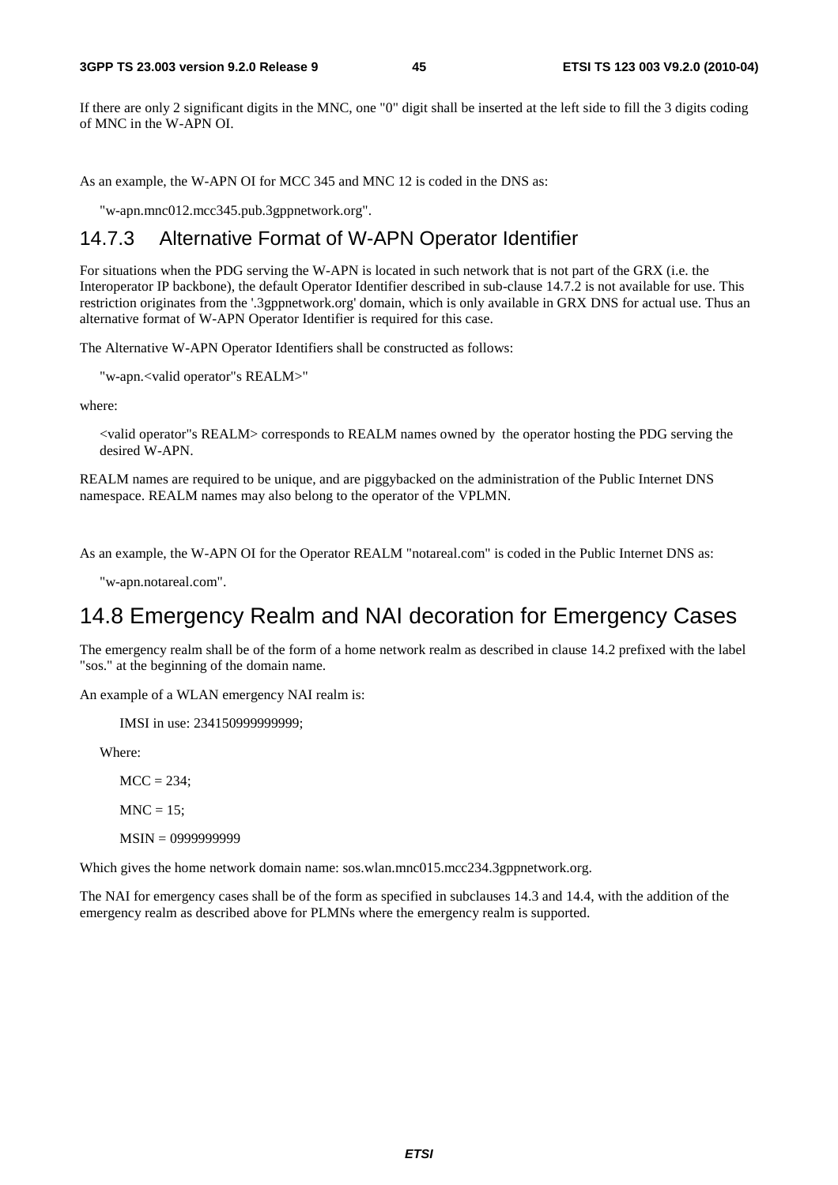If there are only 2 significant digits in the MNC, one "0" digit shall be inserted at the left side to fill the 3 digits coding of MNC in the W-APN OI.

As an example, the W-APN OI for MCC 345 and MNC 12 is coded in the DNS as:

"w-apn.mnc012.mcc345.pub.3gppnetwork.org".

### 14.7.3 Alternative Format of W-APN Operator Identifier

For situations when the PDG serving the W-APN is located in such network that is not part of the GRX (i.e. the Interoperator IP backbone), the default Operator Identifier described in sub-clause 14.7.2 is not available for use. This restriction originates from the '.3gppnetwork.org' domain, which is only available in GRX DNS for actual use. Thus an alternative format of W-APN Operator Identifier is required for this case.

The Alternative W-APN Operator Identifiers shall be constructed as follows:

"w-apn.<valid operator"s REALM>"

where:

<valid operator"s REALM> corresponds to REALM names owned by the operator hosting the PDG serving the desired W-APN.

REALM names are required to be unique, and are piggybacked on the administration of the Public Internet DNS namespace. REALM names may also belong to the operator of the VPLMN.

As an example, the W-APN OI for the Operator REALM "notareal.com" is coded in the Public Internet DNS as:

"w-apn.notareal.com".

## 14.8 Emergency Realm and NAI decoration for Emergency Cases

The emergency realm shall be of the form of a home network realm as described in clause 14.2 prefixed with the label "sos." at the beginning of the domain name.

An example of a WLAN emergency NAI realm is:

IMSI in use: 234150999999999;

Where:

MCC = 234;

MNC = 15;

MSIN = 0999999999

Which gives the home network domain name: sos.wlan.mnc015.mcc234.3gppnetwork.org.

The NAI for emergency cases shall be of the form as specified in subclauses 14.3 and 14.4, with the addition of the emergency realm as described above for PLMNs where the emergency realm is supported.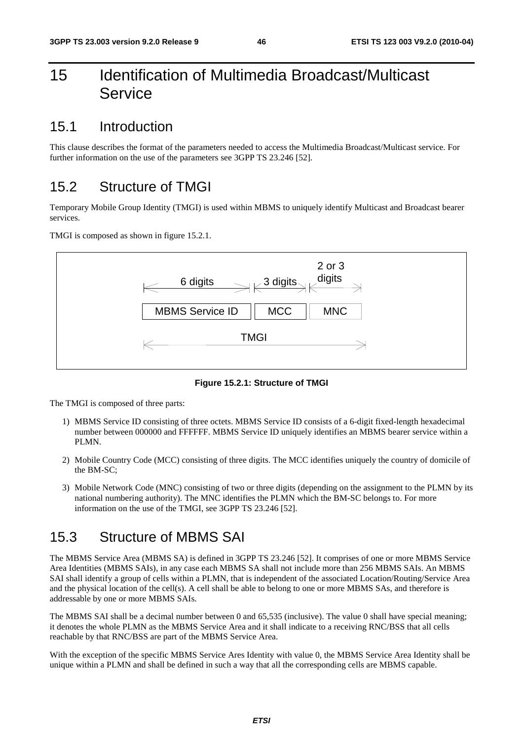# 15 Identification of Multimedia Broadcast/Multicast Service

## 15.1 Introduction

This clause describes the format of the parameters needed to access the Multimedia Broadcast/Multicast service. For further information on the use of the parameters see 3GPP TS 23.246 [52].

## 15.2 Structure of TMGI

Temporary Mobile Group Identity (TMGI) is used within MBMS to uniquely identify Multicast and Broadcast bearer services.

TMGI is composed as shown in figure 15.2.1.

| 6 digits | 3 digits | 2 or 3 digits |
|---|---|---|
| MBMS Service ID | MCC | MNC |
| TMGI | | |

**Figure 15.2.1: Structure of TMGI**

The TMGI is composed of three parts:

1) MBMS Service ID consisting of three octets. MBMS Service ID consists of a 6-digit fixed-length hexadecimal number between 000000 and FFFFFF. MBMS Service ID uniquely identifies an MBMS bearer service within a PLMN.

2) Mobile Country Code (MCC) consisting of three digits. The MCC identifies uniquely the country of domicile of the BM-SC;

3) Mobile Network Code (MNC) consisting of two or three digits (depending on the assignment to the PLMN by its national numbering authority). The MNC identifies the PLMN which the BM-SC belongs to. For more information on the use of the TMGI, see 3GPP TS 23.246 [52].

## 15.3 Structure of MBMS SAI

The MBMS Service Area (MBMS SA) is defined in 3GPP TS 23.246 [52]. It comprises of one or more MBMS Service Area Identities (MBMS SAIs), in any case each MBMS SA shall not include more than 256 MBMS SAIs. An MBMS SAI shall identify a group of cells within a PLMN, that is independent of the associated Location/Routing/Service Area and the physical location of the cell(s). A cell shall be able to belong to one or more MBMS SAs, and therefore is addressable by one or more MBMS SAIs.

The MBMS SAI shall be a decimal number between 0 and 65,535 (inclusive). The value 0 shall have special meaning; it denotes the whole PLMN as the MBMS Service Area and it shall indicate to a receiving RNC/BSS that all cells reachable by that RNC/BSS are part of the MBMS Service Area.

With the exception of the specific MBMS Service Ares Identity with value 0, the MBMS Service Area Identity shall be unique within a PLMN and shall be defined in such a way that all the corresponding cells are MBMS capable.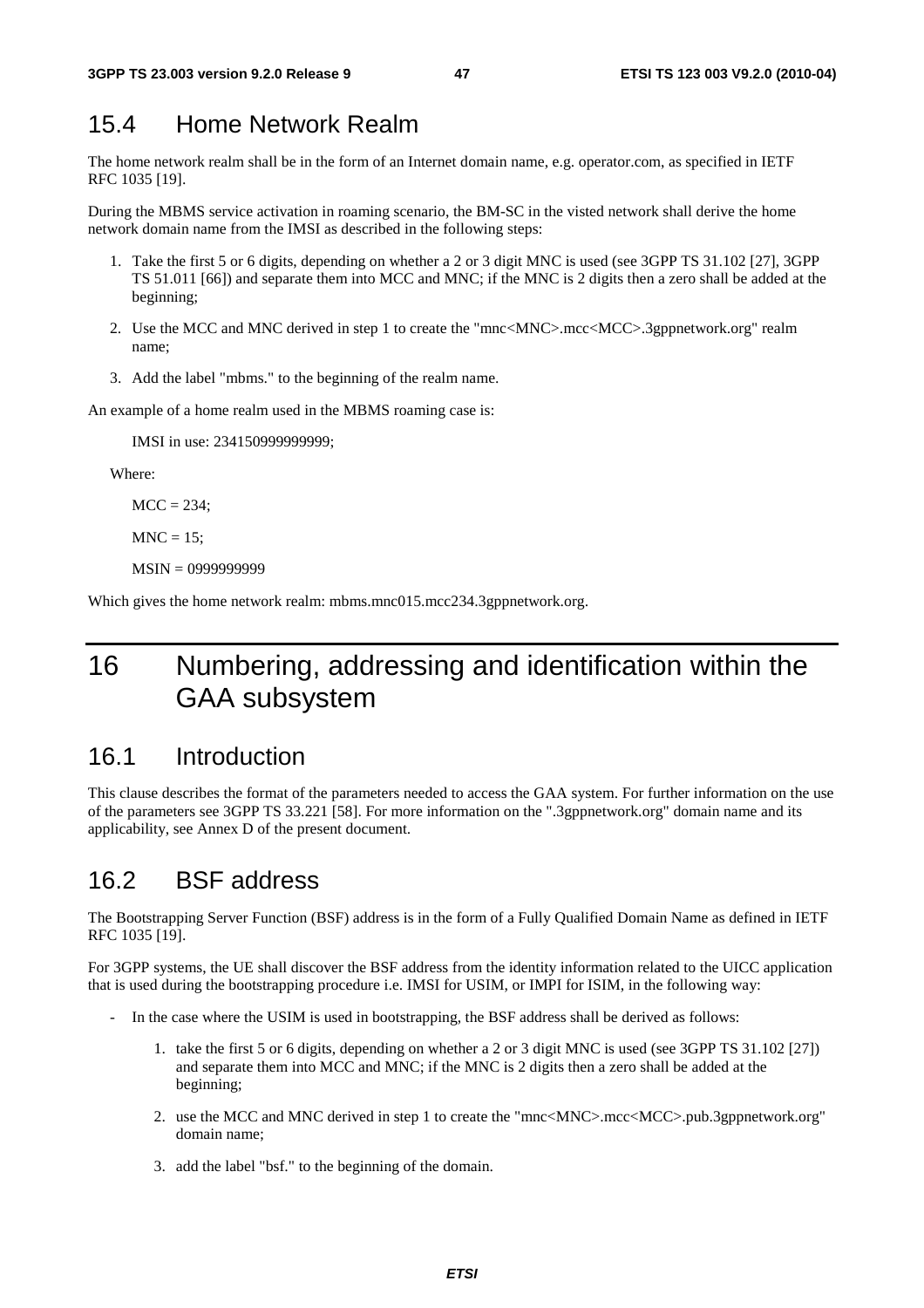## 15.4 Home Network Realm

The home network realm shall be in the form of an Internet domain name, e.g. operator.com, as specified in IETF RFC 1035 [19].

During the MBMS service activation in roaming scenario, the BM-SC in the visted network shall derive the home network domain name from the IMSI as described in the following steps:

1. Take the first 5 or 6 digits, depending on whether a 2 or 3 digit MNC is used (see 3GPP TS 31.102 [27], 3GPP TS 51.011 [66]) and separate them into MCC and MNC; if the MNC is 2 digits then a zero shall be added at the beginning;
2. Use the MCC and MNC derived in step 1 to create the "mnc<MNC>.mcc<MCC>.3gppnetwork.org" realm name;
3. Add the label "mbms." to the beginning of the realm name.

An example of a home realm used in the MBMS roaming case is:

IMSI in use: 234150999999999;

Where:

MCC = 234;

MNC = 15;

MSIN = 0999999999

Which gives the home network realm: mbms.mnc015.mcc234.3gppnetwork.org.

# 16 Numbering, addressing and identification within the GAA subsystem

## 16.1 Introduction

This clause describes the format of the parameters needed to access the GAA system. For further information on the use of the parameters see 3GPP TS 33.221 [58]. For more information on the ".3gppnetwork.org" domain name and its applicability, see Annex D of the present document.

## 16.2 BSF address

The Bootstrapping Server Function (BSF) address is in the form of a Fully Qualified Domain Name as defined in IETF RFC 1035 [19].

For 3GPP systems, the UE shall discover the BSF address from the identity information related to the UICC application that is used during the bootstrapping procedure i.e. IMSI for USIM, or IMPI for ISIM, in the following way:

- In the case where the USIM is used in bootstrapping, the BSF address shall be derived as follows:
  1. take the first 5 or 6 digits, depending on whether a 2 or 3 digit MNC is used (see 3GPP TS 31.102 [27]) and separate them into MCC and MNC; if the MNC is 2 digits then a zero shall be added at the beginning;
  2. use the MCC and MNC derived in step 1 to create the "mnc<MNC>.mcc<MCC>.pub.3gppnetwork.org" domain name;
  3. add the label "bsf." to the beginning of the domain.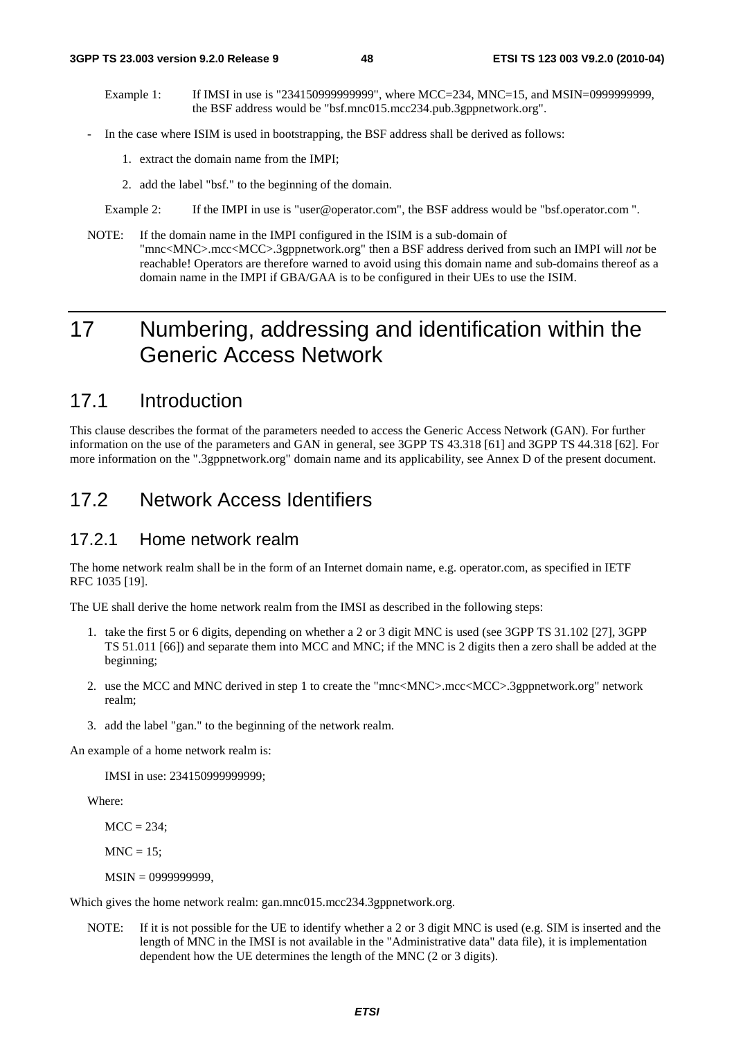Example 1: If IMSI in use is "234150999999999", where MCC=234, MNC=15, and MSIN=0999999999, the BSF address would be "bsf.mnc015.mcc234.pub.3gppnetwork.org".

- In the case where ISIM is used in bootstrapping, the BSF address shall be derived as follows:
  1. extract the domain name from the IMPI;
  2. add the label "bsf." to the beginning of the domain.

Example 2: If the IMPI in use is "user@operator.com", the BSF address would be "bsf.operator.com ".

NOTE: If the domain name in the IMPI configured in the ISIM is a sub-domain of "mnc<MNC>.mcc<MCC>.3gppnetwork.org" then a BSF address derived from such an IMPI will *not* be reachable! Operators are therefore warned to avoid using this domain name and sub-domains thereof as a domain name in the IMPI if GBA/GAA is to be configured in their UEs to use the ISIM.

# 17 Numbering, addressing and identification within the Generic Access Network

## 17.1 Introduction

This clause describes the format of the parameters needed to access the Generic Access Network (GAN). For further information on the use of the parameters and GAN in general, see 3GPP TS 43.318 [61] and 3GPP TS 44.318 [62]. For more information on the ".3gppnetwork.org" domain name and its applicability, see Annex D of the present document.

## 17.2 Network Access Identifiers

### 17.2.1 Home network realm

The home network realm shall be in the form of an Internet domain name, e.g. operator.com, as specified in IETF RFC 1035 [19].

The UE shall derive the home network realm from the IMSI as described in the following steps:

1. take the first 5 or 6 digits, depending on whether a 2 or 3 digit MNC is used (see 3GPP TS 31.102 [27], 3GPP TS 51.011 [66]) and separate them into MCC and MNC; if the MNC is 2 digits then a zero shall be added at the beginning;
2. use the MCC and MNC derived in step 1 to create the "mnc<MNC>.mcc<MCC>.3gppnetwork.org" network realm;
3. add the label "gan." to the beginning of the network realm.

An example of a home network realm is:

IMSI in use: 234150999999999;

Where:

MCC = 234;

MNC = 15;

MSIN = 0999999999,

Which gives the home network realm: gan.mnc015.mcc234.3gppnetwork.org.

NOTE: If it is not possible for the UE to identify whether a 2 or 3 digit MNC is used (e.g. SIM is inserted and the length of MNC in the IMSI is not available in the "Administrative data" data file), it is implementation dependent how the UE determines the length of the MNC (2 or 3 digits).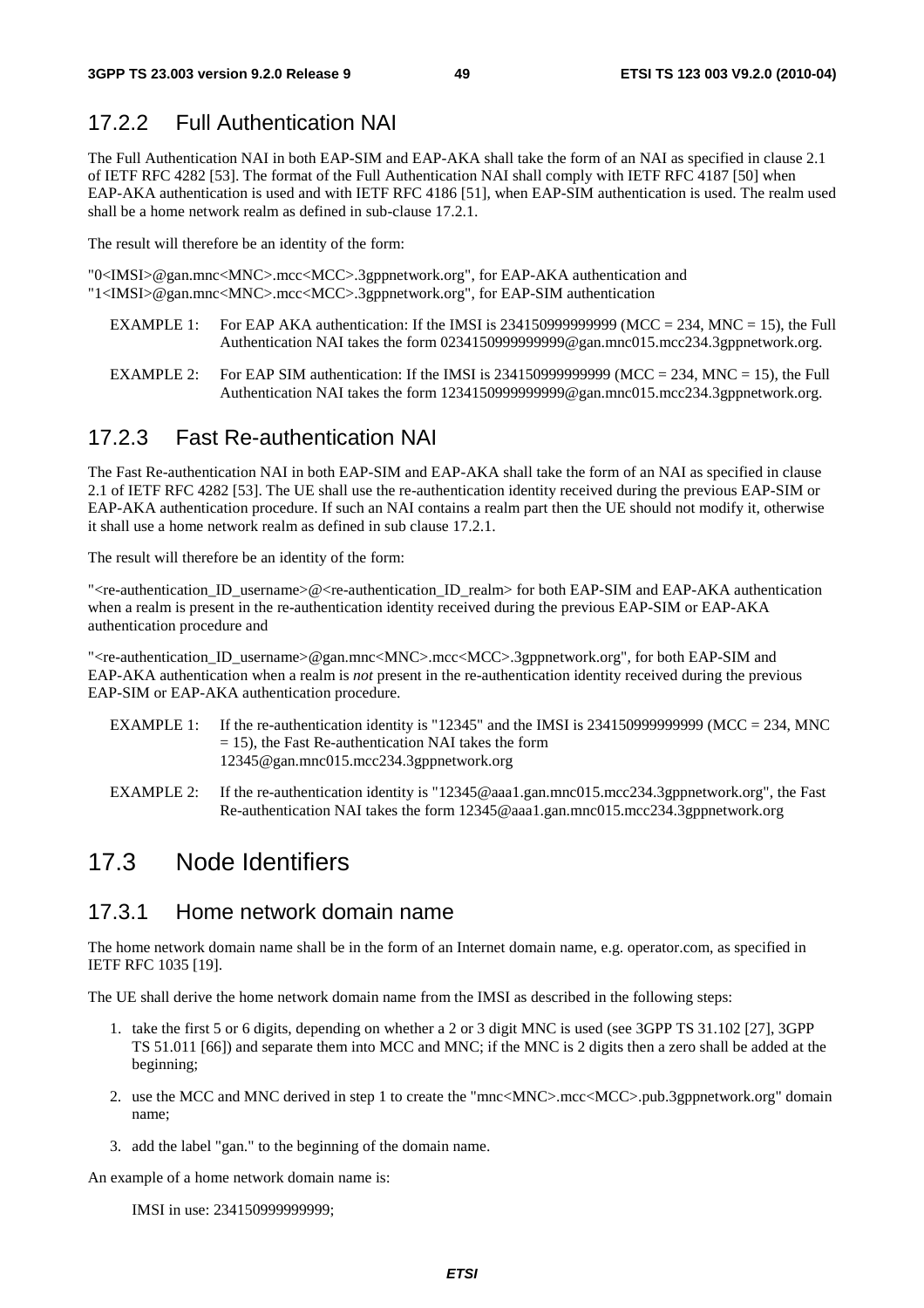### 17.2.2 Full Authentication NAI

The Full Authentication NAI in both EAP-SIM and EAP-AKA shall take the form of an NAI as specified in clause 2.1 of IETF RFC 4282 [53]. The format of the Full Authentication NAI shall comply with IETF RFC 4187 [50] when EAP-AKA authentication is used and with IETF RFC 4186 [51], when EAP-SIM authentication is used. The realm used shall be a home network realm as defined in sub-clause 17.2.1.

The result will therefore be an identity of the form:

"0<IMSI>@gan.mnc<MNC>.mcc<MCC>.3gppnetwork.org", for EAP-AKA authentication and
"1<IMSI>@gan.mnc<MNC>.mcc<MCC>.3gppnetwork.org", for EAP-SIM authentication

EXAMPLE 1: For EAP AKA authentication: If the IMSI is 234150999999999 (MCC = 234, MNC = 15), the Full Authentication NAI takes the form 0234150999999999@gan.mnc015.mcc234.3gppnetwork.org.

EXAMPLE 2: For EAP SIM authentication: If the IMSI is 234150999999999 (MCC = 234, MNC = 15), the Full Authentication NAI takes the form 1234150999999999@gan.mnc015.mcc234.3gppnetwork.org.

### 17.2.3 Fast Re-authentication NAI

The Fast Re-authentication NAI in both EAP-SIM and EAP-AKA shall take the form of an NAI as specified in clause 2.1 of IETF RFC 4282 [53]. The UE shall use the re-authentication identity received during the previous EAP-SIM or EAP-AKA authentication procedure. If such an NAI contains a realm part then the UE should not modify it, otherwise it shall use a home network realm as defined in sub clause 17.2.1.

The result will therefore be an identity of the form:

"<re-authentication_ID_username>@<re-authentication_ID_realm> for both EAP-SIM and EAP-AKA authentication when a realm is present in the re-authentication identity received during the previous EAP-SIM or EAP-AKA authentication procedure and

"<re-authentication_ID_username>@gan.mnc<MNC>.mcc<MCC>.3gppnetwork.org", for both EAP-SIM and EAP-AKA authentication when a realm is *not* present in the re-authentication identity received during the previous EAP-SIM or EAP-AKA authentication procedure.

EXAMPLE 1: If the re-authentication identity is "12345" and the IMSI is 234150999999999 (MCC = 234, MNC = 15), the Fast Re-authentication NAI takes the form 12345@gan.mnc015.mcc234.3gppnetwork.org

EXAMPLE 2: If the re-authentication identity is "12345@aaa1.gan.mnc015.mcc234.3gppnetwork.org", the Fast Re-authentication NAI takes the form 12345@aaa1.gan.mnc015.mcc234.3gppnetwork.org

## 17.3 Node Identifiers

### 17.3.1 Home network domain name

The home network domain name shall be in the form of an Internet domain name, e.g. operator.com, as specified in IETF RFC 1035 [19].

The UE shall derive the home network domain name from the IMSI as described in the following steps:

1. take the first 5 or 6 digits, depending on whether a 2 or 3 digit MNC is used (see 3GPP TS 31.102 [27], 3GPP TS 51.011 [66]) and separate them into MCC and MNC; if the MNC is 2 digits then a zero shall be added at the beginning;
2. use the MCC and MNC derived in step 1 to create the "mnc<MNC>.mcc<MCC>.pub.3gppnetwork.org" domain name;
3. add the label "gan." to the beginning of the domain name.

An example of a home network domain name is:

IMSI in use: 234150999999999;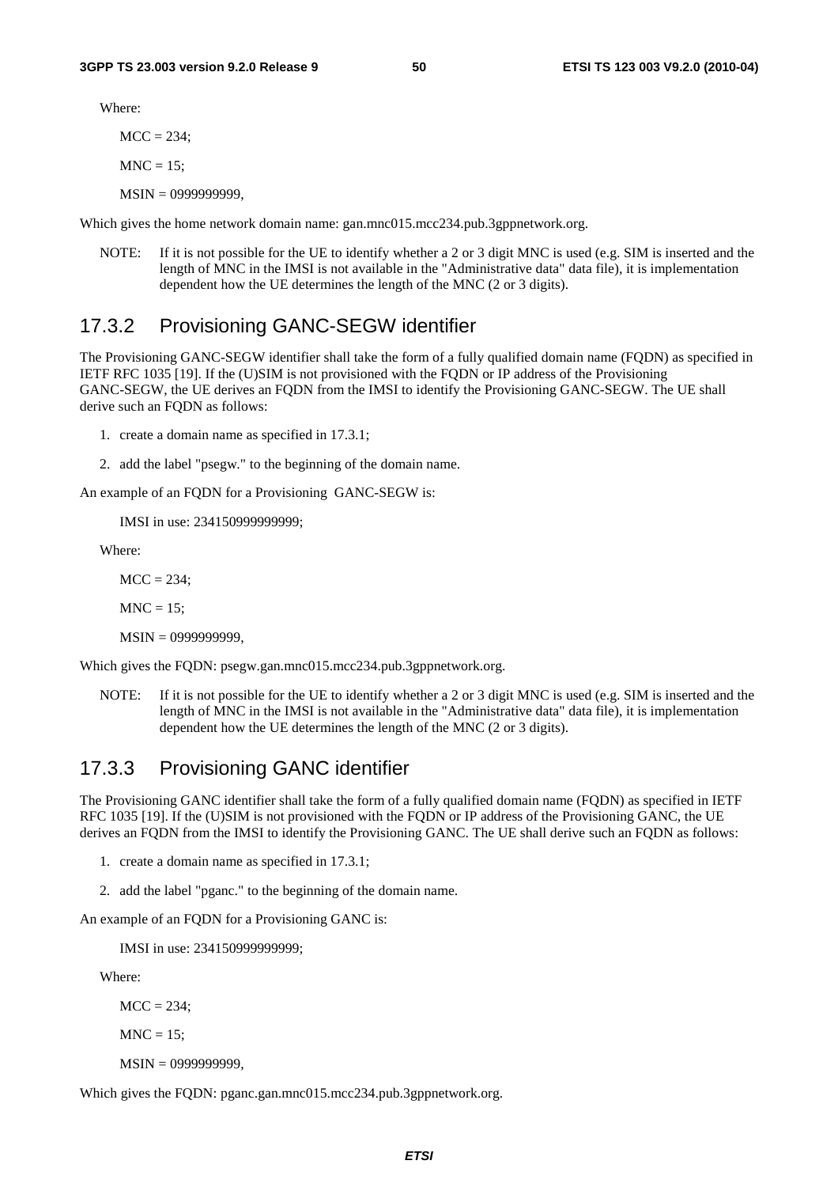Where:

MCC = 234;

MNC = 15;

MSIN = 0999999999,

Which gives the home network domain name: gan.mnc015.mcc234.pub.3gppnetwork.org.

NOTE: If it is not possible for the UE to identify whether a 2 or 3 digit MNC is used (e.g. SIM is inserted and the length of MNC in the IMSI is not available in the "Administrative data" data file), it is implementation dependent how the UE determines the length of the MNC (2 or 3 digits).

### 17.3.2 Provisioning GANC-SEGW identifier

The Provisioning GANC-SEGW identifier shall take the form of a fully qualified domain name (FQDN) as specified in IETF RFC 1035 [19]. If the (U)SIM is not provisioned with the FQDN or IP address of the Provisioning GANC-SEGW, the UE derives an FQDN from the IMSI to identify the Provisioning GANC-SEGW. The UE shall derive such an FQDN as follows:

1. create a domain name as specified in 17.3.1;
2. add the label "psegw." to the beginning of the domain name.

An example of an FQDN for a Provisioning GANC-SEGW is:

IMSI in use: 234150999999999;

Where:

MCC = 234;

MNC = 15;

MSIN = 0999999999,

Which gives the FQDN: psegw.gan.mnc015.mcc234.pub.3gppnetwork.org.

NOTE: If it is not possible for the UE to identify whether a 2 or 3 digit MNC is used (e.g. SIM is inserted and the length of MNC in the IMSI is not available in the "Administrative data" data file), it is implementation dependent how the UE determines the length of the MNC (2 or 3 digits).

### 17.3.3 Provisioning GANC identifier

The Provisioning GANC identifier shall take the form of a fully qualified domain name (FQDN) as specified in IETF RFC 1035 [19]. If the (U)SIM is not provisioned with the FQDN or IP address of the Provisioning GANC, the UE derives an FQDN from the IMSI to identify the Provisioning GANC. The UE shall derive such an FQDN as follows:

1. create a domain name as specified in 17.3.1;
2. add the label "pganc." to the beginning of the domain name.

An example of an FQDN for a Provisioning GANC is:

IMSI in use: 234150999999999;

Where:

MCC = 234;

MNC = 15;

MSIN = 0999999999,

Which gives the FQDN: pganc.gan.mnc015.mcc234.pub.3gppnetwork.org.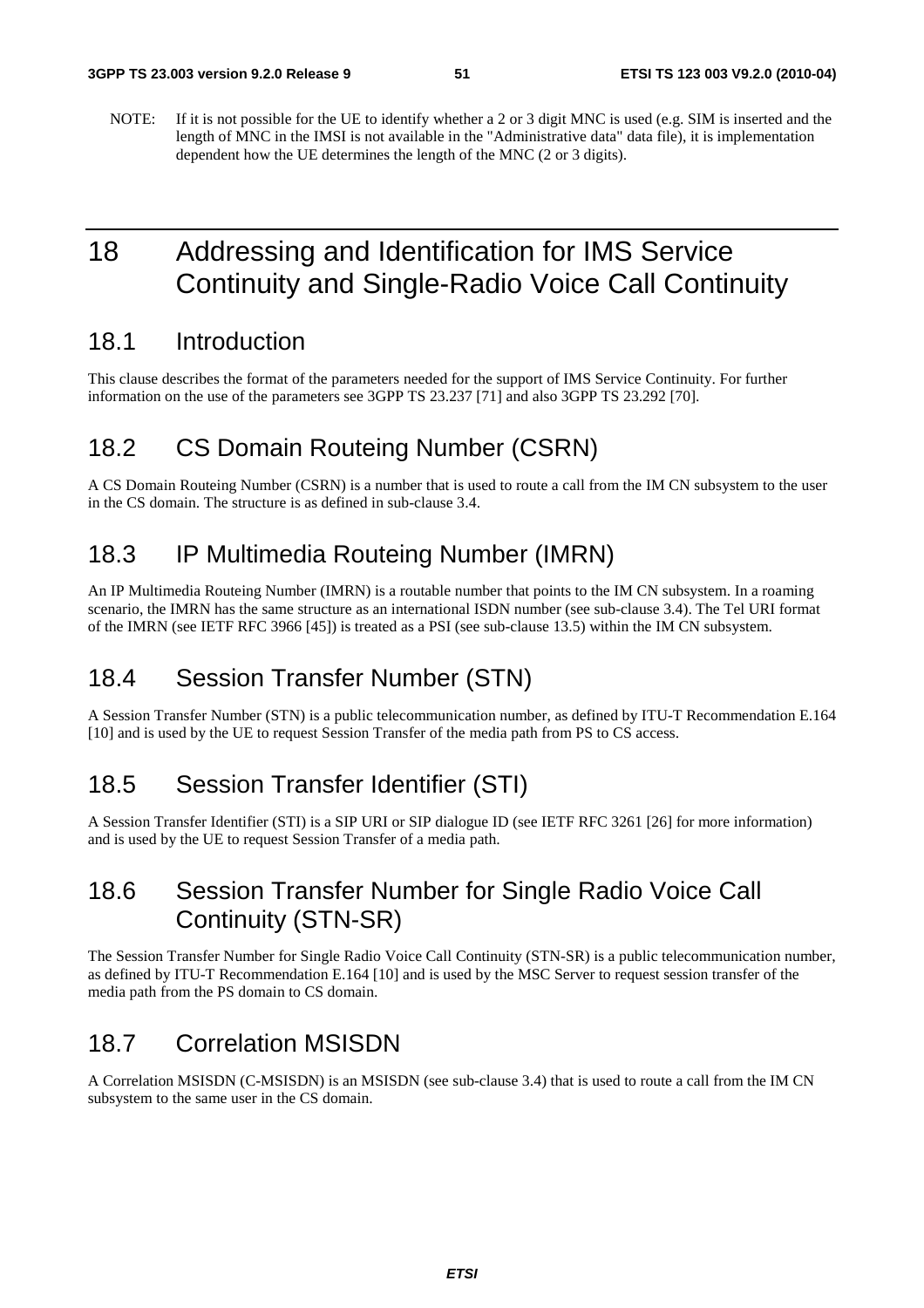NOTE: If it is not possible for the UE to identify whether a 2 or 3 digit MNC is used (e.g. SIM is inserted and the length of MNC in the IMSI is not available in the "Administrative data" data file), it is implementation dependent how the UE determines the length of the MNC (2 or 3 digits).

# 18 Addressing and Identification for IMS Service Continuity and Single-Radio Voice Call Continuity

## 18.1 Introduction

This clause describes the format of the parameters needed for the support of IMS Service Continuity. For further information on the use of the parameters see 3GPP TS 23.237 [71] and also 3GPP TS 23.292 [70].

## 18.2 CS Domain Routeing Number (CSRN)

A CS Domain Routeing Number (CSRN) is a number that is used to route a call from the IM CN subsystem to the user in the CS domain. The structure is as defined in sub-clause 3.4.

## 18.3 IP Multimedia Routeing Number (IMRN)

An IP Multimedia Routeing Number (IMRN) is a routable number that points to the IM CN subsystem. In a roaming scenario, the IMRN has the same structure as an international ISDN number (see sub-clause 3.4). The Tel URI format of the IMRN (see IETF RFC 3966 [45]) is treated as a PSI (see sub-clause 13.5) within the IM CN subsystem.

## 18.4 Session Transfer Number (STN)

A Session Transfer Number (STN) is a public telecommunication number, as defined by ITU-T Recommendation E.164 [10] and is used by the UE to request Session Transfer of the media path from PS to CS access.

## 18.5 Session Transfer Identifier (STI)

A Session Transfer Identifier (STI) is a SIP URI or SIP dialogue ID (see IETF RFC 3261 [26] for more information) and is used by the UE to request Session Transfer of a media path.

## 18.6 Session Transfer Number for Single Radio Voice Call Continuity (STN-SR)

The Session Transfer Number for Single Radio Voice Call Continuity (STN-SR) is a public telecommunication number, as defined by ITU-T Recommendation E.164 [10] and is used by the MSC Server to request session transfer of the media path from the PS domain to CS domain.

## 18.7 Correlation MSISDN

A Correlation MSISDN (C-MSISDN) is an MSISDN (see sub-clause 3.4) that is used to route a call from the IM CN subsystem to the same user in the CS domain.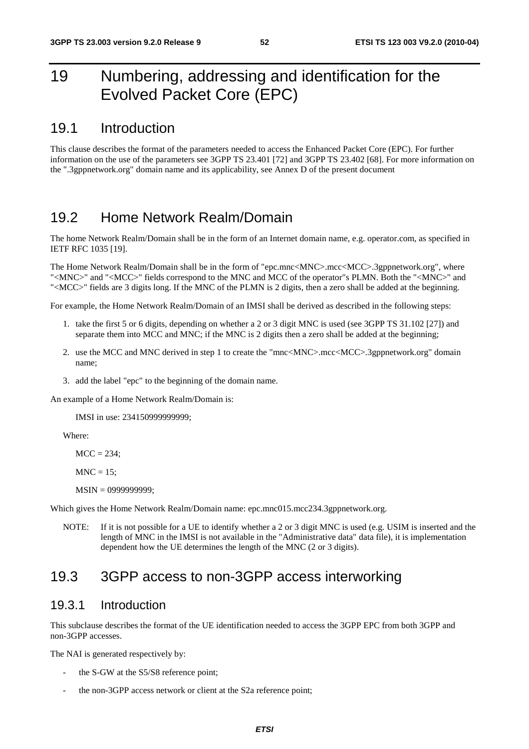# 19 Numbering, addressing and identification for the Evolved Packet Core (EPC)

## 19.1 Introduction

This clause describes the format of the parameters needed to access the Enhanced Packet Core (EPC). For further information on the use of the parameters see 3GPP TS 23.401 [72] and 3GPP TS 23.402 [68]. For more information on the ".3gppnetwork.org" domain name and its applicability, see Annex D of the present document

## 19.2 Home Network Realm/Domain

The home Network Realm/Domain shall be in the form of an Internet domain name, e.g. operator.com, as specified in IETF RFC 1035 [19].

The Home Network Realm/Domain shall be in the form of "epc.mnc<MNC>.mcc<MCC>.3gppnetwork.org", where "<MNC>" and "<MCC>" fields correspond to the MNC and MCC of the operator"s PLMN. Both the "<MNC>" and "<MCC>" fields are 3 digits long. If the MNC of the PLMN is 2 digits, then a zero shall be added at the beginning.

For example, the Home Network Realm/Domain of an IMSI shall be derived as described in the following steps:

1. take the first 5 or 6 digits, depending on whether a 2 or 3 digit MNC is used (see 3GPP TS 31.102 [27]) and separate them into MCC and MNC; if the MNC is 2 digits then a zero shall be added at the beginning;
2. use the MCC and MNC derived in step 1 to create the "mnc<MNC>.mcc<MCC>.3gppnetwork.org" domain name;
3. add the label "epc" to the beginning of the domain name.

An example of a Home Network Realm/Domain is:

IMSI in use: 234150999999999;

Where:

MCC = 234;

MNC = 15;

MSIN = 0999999999;

Which gives the Home Network Realm/Domain name: epc.mnc015.mcc234.3gppnetwork.org.

NOTE: If it is not possible for a UE to identify whether a 2 or 3 digit MNC is used (e.g. USIM is inserted and the length of MNC in the IMSI is not available in the "Administrative data" data file), it is implementation dependent how the UE determines the length of the MNC (2 or 3 digits).

## 19.3 3GPP access to non-3GPP access interworking

### 19.3.1 Introduction

This subclause describes the format of the UE identification needed to access the 3GPP EPC from both 3GPP and non-3GPP accesses.

The NAI is generated respectively by:

- the S-GW at the S5/S8 reference point;
- the non-3GPP access network or client at the S2a reference point;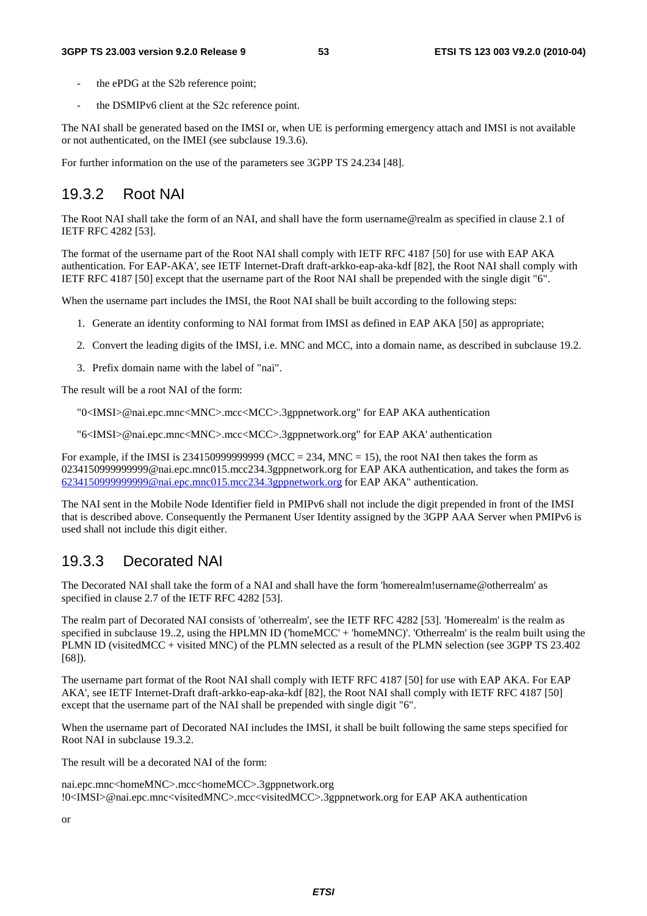- the ePDG at the S2b reference point;
- the DSMIPv6 client at the S2c reference point.

The NAI shall be generated based on the IMSI or, when UE is performing emergency attach and IMSI is not available or not authenticated, on the IMEI (see subclause 19.3.6).

For further information on the use of the parameters see 3GPP TS 24.234 [48].

## 19.3.2 Root NAI

The Root NAI shall take the form of an NAI, and shall have the form username@realm as specified in clause 2.1 of IETF RFC 4282 [53].

The format of the username part of the Root NAI shall comply with IETF RFC 4187 [50] for use with EAP AKA authentication. For EAP-AKA', see IETF Internet-Draft draft-arkko-eap-aka-kdf [82], the Root NAI shall comply with IETF RFC 4187 [50] except that the username part of the Root NAI shall be prepended with the single digit "6".

When the username part includes the IMSI, the Root NAI shall be built according to the following steps:

1. Generate an identity conforming to NAI format from IMSI as defined in EAP AKA [50] as appropriate;
2. Convert the leading digits of the IMSI, i.e. MNC and MCC, into a domain name, as described in subclause 19.2.
3. Prefix domain name with the label of "nai".

The result will be a root NAI of the form:

"0<IMSI>@nai.epc.mnc<MNC>.mcc<MCC>.3gppnetwork.org" for EAP AKA authentication

"6<IMSI>@nai.epc.mnc<MNC>.mcc<MCC>.3gppnetwork.org" for EAP AKA' authentication

For example, if the IMSI is 234150999999999 (MCC = 234, MNC = 15), the root NAI then takes the form as 0234150999999999@nai.epc.mnc015.mcc234.3gppnetwork.org for EAP AKA authentication, and takes the form as 6234150999999999@nai.epc.mnc015.mcc234.3gppnetwork.org for EAP AKA" authentication.

The NAI sent in the Mobile Node Identifier field in PMIPv6 shall not include the digit prepended in front of the IMSI that is described above. Consequently the Permanent User Identity assigned by the 3GPP AAA Server when PMIPv6 is used shall not include this digit either.

## 19.3.3 Decorated NAI

The Decorated NAI shall take the form of a NAI and shall have the form 'homerealm!username@otherrealm' as specified in clause 2.7 of the IETF RFC 4282 [53].

The realm part of Decorated NAI consists of 'otherrealm', see the IETF RFC 4282 [53]. 'Homerealm' is the realm as specified in subclause 19..2, using the HPLMN ID ('homeMCC' + 'homeMNC)'. 'Otherrealm' is the realm built using the PLMN ID (visitedMCC + visited MNC) of the PLMN selected as a result of the PLMN selection (see 3GPP TS 23.402 [68]).

The username part format of the Root NAI shall comply with IETF RFC 4187 [50] for use with EAP AKA. For EAP AKA', see IETF Internet-Draft draft-arkko-eap-aka-kdf [82], the Root NAI shall comply with IETF RFC 4187 [50] except that the username part of the NAI shall be prepended with single digit "6".

When the username part of Decorated NAI includes the IMSI, it shall be built following the same steps specified for Root NAI in subclause 19.3.2.

The result will be a decorated NAI of the form:

nai.epc.mnc<homeMNC>.mcc<homeMCC>.3gppnetwork.org
!0<IMSI>@nai.epc.mnc<visitedMNC>.mcc<visitedMCC>.3gppnetwork.org for EAP AKA authentication

or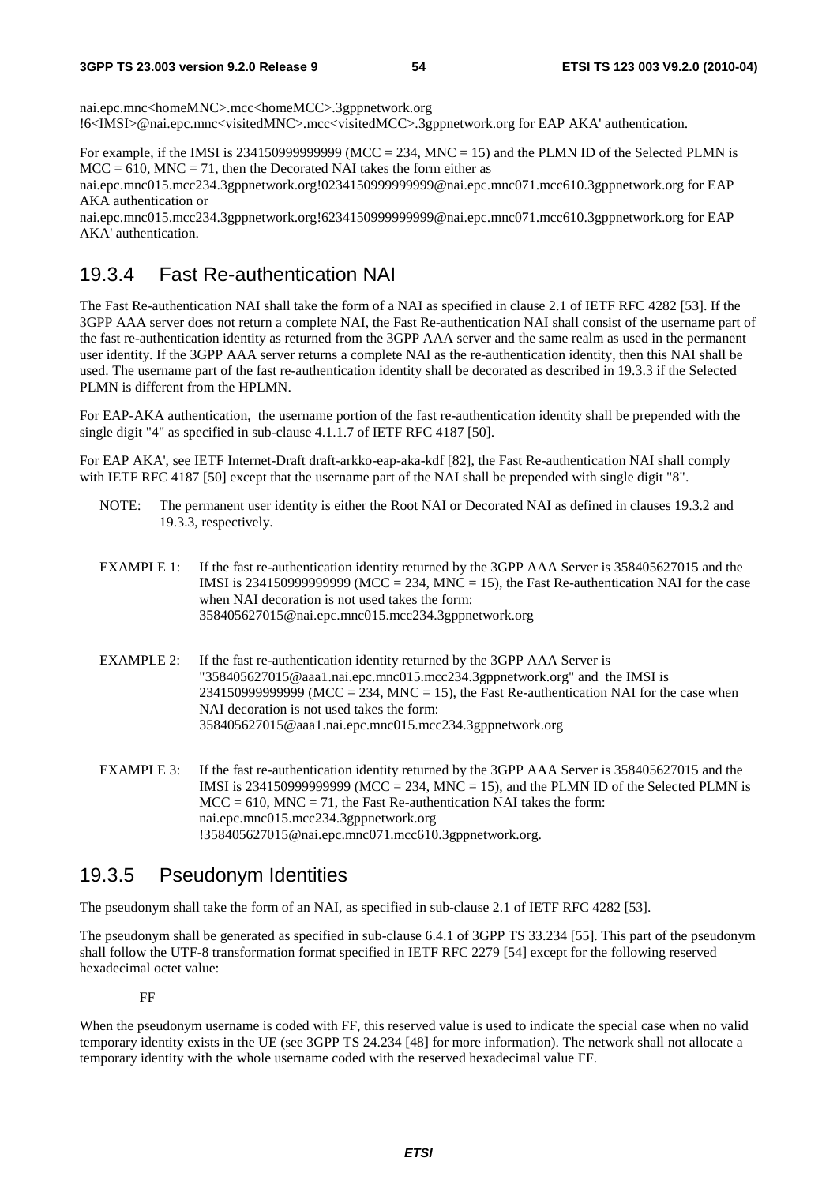nai.epc.mnc<homeMNC>.mcc<homeMCC>.3gppnetwork.org
!6<IMSI>@nai.epc.mnc<visitedMNC>.mcc<visitedMCC>.3gppnetwork.org for EAP AKA' authentication.

For example, if the IMSI is 234150999999999 (MCC = 234, MNC = 15) and the PLMN ID of the Selected PLMN is MCC = 610, MNC = 71, then the Decorated NAI takes the form either as
nai.epc.mnc015.mcc234.3gppnetwork.org!0234150999999999@nai.epc.mnc071.mcc610.3gppnetwork.org for EAP AKA authentication or
nai.epc.mnc015.mcc234.3gppnetwork.org!6234150999999999@nai.epc.mnc071.mcc610.3gppnetwork.org for EAP AKA' authentication.

## 19.3.4 Fast Re-authentication NAI

The Fast Re-authentication NAI shall take the form of a NAI as specified in clause 2.1 of IETF RFC 4282 [53]. If the 3GPP AAA server does not return a complete NAI, the Fast Re-authentication NAI shall consist of the username part of the fast re-authentication identity as returned from the 3GPP AAA server and the same realm as used in the permanent user identity. If the 3GPP AAA server returns a complete NAI as the re-authentication identity, then this NAI shall be used. The username part of the fast re-authentication identity shall be decorated as described in 19.3.3 if the Selected PLMN is different from the HPLMN.

For EAP-AKA authentication, the username portion of the fast re-authentication identity shall be prepended with the single digit "4" as specified in sub-clause 4.1.1.7 of IETF RFC 4187 [50].

For EAP AKA', see IETF Internet-Draft draft-arkko-eap-aka-kdf [82], the Fast Re-authentication NAI shall comply with IETF RFC 4187 [50] except that the username part of the NAI shall be prepended with single digit "8".

NOTE: The permanent user identity is either the Root NAI or Decorated NAI as defined in clauses 19.3.2 and 19.3.3, respectively.

EXAMPLE 1: If the fast re-authentication identity returned by the 3GPP AAA Server is 358405627015 and the IMSI is 234150999999999 (MCC = 234, MNC = 15), the Fast Re-authentication NAI for the case when NAI decoration is not used takes the form:
358405627015@nai.epc.mnc015.mcc234.3gppnetwork.org

EXAMPLE 2: If the fast re-authentication identity returned by the 3GPP AAA Server is "358405627015@aaa1.nai.epc.mnc015.mcc234.3gppnetwork.org" and the IMSI is 234150999999999 (MCC = 234, MNC = 15), the Fast Re-authentication NAI for the case when NAI decoration is not used takes the form:
358405627015@aaa1.nai.epc.mnc015.mcc234.3gppnetwork.org

EXAMPLE 3: If the fast re-authentication identity returned by the 3GPP AAA Server is 358405627015 and the IMSI is 234150999999999 (MCC = 234, MNC = 15), and the PLMN ID of the Selected PLMN is MCC = 610, MNC = 71, the Fast Re-authentication NAI takes the form:
nai.epc.mnc015.mcc234.3gppnetwork.org
!358405627015@nai.epc.mnc071.mcc610.3gppnetwork.org.

## 19.3.5 Pseudonym Identities

The pseudonym shall take the form of an NAI, as specified in sub-clause 2.1 of IETF RFC 4282 [53].

The pseudonym shall be generated as specified in sub-clause 6.4.1 of 3GPP TS 33.234 [55]. This part of the pseudonym shall follow the UTF-8 transformation format specified in IETF RFC 2279 [54] except for the following reserved hexadecimal octet value:

FF

When the pseudonym username is coded with FF, this reserved value is used to indicate the special case when no valid temporary identity exists in the UE (see 3GPP TS 24.234 [48] for more information). The network shall not allocate a temporary identity with the whole username coded with the reserved hexadecimal value FF.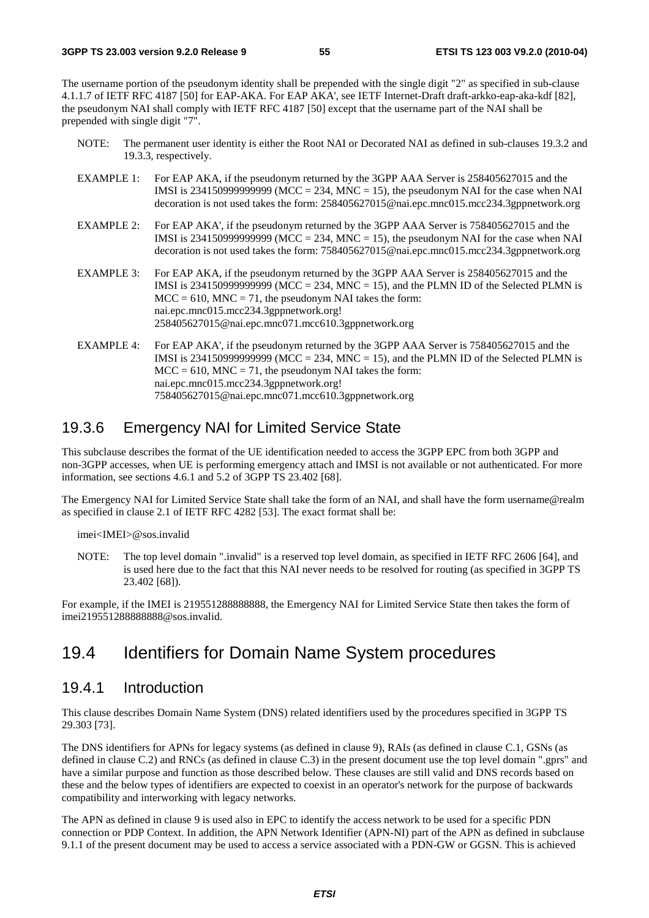The username portion of the pseudonym identity shall be prepended with the single digit "2" as specified in sub-clause 4.1.1.7 of IETF RFC 4187 [50] for EAP-AKA. For EAP AKA', see IETF Internet-Draft draft-arkko-eap-aka-kdf [82], the pseudonym NAI shall comply with IETF RFC 4187 [50] except that the username part of the NAI shall be prepended with single digit "7".

NOTE: The permanent user identity is either the Root NAI or Decorated NAI as defined in sub-clauses 19.3.2 and 19.3.3, respectively.

EXAMPLE 1: For EAP AKA, if the pseudonym returned by the 3GPP AAA Server is 258405627015 and the IMSI is 234150999999999 (MCC = 234, MNC = 15), the pseudonym NAI for the case when NAI decoration is not used takes the form: 258405627015@nai.epc.mnc015.mcc234.3gppnetwork.org

EXAMPLE 2: For EAP AKA', if the pseudonym returned by the 3GPP AAA Server is 758405627015 and the IMSI is 234150999999999 (MCC = 234, MNC = 15), the pseudonym NAI for the case when NAI decoration is not used takes the form: 758405627015@nai.epc.mnc015.mcc234.3gppnetwork.org

EXAMPLE 3: For EAP AKA, if the pseudonym returned by the 3GPP AAA Server is 258405627015 and the IMSI is 234150999999999 (MCC = 234, MNC = 15), and the PLMN ID of the Selected PLMN is MCC = 610, MNC = 71, the pseudonym NAI takes the form: nai.epc.mnc015.mcc234.3gppnetwork.org!258405627015@nai.epc.mnc071.mcc610.3gppnetwork.org

EXAMPLE 4: For EAP AKA', if the pseudonym returned by the 3GPP AAA Server is 758405627015 and the IMSI is 234150999999999 (MCC = 234, MNC = 15), and the PLMN ID of the Selected PLMN is MCC = 610, MNC = 71, the pseudonym NAI takes the form: nai.epc.mnc015.mcc234.3gppnetwork.org!758405627015@nai.epc.mnc071.mcc610.3gppnetwork.org

### 19.3.6 Emergency NAI for Limited Service State

This subclause describes the format of the UE identification needed to access the 3GPP EPC from both 3GPP and non-3GPP accesses, when UE is performing emergency attach and IMSI is not available or not authenticated. For more information, see sections 4.6.1 and 5.2 of 3GPP TS 23.402 [68].

The Emergency NAI for Limited Service State shall take the form of an NAI, and shall have the form username@realm as specified in clause 2.1 of IETF RFC 4282 [53]. The exact format shall be:

imei<IMEI>@sos.invalid

NOTE: The top level domain ".invalid" is a reserved top level domain, as specified in IETF RFC 2606 [64], and is used here due to the fact that this NAI never needs to be resolved for routing (as specified in 3GPP TS 23.402 [68]).

For example, if the IMEI is 219551288888888, the Emergency NAI for Limited Service State then takes the form of imei219551288888888@sos.invalid.

## 19.4 Identifiers for Domain Name System procedures

### 19.4.1 Introduction

This clause describes Domain Name System (DNS) related identifiers used by the procedures specified in 3GPP TS 29.303 [73].

The DNS identifiers for APNs for legacy systems (as defined in clause 9), RAIs (as defined in clause C.1, GSNs (as defined in clause C.2) and RNCs (as defined in clause C.3) in the present document use the top level domain ".gprs" and have a similar purpose and function as those described below. These clauses are still valid and DNS records based on these and the below types of identifiers are expected to coexist in an operator's network for the purpose of backwards compatibility and interworking with legacy networks.

The APN as defined in clause 9 is used also in EPC to identify the access network to be used for a specific PDN connection or PDP Context. In addition, the APN Network Identifier (APN-NI) part of the APN as defined in subclause 9.1.1 of the present document may be used to access a service associated with a PDN-GW or GGSN. This is achieved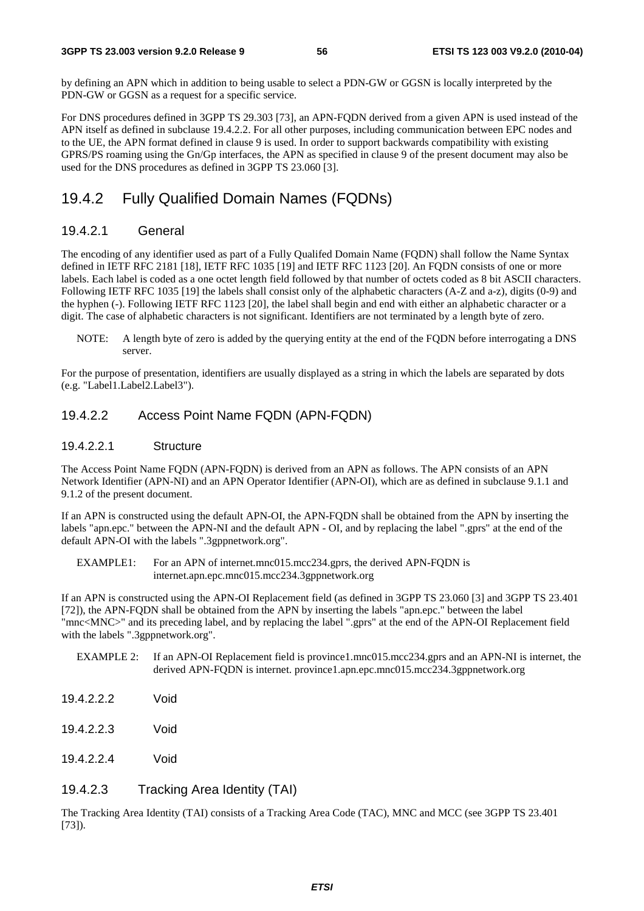by defining an APN which in addition to being usable to select a PDN-GW or GGSN is locally interpreted by the PDN-GW or GGSN as a request for a specific service.

For DNS procedures defined in 3GPP TS 29.303 [73], an APN-FQDN derived from a given APN is used instead of the APN itself as defined in subclause 19.4.2.2. For all other purposes, including communication between EPC nodes and to the UE, the APN format defined in clause 9 is used. In order to support backwards compatibility with existing GPRS/PS roaming using the Gn/Gp interfaces, the APN as specified in clause 9 of the present document may also be used for the DNS procedures as defined in 3GPP TS 23.060 [3].

## 19.4.2 Fully Qualified Domain Names (FQDNs)

### 19.4.2.1 General

The encoding of any identifier used as part of a Fully Qualifed Domain Name (FQDN) shall follow the Name Syntax defined in IETF RFC 2181 [18], IETF RFC 1035 [19] and IETF RFC 1123 [20]. An FQDN consists of one or more labels. Each label is coded as a one octet length field followed by that number of octets coded as 8 bit ASCII characters. Following IETF RFC 1035 [19] the labels shall consist only of the alphabetic characters (A-Z and a-z), digits (0-9) and the hyphen (-). Following IETF RFC 1123 [20], the label shall begin and end with either an alphabetic character or a digit. The case of alphabetic characters is not significant. Identifiers are not terminated by a length byte of zero.

NOTE: A length byte of zero is added by the querying entity at the end of the FQDN before interrogating a DNS server.

For the purpose of presentation, identifiers are usually displayed as a string in which the labels are separated by dots (e.g. "Label1.Label2.Label3").

### 19.4.2.2 Access Point Name FQDN (APN-FQDN)

#### 19.4.2.2.1 Structure

The Access Point Name FQDN (APN-FQDN) is derived from an APN as follows. The APN consists of an APN Network Identifier (APN-NI) and an APN Operator Identifier (APN-OI), which are as defined in subclause 9.1.1 and 9.1.2 of the present document.

If an APN is constructed using the default APN-OI, the APN-FQDN shall be obtained from the APN by inserting the labels "apn.epc." between the APN-NI and the default APN - OI, and by replacing the label ".gprs" at the end of the default APN-OI with the labels ".3gppnetwork.org".

EXAMPLE1: For an APN of internet.mnc015.mcc234.gprs, the derived APN-FQDN is internet.apn.epc.mnc015.mcc234.3gppnetwork.org

If an APN is constructed using the APN-OI Replacement field (as defined in 3GPP TS 23.060 [3] and 3GPP TS 23.401 [72]), the APN-FQDN shall be obtained from the APN by inserting the labels "apn.epc." between the label "mnc<MNC>" and its preceding label, and by replacing the label ".gprs" at the end of the APN-OI Replacement field with the labels ".3gppnetwork.org".

EXAMPLE 2: If an APN-OI Replacement field is province1.mnc015.mcc234.gprs and an APN-NI is internet, the derived APN-FQDN is internet. province1.apn.epc.mnc015.mcc234.3gppnetwork.org

#### 19.4.2.2.2 Void

#### 19.4.2.2.3 Void

#### 19.4.2.2.4 Void

### 19.4.2.3 Tracking Area Identity (TAI)

The Tracking Area Identity (TAI) consists of a Tracking Area Code (TAC), MNC and MCC (see 3GPP TS 23.401 [73]).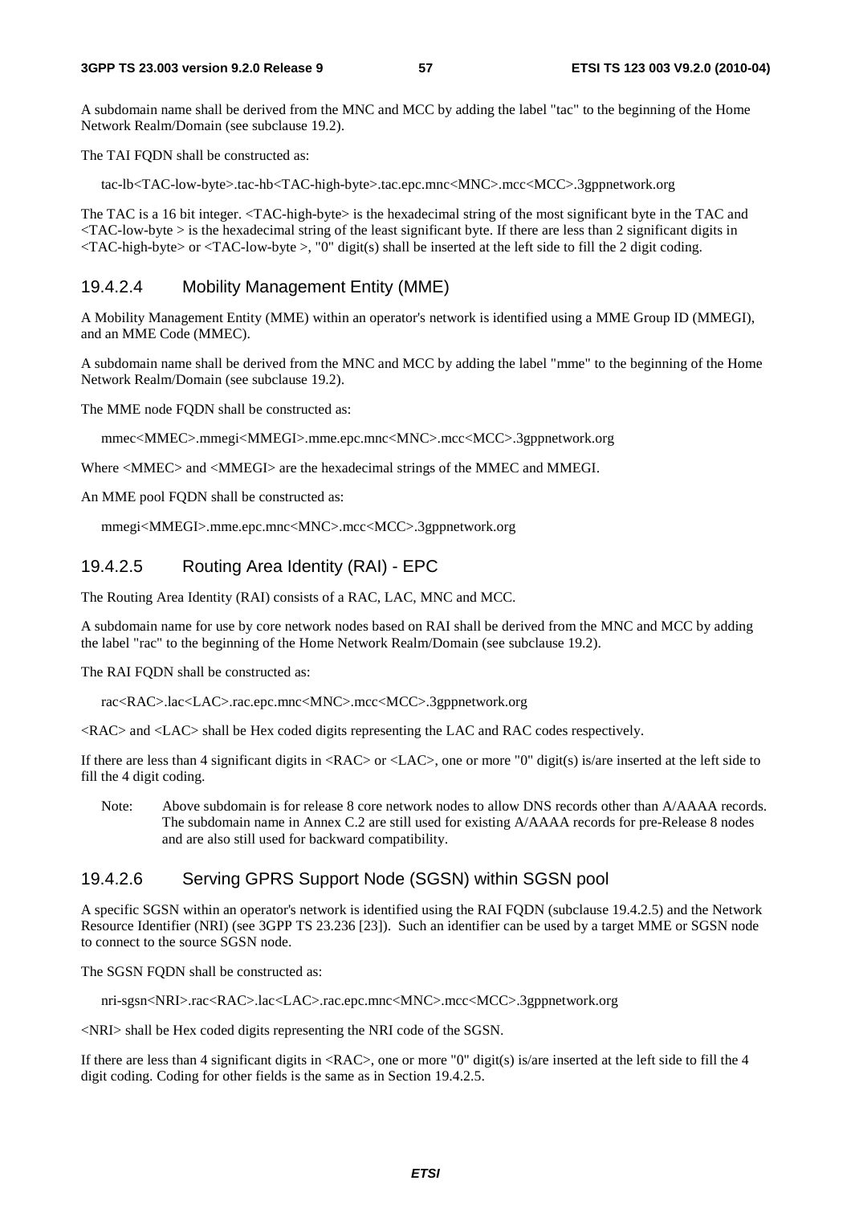A subdomain name shall be derived from the MNC and MCC by adding the label "tac" to the beginning of the Home Network Realm/Domain (see subclause 19.2).

The TAI FQDN shall be constructed as:

tac-lb<TAC-low-byte>.tac-hb<TAC-high-byte>.tac.epc.mnc<MNC>.mcc<MCC>.3gppnetwork.org

The TAC is a 16 bit integer. <TAC-high-byte> is the hexadecimal string of the most significant byte in the TAC and <TAC-low-byte > is the hexadecimal string of the least significant byte. If there are less than 2 significant digits in <TAC-high-byte> or <TAC-low-byte >, "0" digit(s) shall be inserted at the left side to fill the 2 digit coding.

#### 19.4.2.4 Mobility Management Entity (MME)

A Mobility Management Entity (MME) within an operator's network is identified using a MME Group ID (MMEGI), and an MME Code (MMEC).

A subdomain name shall be derived from the MNC and MCC by adding the label "mme" to the beginning of the Home Network Realm/Domain (see subclause 19.2).

The MME node FQDN shall be constructed as:

mmec<MMEC>.mmegi<MMEGI>.mme.epc.mnc<MNC>.mcc<MCC>.3gppnetwork.org

Where <MMEC> and <MMEGI> are the hexadecimal strings of the MMEC and MMEGI.

An MME pool FQDN shall be constructed as:

mmegi<MMEGI>.mme.epc.mnc<MNC>.mcc<MCC>.3gppnetwork.org

#### 19.4.2.5 Routing Area Identity (RAI) - EPC

The Routing Area Identity (RAI) consists of a RAC, LAC, MNC and MCC.

A subdomain name for use by core network nodes based on RAI shall be derived from the MNC and MCC by adding the label "rac" to the beginning of the Home Network Realm/Domain (see subclause 19.2).

The RAI FQDN shall be constructed as:

rac<RAC>.lac<LAC>.rac.epc.mnc<MNC>.mcc<MCC>.3gppnetwork.org

<RAC> and <LAC> shall be Hex coded digits representing the LAC and RAC codes respectively.

If there are less than 4 significant digits in <RAC> or <LAC>, one or more "0" digit(s) is/are inserted at the left side to fill the 4 digit coding.

Note: Above subdomain is for release 8 core network nodes to allow DNS records other than A/AAAA records. The subdomain name in Annex C.2 are still used for existing A/AAAA records for pre-Release 8 nodes and are also still used for backward compatibility.

#### 19.4.2.6 Serving GPRS Support Node (SGSN) within SGSN pool

A specific SGSN within an operator's network is identified using the RAI FQDN (subclause 19.4.2.5) and the Network Resource Identifier (NRI) (see 3GPP TS 23.236 [23]). Such an identifier can be used by a target MME or SGSN node to connect to the source SGSN node.

The SGSN FQDN shall be constructed as:

nri-sgsn<NRI>.rac<RAC>.lac<LAC>.rac.epc.mnc<MNC>.mcc<MCC>.3gppnetwork.org

<NRI> shall be Hex coded digits representing the NRI code of the SGSN.

If there are less than 4 significant digits in <RAC>, one or more "0" digit(s) is/are inserted at the left side to fill the 4 digit coding. Coding for other fields is the same as in Section 19.4.2.5.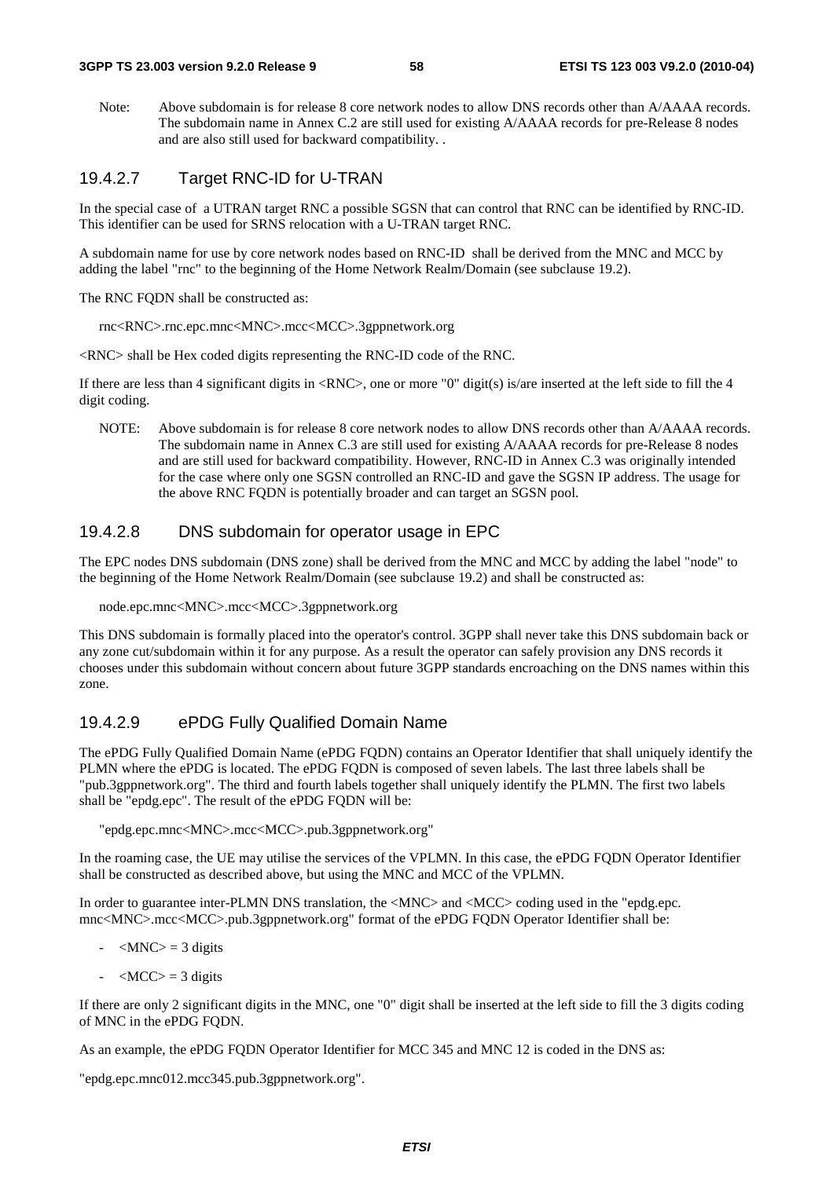Note: Above subdomain is for release 8 core network nodes to allow DNS records other than A/AAAA records. The subdomain name in Annex C.2 are still used for existing A/AAAA records for pre-Release 8 nodes and are also still used for backward compatibility. .

### 19.4.2.7 Target RNC-ID for U-TRAN

In the special case of a UTRAN target RNC a possible SGSN that can control that RNC can be identified by RNC-ID. This identifier can be used for SRNS relocation with a U-TRAN target RNC.

A subdomain name for use by core network nodes based on RNC-ID shall be derived from the MNC and MCC by adding the label "rnc" to the beginning of the Home Network Realm/Domain (see subclause 19.2).

The RNC FQDN shall be constructed as:

rnc<RNC>.rnc.epc.mnc<MNC>.mcc<MCC>.3gppnetwork.org

<RNC> shall be Hex coded digits representing the RNC-ID code of the RNC.

If there are less than 4 significant digits in <RNC>, one or more "0" digit(s) is/are inserted at the left side to fill the 4 digit coding.

NOTE: Above subdomain is for release 8 core network nodes to allow DNS records other than A/AAAA records. The subdomain name in Annex C.3 are still used for existing A/AAAA records for pre-Release 8 nodes and are still used for backward compatibility. However, RNC-ID in Annex C.3 was originally intended for the case where only one SGSN controlled an RNC-ID and gave the SGSN IP address. The usage for the above RNC FQDN is potentially broader and can target an SGSN pool.

### 19.4.2.8 DNS subdomain for operator usage in EPC

The EPC nodes DNS subdomain (DNS zone) shall be derived from the MNC and MCC by adding the label "node" to the beginning of the Home Network Realm/Domain (see subclause 19.2) and shall be constructed as:

node.epc.mnc<MNC>.mcc<MCC>.3gppnetwork.org

This DNS subdomain is formally placed into the operator's control. 3GPP shall never take this DNS subdomain back or any zone cut/subdomain within it for any purpose. As a result the operator can safely provision any DNS records it chooses under this subdomain without concern about future 3GPP standards encroaching on the DNS names within this zone.

### 19.4.2.9 ePDG Fully Qualified Domain Name

The ePDG Fully Qualified Domain Name (ePDG FQDN) contains an Operator Identifier that shall uniquely identify the PLMN where the ePDG is located. The ePDG FQDN is composed of seven labels. The last three labels shall be "pub.3gppnetwork.org". The third and fourth labels together shall uniquely identify the PLMN. The first two labels shall be "epdg.epc". The result of the ePDG FQDN will be:

"epdg.epc.mnc<MNC>.mcc<MCC>.pub.3gppnetwork.org"

In the roaming case, the UE may utilise the services of the VPLMN. In this case, the ePDG FQDN Operator Identifier shall be constructed as described above, but using the MNC and MCC of the VPLMN.

In order to guarantee inter-PLMN DNS translation, the <MNC> and <MCC> coding used in the "epdg.epc. mnc<MNC>.mcc<MCC>.pub.3gppnetwork.org" format of the ePDG FQDN Operator Identifier shall be:

- <MNC> = 3 digits
- <MCC> = 3 digits

If there are only 2 significant digits in the MNC, one "0" digit shall be inserted at the left side to fill the 3 digits coding of MNC in the ePDG FQDN.

As an example, the ePDG FQDN Operator Identifier for MCC 345 and MNC 12 is coded in the DNS as:

"epdg.epc.mnc012.mcc345.pub.3gppnetwork.org".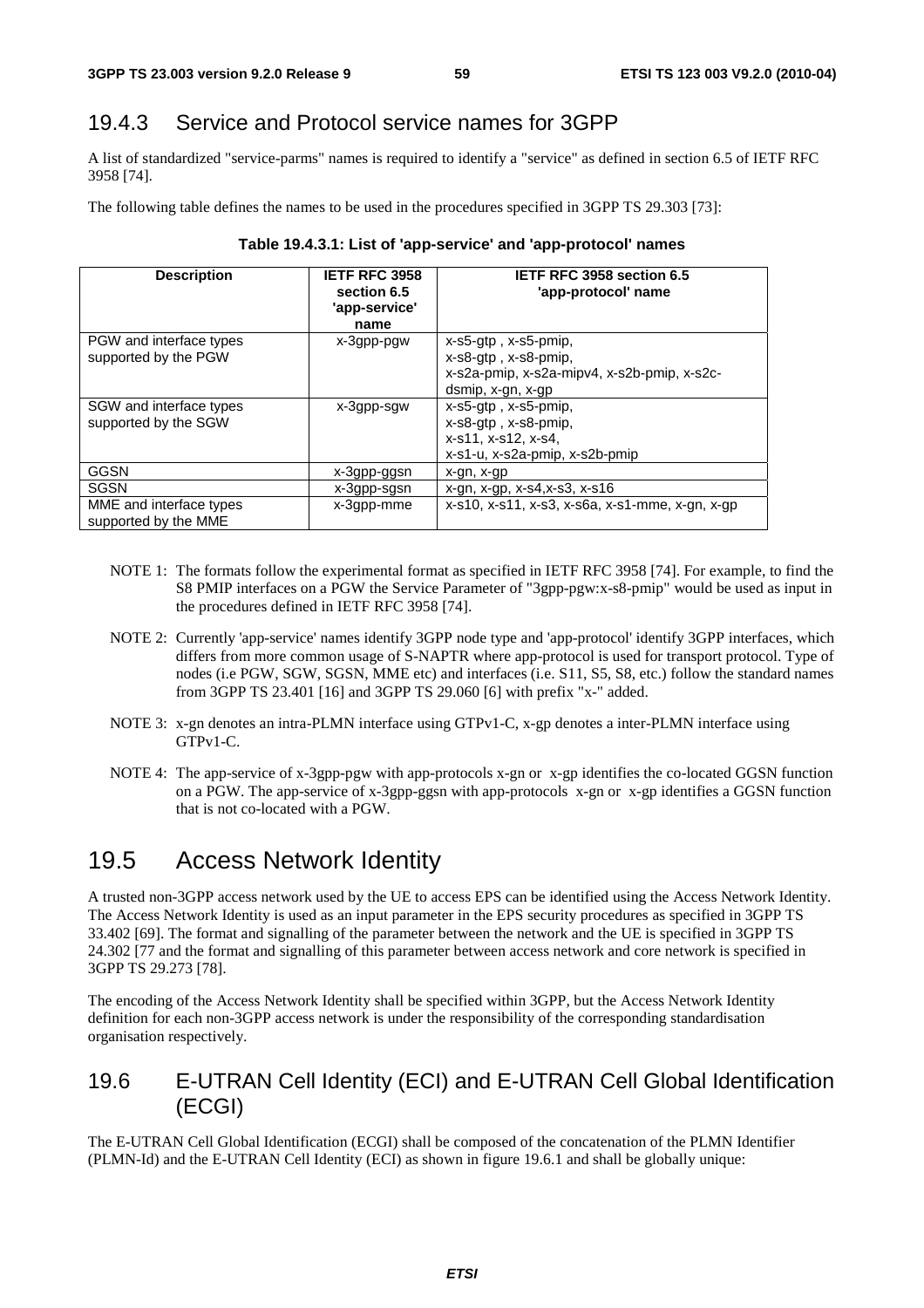### 19.4.3 Service and Protocol service names for 3GPP

A list of standardized "service-parms" names is required to identify a "service" as defined in section 6.5 of IETF RFC 3958 [74].

The following table defines the names to be used in the procedures specified in 3GPP TS 29.303 [73]:

**Table 19.4.3.1: List of 'app-service' and 'app-protocol' names**

| Description | IETF RFC 3958 section 6.5 'app-service' name | IETF RFC 3958 section 6.5 'app-protocol' name |
|---|---|---|
| PGW and interface types supported by the PGW | x-3gpp-pgw | x-s5-gtp , x-s5-pmip, x-s8-gtp , x-s8-pmip, x-s2a-pmip, x-s2a-mipv4, x-s2b-pmip, x-s2c-dsmip, x-gn, x-gp |
| SGW and interface types supported by the SGW | x-3gpp-sgw | x-s5-gtp , x-s5-pmip, x-s8-gtp , x-s8-pmip, x-s11, x-s12, x-s4, x-s1-u, x-s2a-pmip, x-s2b-pmip |
| GGSN | x-3gpp-ggsn | x-gn, x-gp |
| SGSN | x-3gpp-sgsn | x-gn, x-gp, x-s4,x-s3, x-s16 |
| MME and interface types supported by the MME | x-3gpp-mme | x-s10, x-s11, x-s3, x-s6a, x-s1-mme, x-gn, x-gp |

NOTE 1: The formats follow the experimental format as specified in IETF RFC 3958 [74]. For example, to find the S8 PMIP interfaces on a PGW the Service Parameter of "3gpp-pgw:x-s8-pmip" would be used as input in the procedures defined in IETF RFC 3958 [74].

NOTE 2: Currently 'app-service' names identify 3GPP node type and 'app-protocol' identify 3GPP interfaces, which differs from more common usage of S-NAPTR where app-protocol is used for transport protocol. Type of nodes (i.e PGW, SGW, SGSN, MME etc) and interfaces (i.e. S11, S5, S8, etc.) follow the standard names from 3GPP TS 23.401 [16] and 3GPP TS 29.060 [6] with prefix "x-" added.

NOTE 3: x-gn denotes an intra-PLMN interface using GTPv1-C, x-gp denotes a inter-PLMN interface using GTPv1-C.

NOTE 4: The app-service of x-3gpp-pgw with app-protocols x-gn or x-gp identifies the co-located GGSN function on a PGW. The app-service of x-3gpp-ggsn with app-protocols x-gn or x-gp identifies a GGSN function that is not co-located with a PGW.

## 19.5 Access Network Identity

A trusted non-3GPP access network used by the UE to access EPS can be identified using the Access Network Identity. The Access Network Identity is used as an input parameter in the EPS security procedures as specified in 3GPP TS 33.402 [69]. The format and signalling of the parameter between the network and the UE is specified in 3GPP TS 24.302 [77 and the format and signalling of this parameter between access network and core network is specified in 3GPP TS 29.273 [78].

The encoding of the Access Network Identity shall be specified within 3GPP, but the Access Network Identity definition for each non-3GPP access network is under the responsibility of the corresponding standardisation organisation respectively.

### 19.6 E-UTRAN Cell Identity (ECI) and E-UTRAN Cell Global Identification (ECGI)

The E-UTRAN Cell Global Identification (ECGI) shall be composed of the concatenation of the PLMN Identifier (PLMN-Id) and the E-UTRAN Cell Identity (ECI) as shown in figure 19.6.1 and shall be globally unique: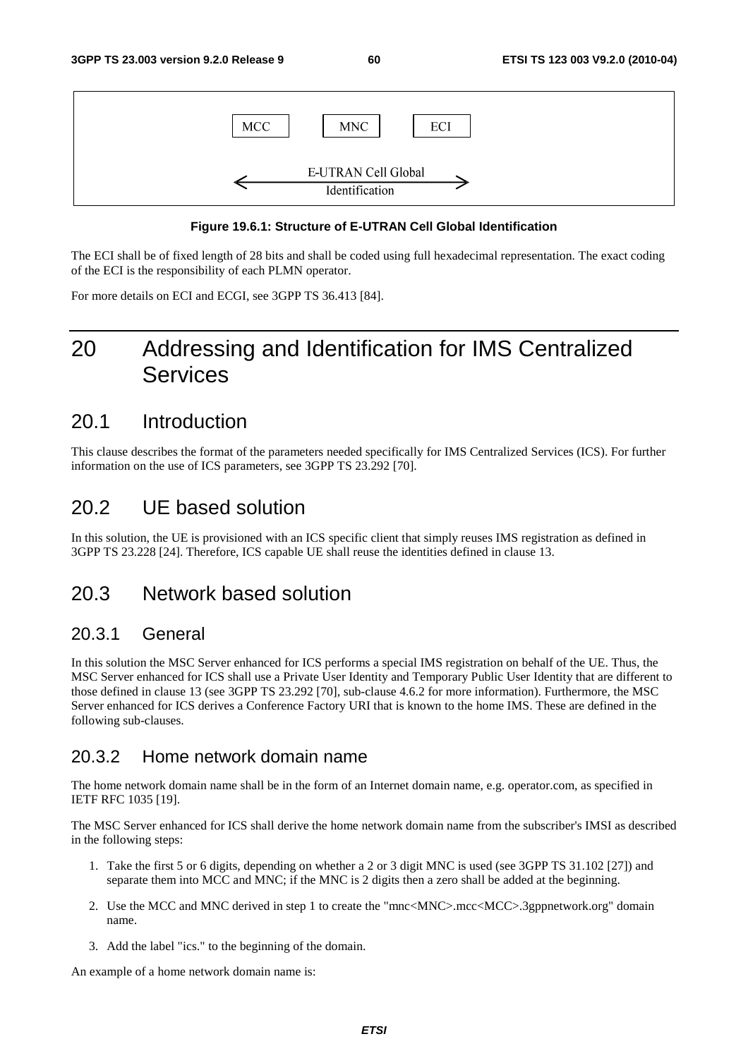MCC MNC ECI

E-UTRAN Cell Global Identification

**Figure 19.6.1: Structure of E-UTRAN Cell Global Identification**

The ECI shall be of fixed length of 28 bits and shall be coded using full hexadecimal representation. The exact coding of the ECI is the responsibility of each PLMN operator.

For more details on ECI and ECGI, see 3GPP TS 36.413 [84].

# 20 Addressing and Identification for IMS Centralized Services

## 20.1 Introduction

This clause describes the format of the parameters needed specifically for IMS Centralized Services (ICS). For further information on the use of ICS parameters, see 3GPP TS 23.292 [70].

## 20.2 UE based solution

In this solution, the UE is provisioned with an ICS specific client that simply reuses IMS registration as defined in 3GPP TS 23.228 [24]. Therefore, ICS capable UE shall reuse the identities defined in clause 13.

## 20.3 Network based solution

### 20.3.1 General

In this solution the MSC Server enhanced for ICS performs a special IMS registration on behalf of the UE. Thus, the MSC Server enhanced for ICS shall use a Private User Identity and Temporary Public User Identity that are different to those defined in clause 13 (see 3GPP TS 23.292 [70], sub-clause 4.6.2 for more information). Furthermore, the MSC Server enhanced for ICS derives a Conference Factory URI that is known to the home IMS. These are defined in the following sub-clauses.

### 20.3.2 Home network domain name

The home network domain name shall be in the form of an Internet domain name, e.g. operator.com, as specified in IETF RFC 1035 [19].

The MSC Server enhanced for ICS shall derive the home network domain name from the subscriber's IMSI as described in the following steps:

1. Take the first 5 or 6 digits, depending on whether a 2 or 3 digit MNC is used (see 3GPP TS 31.102 [27]) and separate them into MCC and MNC; if the MNC is 2 digits then a zero shall be added at the beginning.
2. Use the MCC and MNC derived in step 1 to create the "mnc<MNC>.mcc<MCC>.3gppnetwork.org" domain name.
3. Add the label "ics." to the beginning of the domain.

An example of a home network domain name is: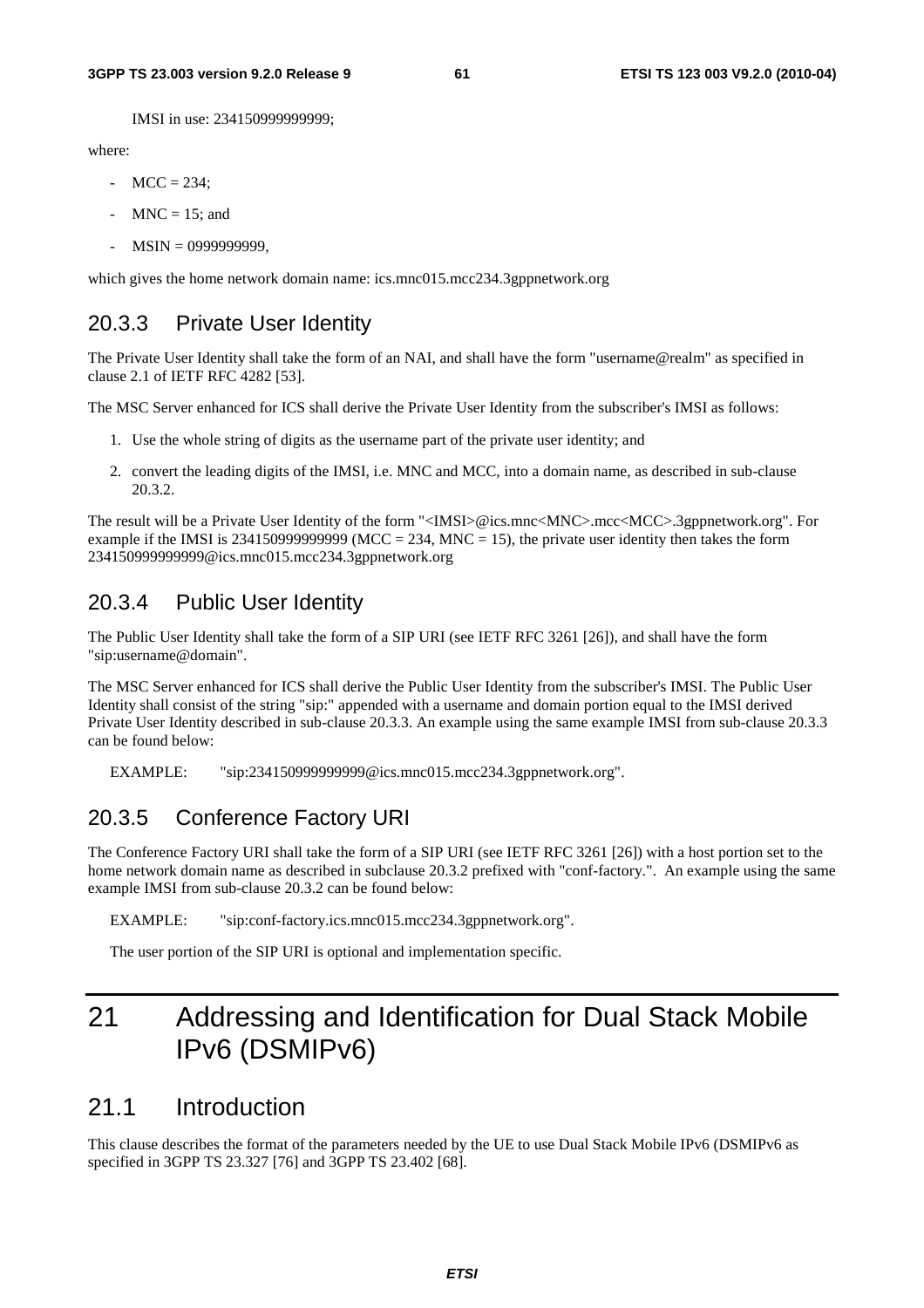IMSI in use: 234150999999999;

where:

- MCC = 234;
- MNC = 15; and
- MSIN = 0999999999,

which gives the home network domain name: ics.mnc015.mcc234.3gppnetwork.org

### 20.3.3 Private User Identity

The Private User Identity shall take the form of an NAI, and shall have the form "username@realm" as specified in clause 2.1 of IETF RFC 4282 [53].

The MSC Server enhanced for ICS shall derive the Private User Identity from the subscriber's IMSI as follows:

1. Use the whole string of digits as the username part of the private user identity; and
2. convert the leading digits of the IMSI, i.e. MNC and MCC, into a domain name, as described in sub-clause 20.3.2.

The result will be a Private User Identity of the form "<IMSI>@ics.mnc<MNC>.mcc<MCC>.3gppnetwork.org". For example if the IMSI is 234150999999999 (MCC = 234, MNC = 15), the private user identity then takes the form 234150999999999@ics.mnc015.mcc234.3gppnetwork.org

### 20.3.4 Public User Identity

The Public User Identity shall take the form of a SIP URI (see IETF RFC 3261 [26]), and shall have the form "sip:username@domain".

The MSC Server enhanced for ICS shall derive the Public User Identity from the subscriber's IMSI. The Public User Identity shall consist of the string "sip:" appended with a username and domain portion equal to the IMSI derived Private User Identity described in sub-clause 20.3.3. An example using the same example IMSI from sub-clause 20.3.3 can be found below:

EXAMPLE: "sip:234150999999999@ics.mnc015.mcc234.3gppnetwork.org".

### 20.3.5 Conference Factory URI

The Conference Factory URI shall take the form of a SIP URI (see IETF RFC 3261 [26]) with a host portion set to the home network domain name as described in subclause 20.3.2 prefixed with "conf-factory.". An example using the same example IMSI from sub-clause 20.3.2 can be found below:

EXAMPLE: "sip:conf-factory.ics.mnc015.mcc234.3gppnetwork.org".

The user portion of the SIP URI is optional and implementation specific.

# 21 Addressing and Identification for Dual Stack Mobile IPv6 (DSMIPv6)

## 21.1 Introduction

This clause describes the format of the parameters needed by the UE to use Dual Stack Mobile IPv6 (DSMIPv6 as specified in 3GPP TS 23.327 [76] and 3GPP TS 23.402 [68].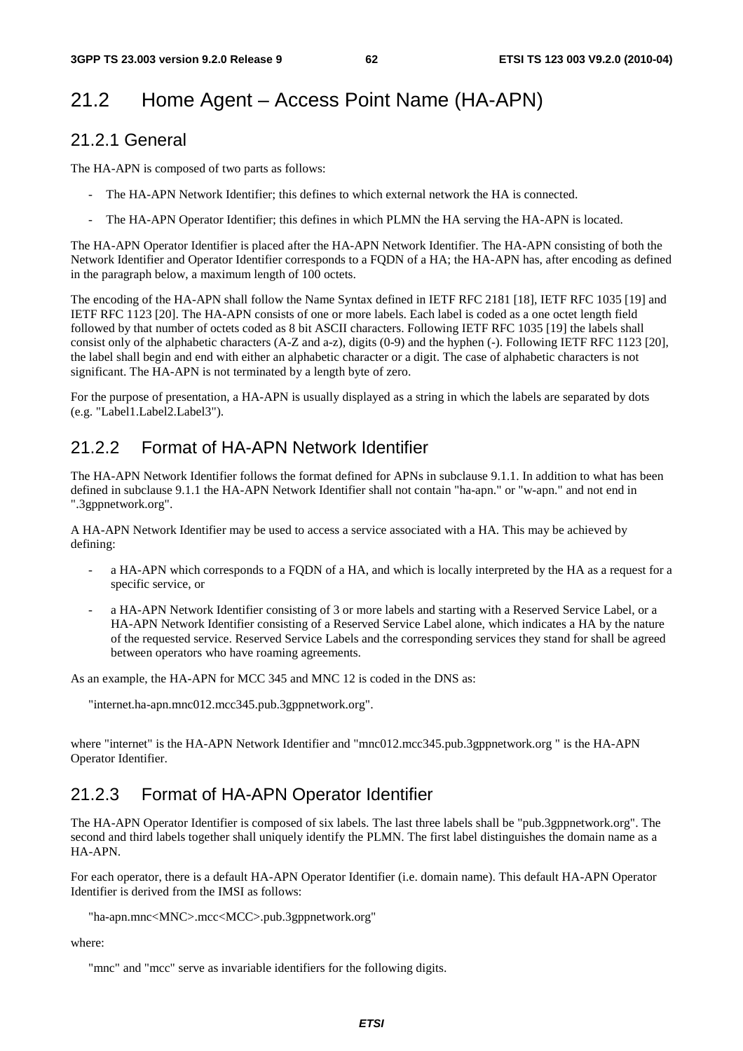## 21.2 Home Agent – Access Point Name (HA-APN)

### 21.2.1 General

The HA-APN is composed of two parts as follows:

- The HA-APN Network Identifier; this defines to which external network the HA is connected.
- The HA-APN Operator Identifier; this defines in which PLMN the HA serving the HA-APN is located.

The HA-APN Operator Identifier is placed after the HA-APN Network Identifier. The HA-APN consisting of both the Network Identifier and Operator Identifier corresponds to a FQDN of a HA; the HA-APN has, after encoding as defined in the paragraph below, a maximum length of 100 octets.

The encoding of the HA-APN shall follow the Name Syntax defined in IETF RFC 2181 [18], IETF RFC 1035 [19] and IETF RFC 1123 [20]. The HA-APN consists of one or more labels. Each label is coded as a one octet length field followed by that number of octets coded as 8 bit ASCII characters. Following IETF RFC 1035 [19] the labels shall consist only of the alphabetic characters (A-Z and a-z), digits (0-9) and the hyphen (-). Following IETF RFC 1123 [20], the label shall begin and end with either an alphabetic character or a digit. The case of alphabetic characters is not significant. The HA-APN is not terminated by a length byte of zero.

For the purpose of presentation, a HA-APN is usually displayed as a string in which the labels are separated by dots (e.g. "Label1.Label2.Label3").

### 21.2.2 Format of HA-APN Network Identifier

The HA-APN Network Identifier follows the format defined for APNs in subclause 9.1.1. In addition to what has been defined in subclause 9.1.1 the HA-APN Network Identifier shall not contain "ha-apn." or "w-apn." and not end in ".3gppnetwork.org".

A HA-APN Network Identifier may be used to access a service associated with a HA. This may be achieved by defining:

- a HA-APN which corresponds to a FQDN of a HA, and which is locally interpreted by the HA as a request for a specific service, or
- a HA-APN Network Identifier consisting of 3 or more labels and starting with a Reserved Service Label, or a HA-APN Network Identifier consisting of a Reserved Service Label alone, which indicates a HA by the nature of the requested service. Reserved Service Labels and the corresponding services they stand for shall be agreed between operators who have roaming agreements.

As an example, the HA-APN for MCC 345 and MNC 12 is coded in the DNS as:

"internet.ha-apn.mnc012.mcc345.pub.3gppnetwork.org".

where "internet" is the HA-APN Network Identifier and "mnc012.mcc345.pub.3gppnetwork.org " is the HA-APN Operator Identifier.

### 21.2.3 Format of HA-APN Operator Identifier

The HA-APN Operator Identifier is composed of six labels. The last three labels shall be "pub.3gppnetwork.org". The second and third labels together shall uniquely identify the PLMN. The first label distinguishes the domain name as a HA-APN.

For each operator, there is a default HA-APN Operator Identifier (i.e. domain name). This default HA-APN Operator Identifier is derived from the IMSI as follows:

"ha-apn.mnc<MNC>.mcc<MCC>.pub.3gppnetwork.org"

where:

"mnc" and "mcc" serve as invariable identifiers for the following digits.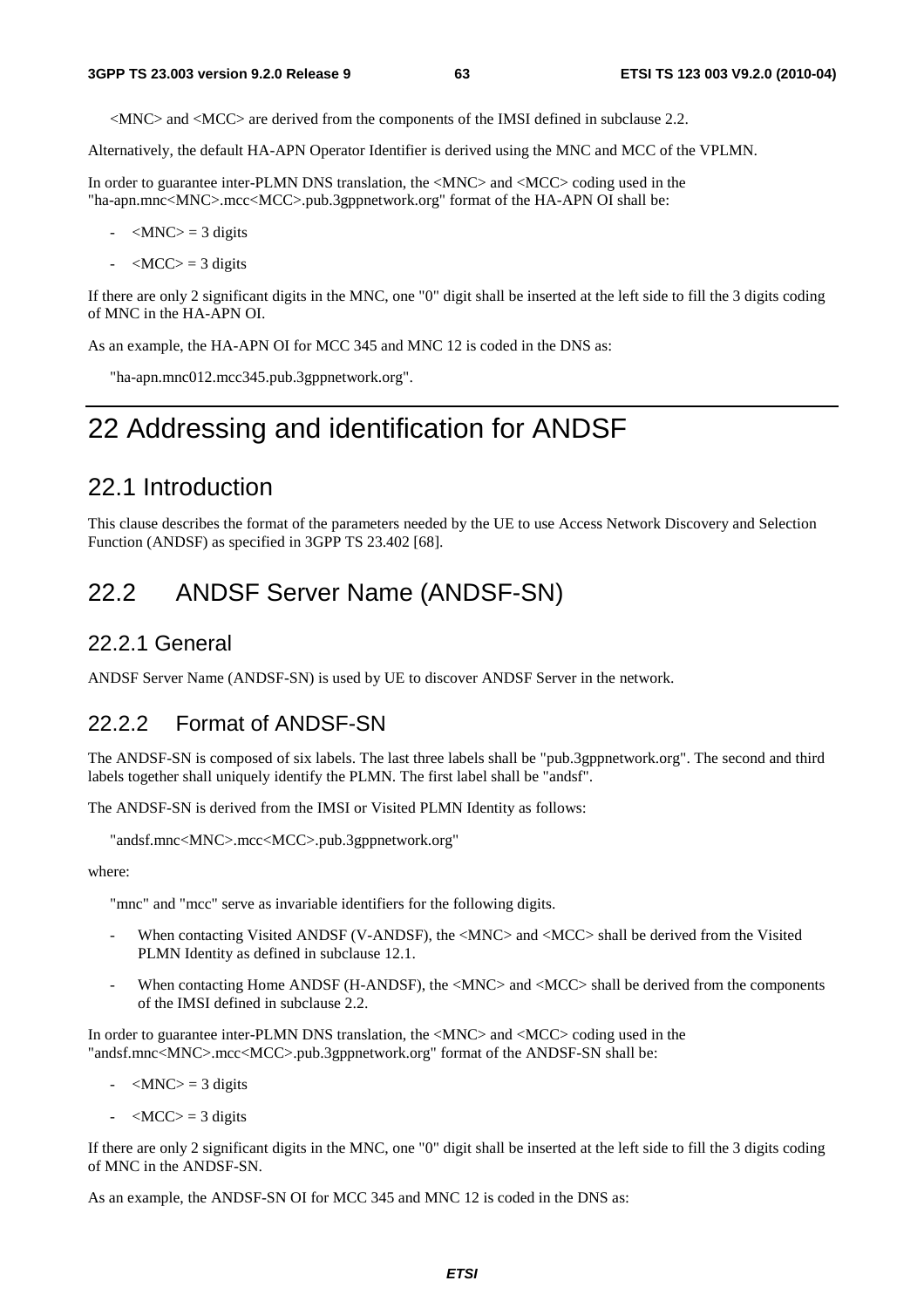<MNC> and <MCC> are derived from the components of the IMSI defined in subclause 2.2.

Alternatively, the default HA-APN Operator Identifier is derived using the MNC and MCC of the VPLMN.

In order to guarantee inter-PLMN DNS translation, the <MNC> and <MCC> coding used in the "ha-apn.mnc<MNC>.mcc<MCC>.pub.3gppnetwork.org" format of the HA-APN OI shall be:

- <MNC> = 3 digits
- <MCC> = 3 digits

If there are only 2 significant digits in the MNC, one "0" digit shall be inserted at the left side to fill the 3 digits coding of MNC in the HA-APN OI.

As an example, the HA-APN OI for MCC 345 and MNC 12 is coded in the DNS as:

"ha-apn.mnc012.mcc345.pub.3gppnetwork.org".

# 22 Addressing and identification for ANDSF

## 22.1 Introduction

This clause describes the format of the parameters needed by the UE to use Access Network Discovery and Selection Function (ANDSF) as specified in 3GPP TS 23.402 [68].

## 22.2 ANDSF Server Name (ANDSF-SN)

### 22.2.1 General

ANDSF Server Name (ANDSF-SN) is used by UE to discover ANDSF Server in the network.

### 22.2.2 Format of ANDSF-SN

The ANDSF-SN is composed of six labels. The last three labels shall be "pub.3gppnetwork.org". The second and third labels together shall uniquely identify the PLMN. The first label shall be "andsf".

The ANDSF-SN is derived from the IMSI or Visited PLMN Identity as follows:

"andsf.mnc<MNC>.mcc<MCC>.pub.3gppnetwork.org"

where:

"mnc" and "mcc" serve as invariable identifiers for the following digits.

- When contacting Visited ANDSF (V-ANDSF), the <MNC> and <MCC> shall be derived from the Visited PLMN Identity as defined in subclause 12.1.
- When contacting Home ANDSF (H-ANDSF), the <MNC> and <MCC> shall be derived from the components of the IMSI defined in subclause 2.2.

In order to guarantee inter-PLMN DNS translation, the <MNC> and <MCC> coding used in the "andsf.mnc<MNC>.mcc<MCC>.pub.3gppnetwork.org" format of the ANDSF-SN shall be:

- <MNC> = 3 digits
- <MCC> = 3 digits

If there are only 2 significant digits in the MNC, one "0" digit shall be inserted at the left side to fill the 3 digits coding of MNC in the ANDSF-SN.

As an example, the ANDSF-SN OI for MCC 345 and MNC 12 is coded in the DNS as: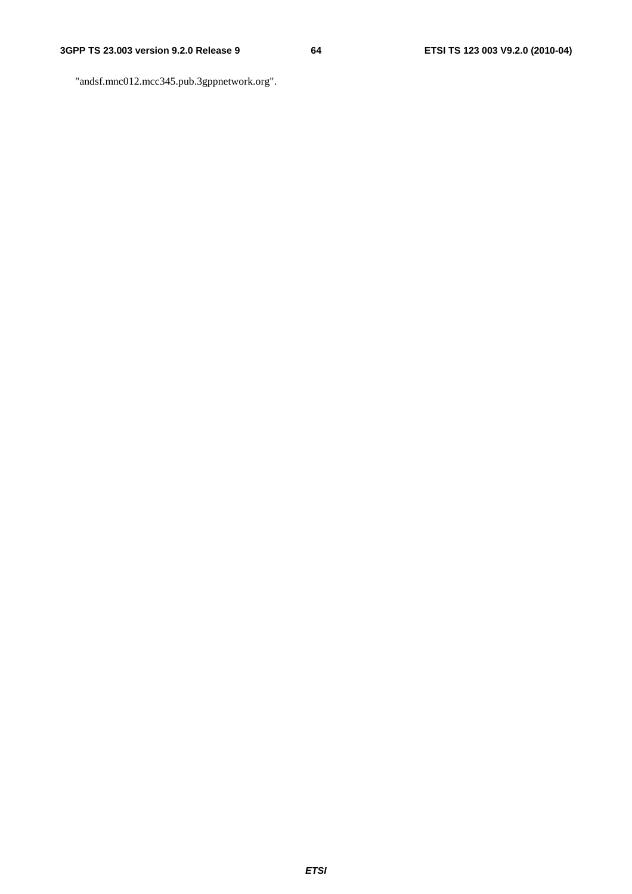"andsf.mnc012.mcc345.pub.3gppnetwork.org".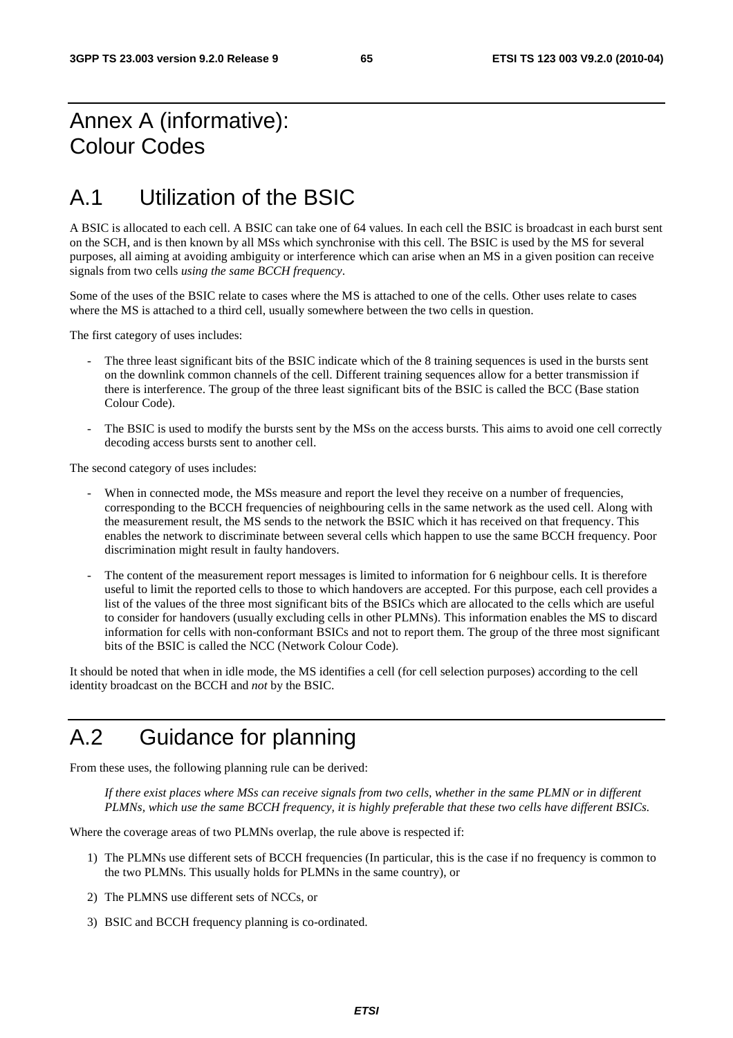# Annex A (informative): Colour Codes

# A.1 Utilization of the BSIC

A BSIC is allocated to each cell. A BSIC can take one of 64 values. In each cell the BSIC is broadcast in each burst sent on the SCH, and is then known by all MSs which synchronise with this cell. The BSIC is used by the MS for several purposes, all aiming at avoiding ambiguity or interference which can arise when an MS in a given position can receive signals from two cells *using the same BCCH frequency*.

Some of the uses of the BSIC relate to cases where the MS is attached to one of the cells. Other uses relate to cases where the MS is attached to a third cell, usually somewhere between the two cells in question.

The first category of uses includes:

- The three least significant bits of the BSIC indicate which of the 8 training sequences is used in the bursts sent on the downlink common channels of the cell. Different training sequences allow for a better transmission if there is interference. The group of the three least significant bits of the BSIC is called the BCC (Base station Colour Code).

- The BSIC is used to modify the bursts sent by the MSs on the access bursts. This aims to avoid one cell correctly decoding access bursts sent to another cell.

The second category of uses includes:

- When in connected mode, the MSs measure and report the level they receive on a number of frequencies, corresponding to the BCCH frequencies of neighbouring cells in the same network as the used cell. Along with the measurement result, the MS sends to the network the BSIC which it has received on that frequency. This enables the network to discriminate between several cells which happen to use the same BCCH frequency. Poor discrimination might result in faulty handovers.

- The content of the measurement report messages is limited to information for 6 neighbour cells. It is therefore useful to limit the reported cells to those to which handovers are accepted. For this purpose, each cell provides a list of the values of the three most significant bits of the BSICs which are allocated to the cells which are useful to consider for handovers (usually excluding cells in other PLMNs). This information enables the MS to discard information for cells with non-conformant BSICs and not to report them. The group of the three most significant bits of the BSIC is called the NCC (Network Colour Code).

It should be noted that when in idle mode, the MS identifies a cell (for cell selection purposes) according to the cell identity broadcast on the BCCH and *not* by the BSIC.

# A.2 Guidance for planning

From these uses, the following planning rule can be derived:

> *If there exist places where MSs can receive signals from two cells, whether in the same PLMN or in different PLMNs, which use the same BCCH frequency, it is highly preferable that these two cells have different BSICs.*

Where the coverage areas of two PLMNs overlap, the rule above is respected if:

1) The PLMNs use different sets of BCCH frequencies (In particular, this is the case if no frequency is common to the two PLMNs. This usually holds for PLMNs in the same country), or

2) The PLMNS use different sets of NCCs, or

3) BSIC and BCCH frequency planning is co-ordinated.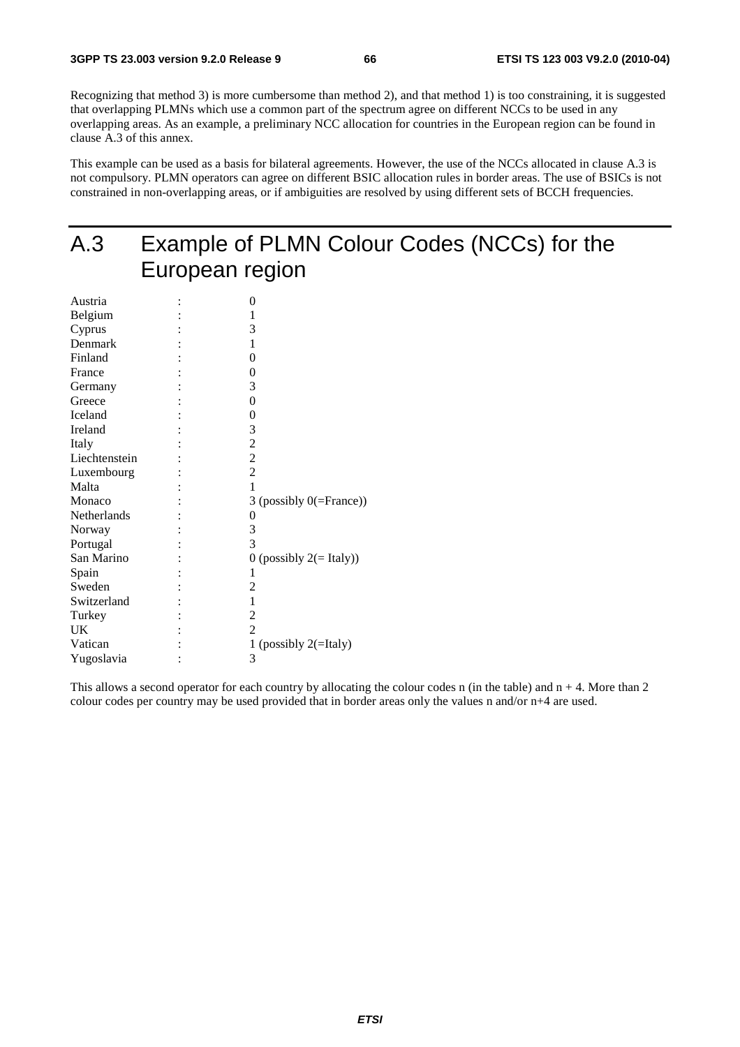Recognizing that method 3) is more cumbersome than method 2), and that method 1) is too constraining, it is suggested that overlapping PLMNs which use a common part of the spectrum agree on different NCCs to be used in any overlapping areas. As an example, a preliminary NCC allocation for countries in the European region can be found in clause A.3 of this annex.

This example can be used as a basis for bilateral agreements. However, the use of the NCCs allocated in clause A.3 is not compulsory. PLMN operators can agree on different BSIC allocation rules in border areas. The use of BSICs is not constrained in non-overlapping areas, or if ambiguities are resolved by using different sets of BCCH frequencies.

# A.3 Example of PLMN Colour Codes (NCCs) for the European region

```
Austria        :    0
Belgium        :    1
Cyprus         :    3
Denmark        :    1
Finland        :    0
France         :    0
Germany        :    3
Greece         :    0
Iceland        :    0
Ireland        :    3
Italy          :    2
Liechtenstein  :    2
Luxembourg     :    2
Malta          :    1
Monaco         :    3 (possibly 0(=France))
Netherlands    :    0
Norway         :    3
Portugal       :    3
San Marino     :    0 (possibly 2(= Italy))
Spain          :    1
Sweden         :    2
Switzerland    :    1
Turkey         :    2
UK             :    2
Vatican        :    1 (possibly 2(=Italy)
Yugoslavia     :    3
```

This allows a second operator for each country by allocating the colour codes n (in the table) and n + 4. More than 2 colour codes per country may be used provided that in border areas only the values n and/or n+4 are used.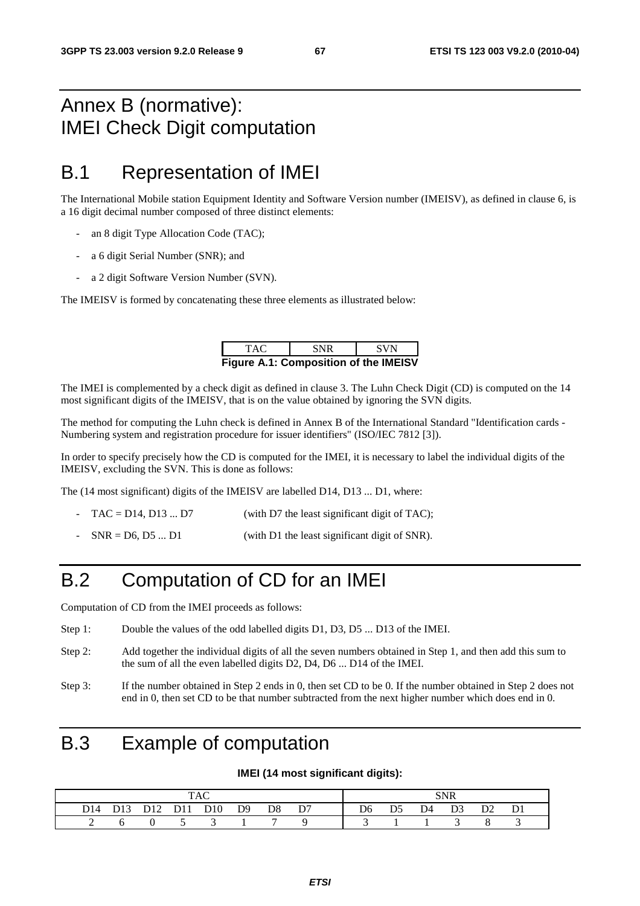# Annex B (normative): IMEI Check Digit computation

## B.1 Representation of IMEI

The International Mobile station Equipment Identity and Software Version number (IMEISV), as defined in clause 6, is a 16 digit decimal number composed of three distinct elements:

- an 8 digit Type Allocation Code (TAC);
- a 6 digit Serial Number (SNR); and
- a 2 digit Software Version Number (SVN).

The IMEISV is formed by concatenating these three elements as illustrated below:

| TAC | SNR | SVN |
|---|---|---|

**Figure A.1: Composition of the IMEISV**

The IMEI is complemented by a check digit as defined in clause 3. The Luhn Check Digit (CD) is computed on the 14 most significant digits of the IMEISV, that is on the value obtained by ignoring the SVN digits.

The method for computing the Luhn check is defined in Annex B of the International Standard "Identification cards - Numbering system and registration procedure for issuer identifiers" (ISO/IEC 7812 [3]).

In order to specify precisely how the CD is computed for the IMEI, it is necessary to label the individual digits of the IMEISV, excluding the SVN. This is done as follows:

The (14 most significant) digits of the IMEISV are labelled D14, D13 ... D1, where:

- TAC = D14, D13 ... D7 (with D7 the least significant digit of TAC);
- SNR = D6, D5 ... D1 (with D1 the least significant digit of SNR).

## B.2 Computation of CD for an IMEI

Computation of CD from the IMEI proceeds as follows:

Step 1: Double the values of the odd labelled digits D1, D3, D5 ... D13 of the IMEI.

Step 2: Add together the individual digits of all the seven numbers obtained in Step 1, and then add this sum to the sum of all the even labelled digits D2, D4, D6 ... D14 of the IMEI.

Step 3: If the number obtained in Step 2 ends in 0, then set CD to be 0. If the number obtained in Step 2 does not end in 0, then set CD to be that number subtracted from the next higher number which does end in 0.

## B.3 Example of computation

**IMEI (14 most significant digits):**

| TAC | | | | | | | | SNR | | | | | |
|---|---|---|---|---|---|---|---|---|---|---|---|---|---|
| D14 | D13 | D12 | D11 | D10 | D9 | D8 | D7 | D6 | D5 | D4 | D3 | D2 | D1 |
| 2 | 6 | 0 | 5 | 3 | 1 | 7 | 9 | 3 | 1 | 1 | 3 | 8 | 3 |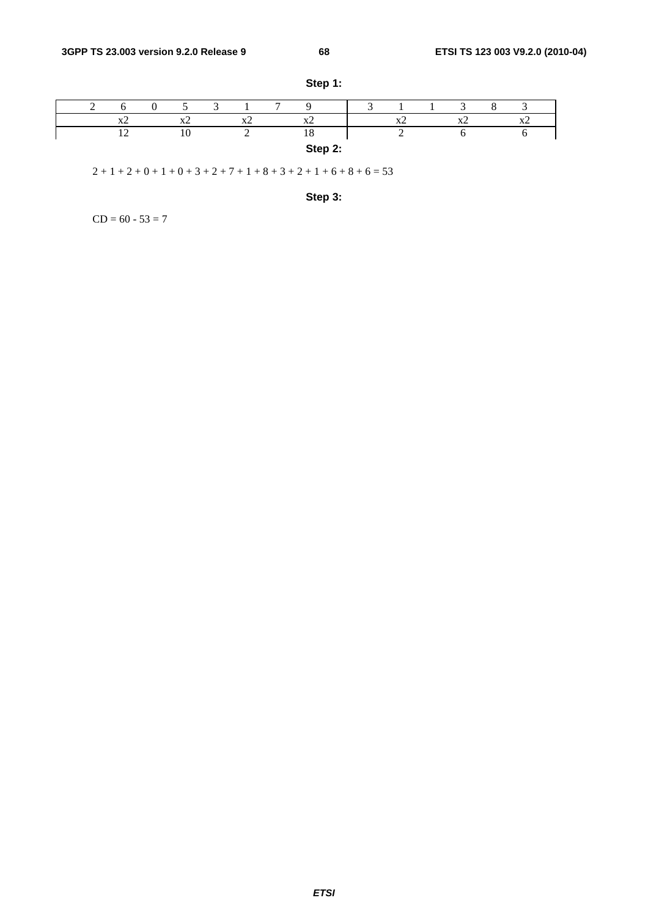**Step 1:**

| 2 | 6 | 0 | 5 | 3 | 1 | 7 | 9 | 3 | 1 | 1 | 3 | 8 | 3 |
|---|---|---|---|---|---|---|---|---|---|---|---|---|---|
| | x2 | | x2 | | x2 | | x2 | | x2 | | x2 | | x2 |
| | 12 | | 10 | | 2 | | 18 | | 2 | | 6 | | 6 |

**Step 2:**

2 + 1 + 2 + 0 + 1 + 0 + 3 + 2 + 7 + 1 + 8 + 3 + 2 + 1 + 6 + 8 + 6 = 53

**Step 3:**

CD = 60 - 53 = 7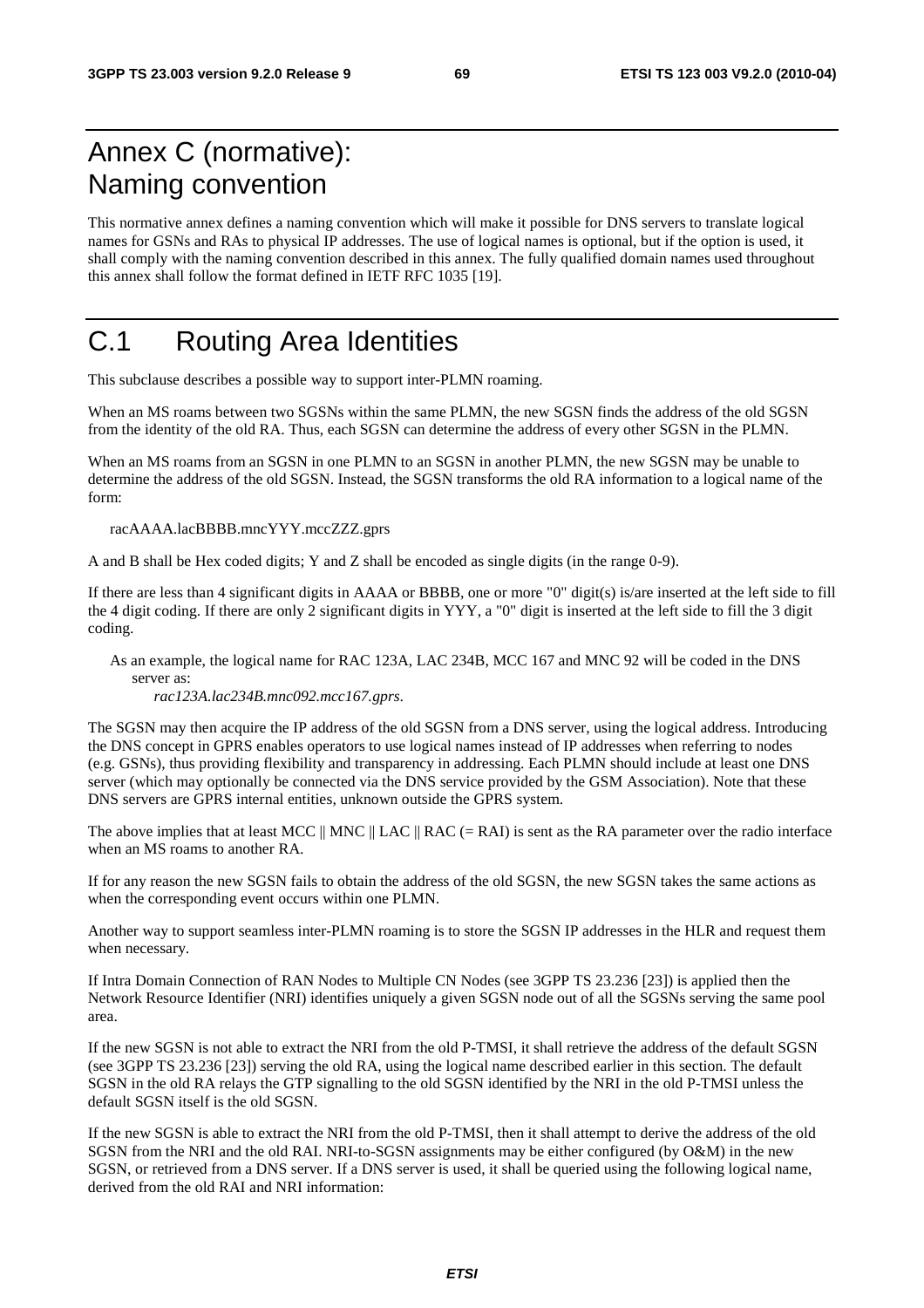# Annex C (normative): Naming convention

This normative annex defines a naming convention which will make it possible for DNS servers to translate logical names for GSNs and RAs to physical IP addresses. The use of logical names is optional, but if the option is used, it shall comply with the naming convention described in this annex. The fully qualified domain names used throughout this annex shall follow the format defined in IETF RFC 1035 [19].

# C.1 Routing Area Identities

This subclause describes a possible way to support inter-PLMN roaming.

When an MS roams between two SGSNs within the same PLMN, the new SGSN finds the address of the old SGSN from the identity of the old RA. Thus, each SGSN can determine the address of every other SGSN in the PLMN.

When an MS roams from an SGSN in one PLMN to an SGSN in another PLMN, the new SGSN may be unable to determine the address of the old SGSN. Instead, the SGSN transforms the old RA information to a logical name of the form:

racAAAA.lacBBBB.mncYYY.mccZZZ.gprs

A and B shall be Hex coded digits; Y and Z shall be encoded as single digits (in the range 0-9).

If there are less than 4 significant digits in AAAA or BBBB, one or more "0" digit(s) is/are inserted at the left side to fill the 4 digit coding. If there are only 2 significant digits in YYY, a "0" digit is inserted at the left side to fill the 3 digit coding.

As an example, the logical name for RAC 123A, LAC 234B, MCC 167 and MNC 92 will be coded in the DNS server as:
*rac123A.lac234B.mnc092.mcc167.gprs*.

The SGSN may then acquire the IP address of the old SGSN from a DNS server, using the logical address. Introducing the DNS concept in GPRS enables operators to use logical names instead of IP addresses when referring to nodes (e.g. GSNs), thus providing flexibility and transparency in addressing. Each PLMN should include at least one DNS server (which may optionally be connected via the DNS service provided by the GSM Association). Note that these DNS servers are GPRS internal entities, unknown outside the GPRS system.

The above implies that at least MCC || MNC || LAC || RAC (= RAI) is sent as the RA parameter over the radio interface when an MS roams to another RA.

If for any reason the new SGSN fails to obtain the address of the old SGSN, the new SGSN takes the same actions as when the corresponding event occurs within one PLMN.

Another way to support seamless inter-PLMN roaming is to store the SGSN IP addresses in the HLR and request them when necessary.

If Intra Domain Connection of RAN Nodes to Multiple CN Nodes (see 3GPP TS 23.236 [23]) is applied then the Network Resource Identifier (NRI) identifies uniquely a given SGSN node out of all the SGSNs serving the same pool area.

If the new SGSN is not able to extract the NRI from the old P-TMSI, it shall retrieve the address of the default SGSN (see 3GPP TS 23.236 [23]) serving the old RA, using the logical name described earlier in this section. The default SGSN in the old RA relays the GTP signalling to the old SGSN identified by the NRI in the old P-TMSI unless the default SGSN itself is the old SGSN.

If the new SGSN is able to extract the NRI from the old P-TMSI, then it shall attempt to derive the address of the old SGSN from the NRI and the old RAI. NRI-to-SGSN assignments may be either configured (by O&M) in the new SGSN, or retrieved from a DNS server. If a DNS server is used, it shall be queried using the following logical name, derived from the old RAI and NRI information: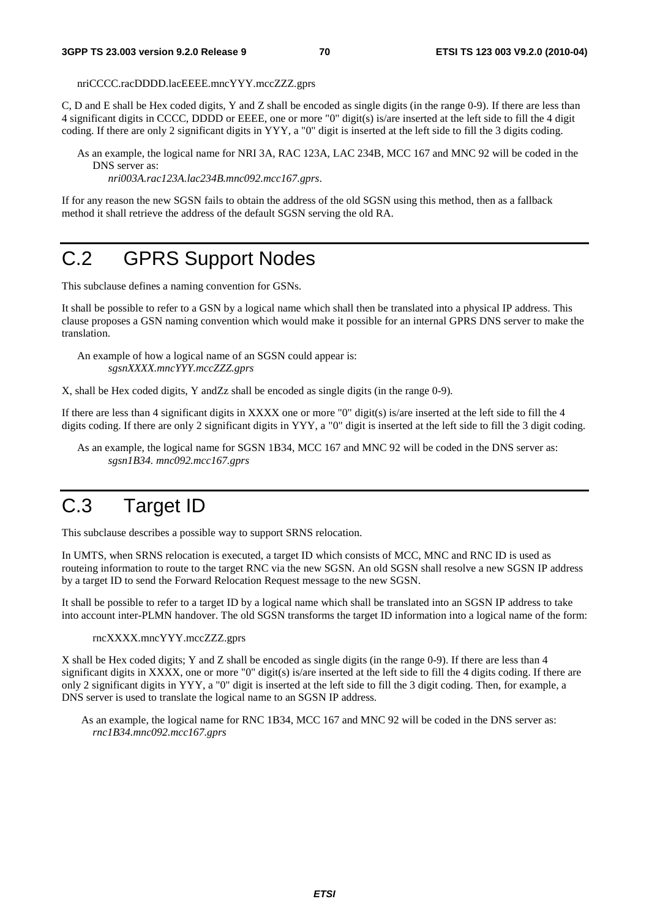nriCCCC.racDDDD.lacEEEE.mncYYY.mccZZZ.gprs

C, D and E shall be Hex coded digits, Y and Z shall be encoded as single digits (in the range 0-9). If there are less than 4 significant digits in CCCC, DDDD or EEEE, one or more "0" digit(s) is/are inserted at the left side to fill the 4 digit coding. If there are only 2 significant digits in YYY, a "0" digit is inserted at the left side to fill the 3 digits coding.

As an example, the logical name for NRI 3A, RAC 123A, LAC 234B, MCC 167 and MNC 92 will be coded in the DNS server as:
*nri003A.rac123A.lac234B.mnc092.mcc167.gprs*.

If for any reason the new SGSN fails to obtain the address of the old SGSN using this method, then as a fallback method it shall retrieve the address of the default SGSN serving the old RA.

# C.2 GPRS Support Nodes

This subclause defines a naming convention for GSNs.

It shall be possible to refer to a GSN by a logical name which shall then be translated into a physical IP address. This clause proposes a GSN naming convention which would make it possible for an internal GPRS DNS server to make the translation.

An example of how a logical name of an SGSN could appear is:
*sgsnXXXX.mncYYY.mccZZZ.gprs*

X, shall be Hex coded digits, Y andZz shall be encoded as single digits (in the range 0-9).

If there are less than 4 significant digits in XXXX one or more "0" digit(s) is/are inserted at the left side to fill the 4 digits coding. If there are only 2 significant digits in YYY, a "0" digit is inserted at the left side to fill the 3 digit coding.

As an example, the logical name for SGSN 1B34, MCC 167 and MNC 92 will be coded in the DNS server as:
*sgsn1B34. mnc092.mcc167.gprs*

# C.3 Target ID

This subclause describes a possible way to support SRNS relocation.

In UMTS, when SRNS relocation is executed, a target ID which consists of MCC, MNC and RNC ID is used as routeing information to route to the target RNC via the new SGSN. An old SGSN shall resolve a new SGSN IP address by a target ID to send the Forward Relocation Request message to the new SGSN.

It shall be possible to refer to a target ID by a logical name which shall be translated into an SGSN IP address to take into account inter-PLMN handover. The old SGSN transforms the target ID information into a logical name of the form:

rncXXXX.mncYYY.mccZZZ.gprs

X shall be Hex coded digits; Y and Z shall be encoded as single digits (in the range 0-9). If there are less than 4 significant digits in XXXX, one or more "0" digit(s) is/are inserted at the left side to fill the 4 digits coding. If there are only 2 significant digits in YYY, a "0" digit is inserted at the left side to fill the 3 digit coding. Then, for example, a DNS server is used to translate the logical name to an SGSN IP address.

As an example, the logical name for RNC 1B34, MCC 167 and MNC 92 will be coded in the DNS server as:
*rnc1B34.mnc092.mcc167.gprs*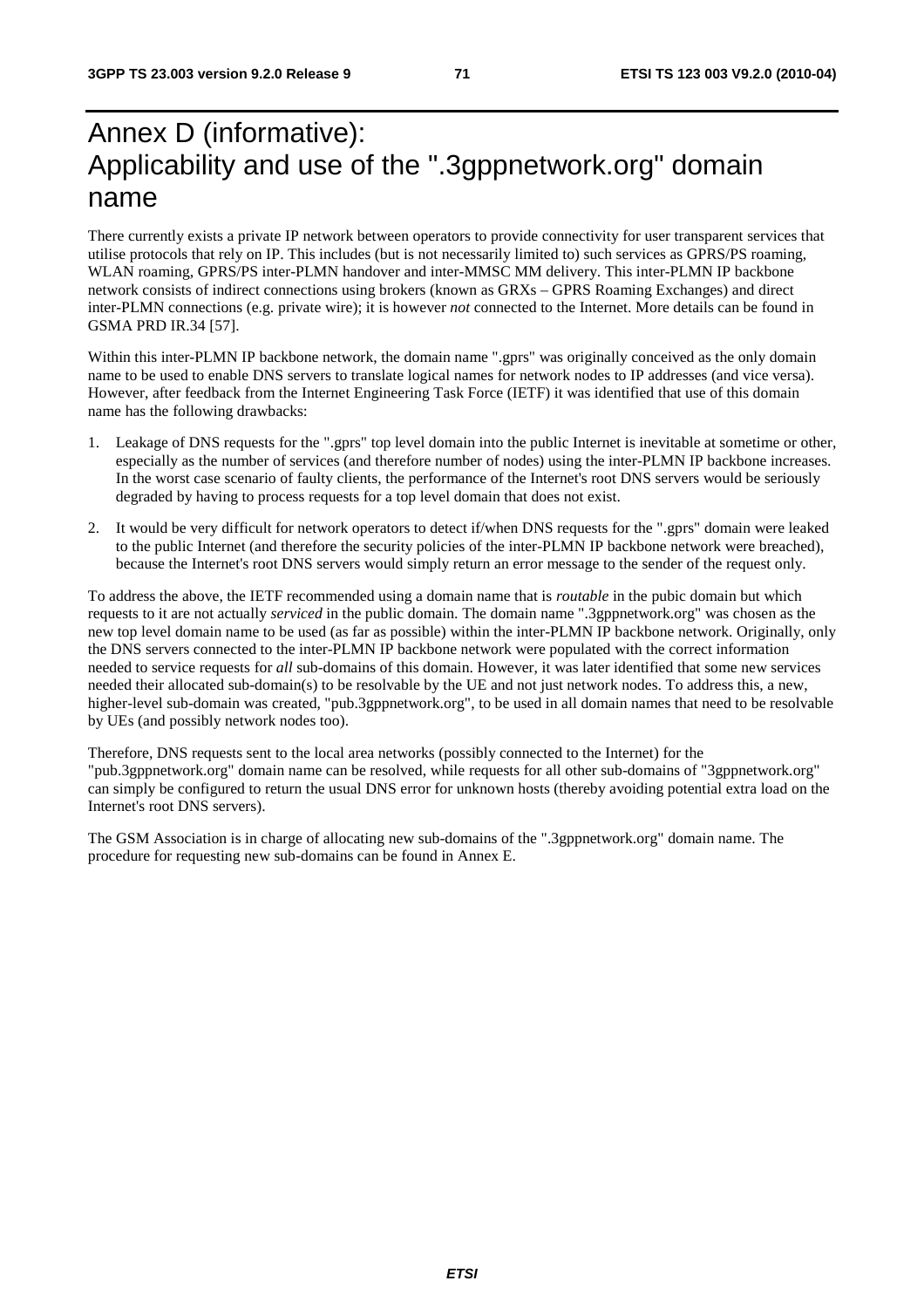# Annex D (informative): Applicability and use of the ".3gppnetwork.org" domain name

There currently exists a private IP network between operators to provide connectivity for user transparent services that utilise protocols that rely on IP. This includes (but is not necessarily limited to) such services as GPRS/PS roaming, WLAN roaming, GPRS/PS inter-PLMN handover and inter-MMSC MM delivery. This inter-PLMN IP backbone network consists of indirect connections using brokers (known as GRXs – GPRS Roaming Exchanges) and direct inter-PLMN connections (e.g. private wire); it is however *not* connected to the Internet. More details can be found in GSMA PRD IR.34 [57].

Within this inter-PLMN IP backbone network, the domain name ".gprs" was originally conceived as the only domain name to be used to enable DNS servers to translate logical names for network nodes to IP addresses (and vice versa). However, after feedback from the Internet Engineering Task Force (IETF) it was identified that use of this domain name has the following drawbacks:

1. Leakage of DNS requests for the ".gprs" top level domain into the public Internet is inevitable at sometime or other, especially as the number of services (and therefore number of nodes) using the inter-PLMN IP backbone increases. In the worst case scenario of faulty clients, the performance of the Internet's root DNS servers would be seriously degraded by having to process requests for a top level domain that does not exist.
2. It would be very difficult for network operators to detect if/when DNS requests for the ".gprs" domain were leaked to the public Internet (and therefore the security policies of the inter-PLMN IP backbone network were breached), because the Internet's root DNS servers would simply return an error message to the sender of the request only.

To address the above, the IETF recommended using a domain name that is *routable* in the pubic domain but which requests to it are not actually *serviced* in the public domain. The domain name ".3gppnetwork.org" was chosen as the new top level domain name to be used (as far as possible) within the inter-PLMN IP backbone network. Originally, only the DNS servers connected to the inter-PLMN IP backbone network were populated with the correct information needed to service requests for *all* sub-domains of this domain. However, it was later identified that some new services needed their allocated sub-domain(s) to be resolvable by the UE and not just network nodes. To address this, a new, higher-level sub-domain was created, "pub.3gppnetwork.org", to be used in all domain names that need to be resolvable by UEs (and possibly network nodes too).

Therefore, DNS requests sent to the local area networks (possibly connected to the Internet) for the "pub.3gppnetwork.org" domain name can be resolved, while requests for all other sub-domains of "3gppnetwork.org" can simply be configured to return the usual DNS error for unknown hosts (thereby avoiding potential extra load on the Internet's root DNS servers).

The GSM Association is in charge of allocating new sub-domains of the ".3gppnetwork.org" domain name. The procedure for requesting new sub-domains can be found in Annex E.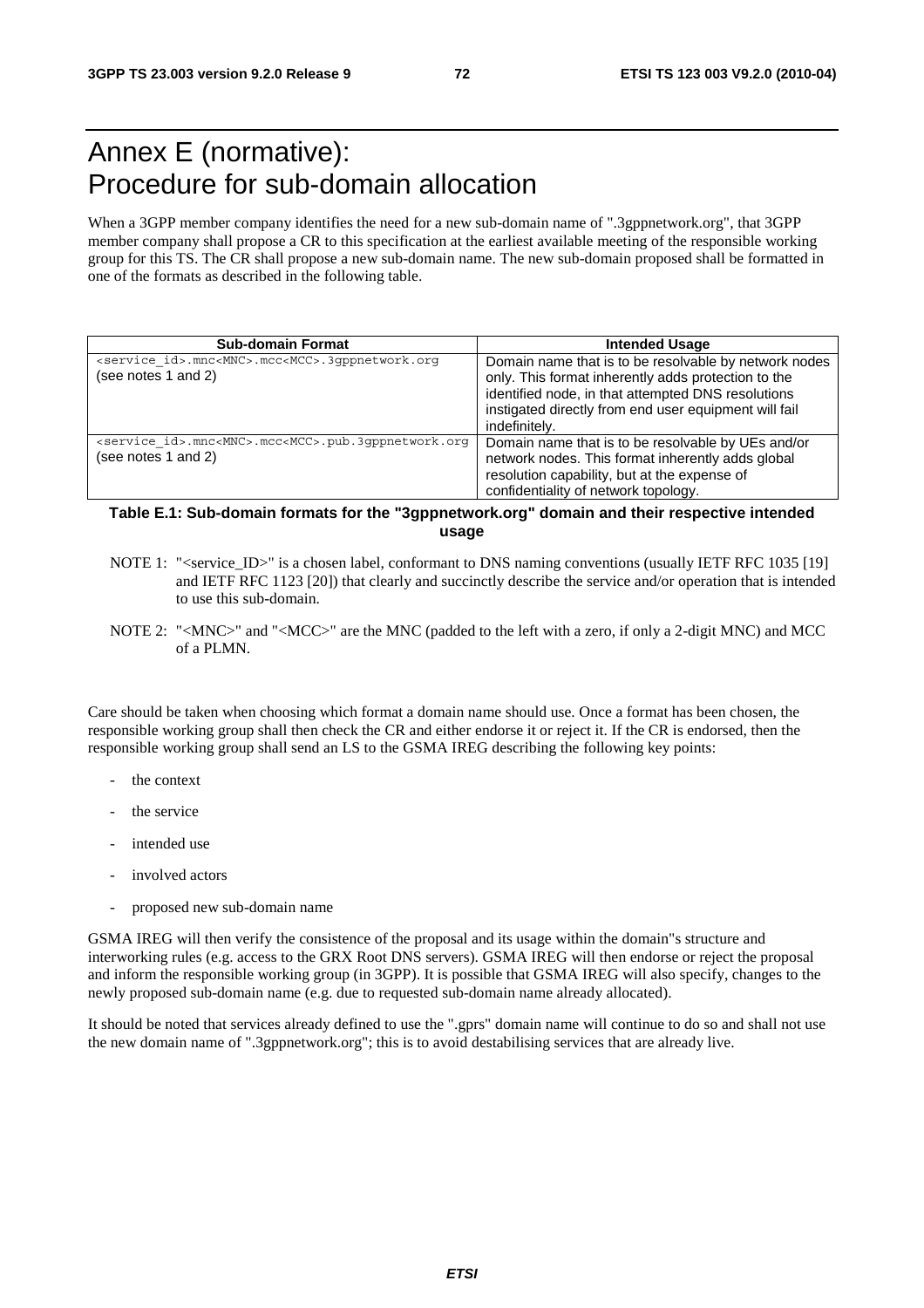# Annex E (normative): Procedure for sub-domain allocation

When a 3GPP member company identifies the need for a new sub-domain name of ".3gppnetwork.org", that 3GPP member company shall propose a CR to this specification at the earliest available meeting of the responsible working group for this TS. The CR shall propose a new sub-domain name. The new sub-domain proposed shall be formatted in one of the formats as described in the following table.

| Sub-domain Format | Intended Usage |
|---|---|
| `<service_id>.mnc<MNC>.mcc<MCC>.3gppnetwork.org` (see notes 1 and 2) | Domain name that is to be resolvable by network nodes only. This format inherently adds protection to the identified node, in that attempted DNS resolutions instigated directly from end user equipment will fail indefinitely. |
| `<service_id>.mnc<MNC>.mcc<MCC>.pub.3gppnetwork.org` (see notes 1 and 2) | Domain name that is to be resolvable by UEs and/or network nodes. This format inherently adds global resolution capability, but at the expense of confidentiality of network topology. |

**Table E.1: Sub-domain formats for the "3gppnetwork.org" domain and their respective intended usage**

NOTE 1: "<service_ID>" is a chosen label, conformant to DNS naming conventions (usually IETF RFC 1035 [19] and IETF RFC 1123 [20]) that clearly and succinctly describe the service and/or operation that is intended to use this sub-domain.

NOTE 2: "<MNC>" and "<MCC>" are the MNC (padded to the left with a zero, if only a 2-digit MNC) and MCC of a PLMN.

Care should be taken when choosing which format a domain name should use. Once a format has been chosen, the responsible working group shall then check the CR and either endorse it or reject it. If the CR is endorsed, then the responsible working group shall send an LS to the GSMA IREG describing the following key points:

- the context
- the service
- intended use
- involved actors
- proposed new sub-domain name

GSMA IREG will then verify the consistence of the proposal and its usage within the domain"s structure and interworking rules (e.g. access to the GRX Root DNS servers). GSMA IREG will then endorse or reject the proposal and inform the responsible working group (in 3GPP). It is possible that GSMA IREG will also specify, changes to the newly proposed sub-domain name (e.g. due to requested sub-domain name already allocated).

It should be noted that services already defined to use the ".gprs" domain name will continue to do so and shall not use the new domain name of ".3gppnetwork.org"; this is to avoid destabilising services that are already live.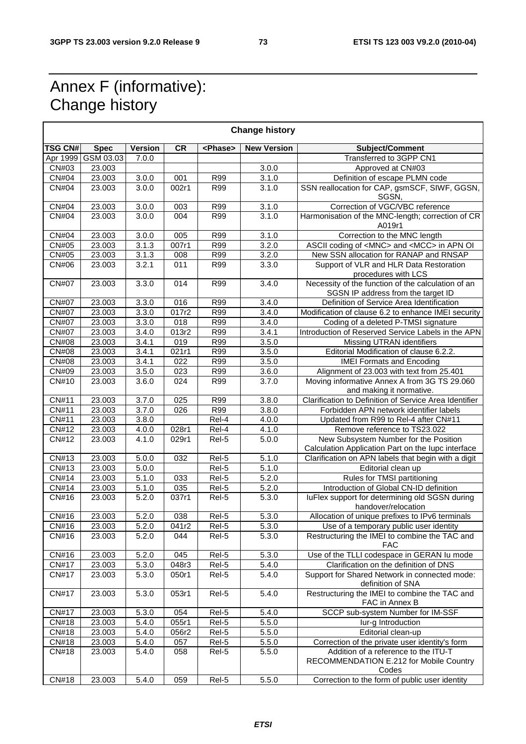# Annex F (informative): Change history

| Change history | | | | | | |
|---|---|---|---|---|---|---|
| **TSG CN#** | **Spec** | **Version** | **CR** | **<Phase>** | **New Version** | **Subject/Comment** |
| Apr 1999 | GSM 03.03 | 7.0.0 | | | | Transferred to 3GPP CN1 |
| CN#03 | 23.003 | | | | 3.0.0 | Approved at CN#03 |
| CN#04 | 23.003 | 3.0.0 | 001 | R99 | 3.1.0 | Definition of escape PLMN code |
| CN#04 | 23.003 | 3.0.0 | 002r1 | R99 | 3.1.0 | SSN reallocation for CAP, gsmSCF, SIWF, GGSN, SGSN, |
| CN#04 | 23.003 | 3.0.0 | 003 | R99 | 3.1.0 | Correction of VGC/VBC reference |
| CN#04 | 23.003 | 3.0.0 | 004 | R99 | 3.1.0 | Harmonisation of the MNC-length; correction of CR A019r1 |
| CN#04 | 23.003 | 3.0.0 | 005 | R99 | 3.1.0 | Correction to the MNC length |
| CN#05 | 23.003 | 3.1.3 | 007r1 | R99 | 3.2.0 | ASCII coding of <MNC> and <MCC> in APN OI |
| CN#05 | 23.003 | 3.1.3 | 008 | R99 | 3.2.0 | New SSN allocation for RANAP and RNSAP |
| CN#06 | 23.003 | 3.2.1 | 011 | R99 | 3.3.0 | Support of VLR and HLR Data Restoration procedures with LCS |
| CN#07 | 23.003 | 3.3.0 | 014 | R99 | 3.4.0 | Necessity of the function of the calculation of an SGSN IP address from the target ID |
| CN#07 | 23.003 | 3.3.0 | 016 | R99 | 3.4.0 | Definition of Service Area Identification |
| CN#07 | 23.003 | 3.3.0 | 017r2 | R99 | 3.4.0 | Modification of clause 6.2 to enhance IMEI security |
| CN#07 | 23.003 | 3.3.0 | 018 | R99 | 3.4.0 | Coding of a deleted P-TMSI signature |
| CN#07 | 23.003 | 3.4.0 | 013r2 | R99 | 3.4.1 | Introduction of Reserved Service Labels in the APN |
| CN#08 | 23.003 | 3.4.1 | 019 | R99 | 3.5.0 | Missing UTRAN identifiers |
| CN#08 | 23.003 | 3.4.1 | 021r1 | R99 | 3.5.0 | Editorial Modification of clause 6.2.2. |
| CN#08 | 23.003 | 3.4.1 | 022 | R99 | 3.5.0 | IMEI Formats and Encoding |
| CN#09 | 23.003 | 3.5.0 | 023 | R99 | 3.6.0 | Alignment of 23.003 with text from 25.401 |
| CN#10 | 23.003 | 3.6.0 | 024 | R99 | 3.7.0 | Moving informative Annex A from 3G TS 29.060 and making it normative. |
| CN#11 | 23.003 | 3.7.0 | 025 | R99 | 3.8.0 | Clarification to Definition of Service Area Identifier |
| CN#11 | 23.003 | 3.7.0 | 026 | R99 | 3.8.0 | Forbidden APN network identifier labels |
| CN#11 | 23.003 | 3.8.0 | | Rel-4 | 4.0.0 | Updated from R99 to Rel-4 after CN#11 |
| CN#12 | 23.003 | 4.0.0 | 028r1 | Rel-4 | 4.1.0 | Remove reference to TS23.022 |
| CN#12 | 23.003 | 4.1.0 | 029r1 | Rel-5 | 5.0.0 | New Subsystem Number for the Position Calculation Application Part on the Iupc interface |
| CN#13 | 23.003 | 5.0.0 | 032 | Rel-5 | 5.1.0 | Clarification on APN labels that begin with a digit |
| CN#13 | 23.003 | 5.0.0 | | Rel-5 | 5.1.0 | Editorial clean up |
| CN#14 | 23.003 | 5.1.0 | 033 | Rel-5 | 5.2.0 | Rules for TMSI partitioning |
| CN#14 | 23.003 | 5.1.0 | 035 | Rel-5 | 5.2.0 | Introduction of Global CN-ID definition |
| CN#16 | 23.003 | 5.2.0 | 037r1 | Rel-5 | 5.3.0 | IuFlex support for determining old SGSN during handover/relocation |
| CN#16 | 23.003 | 5.2.0 | 038 | Rel-5 | 5.3.0 | Allocation of unique prefixes to IPv6 terminals |
| CN#16 | 23.003 | 5.2.0 | 041r2 | Rel-5 | 5.3.0 | Use of a temporary public user identity |
| CN#16 | 23.003 | 5.2.0 | 044 | Rel-5 | 5.3.0 | Restructuring the IMEI to combine the TAC and FAC |
| CN#16 | 23.003 | 5.2.0 | 045 | Rel-5 | 5.3.0 | Use of the TLLI codespace in GERAN Iu mode |
| CN#17 | 23.003 | 5.3.0 | 048r3 | Rel-5 | 5.4.0 | Clarification on the definition of DNS |
| CN#17 | 23.003 | 5.3.0 | 050r1 | Rel-5 | 5.4.0 | Support for Shared Network in connected mode: definition of SNA |
| CN#17 | 23.003 | 5.3.0 | 053r1 | Rel-5 | 5.4.0 | Restructuring the IMEI to combine the TAC and FAC in Annex B |
| CN#17 | 23.003 | 5.3.0 | 054 | Rel-5 | 5.4.0 | SCCP sub-system Number for IM-SSF |
| CN#18 | 23.003 | 5.4.0 | 055r1 | Rel-5 | 5.5.0 | Iur-g Introduction |
| CN#18 | 23.003 | 5.4.0 | 056r2 | Rel-5 | 5.5.0 | Editorial clean-up |
| CN#18 | 23.003 | 5.4.0 | 057 | Rel-5 | 5.5.0 | Correction of the private user identity's form |
| CN#18 | 23.003 | 5.4.0 | 058 | Rel-5 | 5.5.0 | Addition of a reference to the ITU-T RECOMMENDATION E.212 for Mobile Country Codes |
| CN#18 | 23.003 | 5.4.0 | 059 | Rel-5 | 5.5.0 | Correction to the form of public user identity |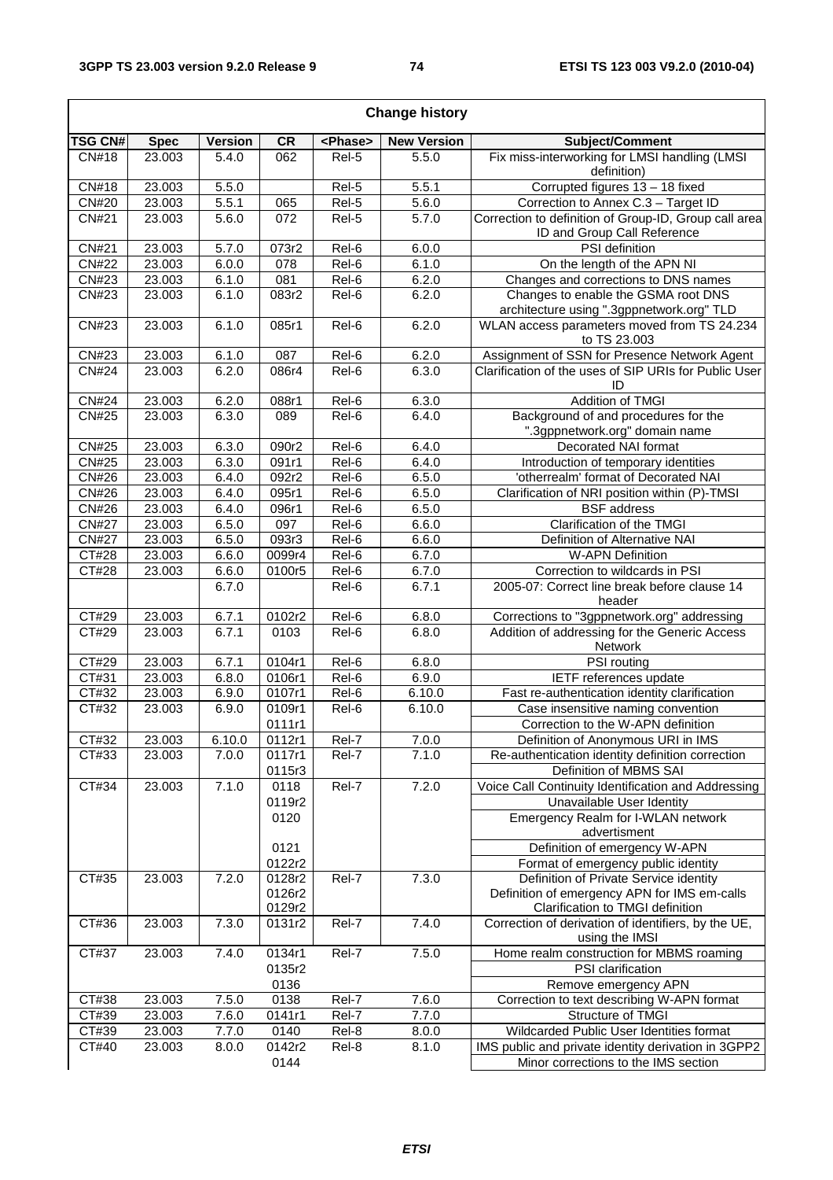| Change history | | | | | | |
|---|---|---|---|---|---|---|
| **TSG CN#** | **Spec** | **Version** | **CR** | **<Phase>** | **New Version** | **Subject/Comment** |
| CN#18 | 23.003 | 5.4.0 | 062 | Rel-5 | 5.5.0 | Fix miss-interworking for LMSI handling (LMSI definition) |
| CN#18 | 23.003 | 5.5.0 | | Rel-5 | 5.5.1 | Corrupted figures 13 – 18 fixed |
| CN#20 | 23.003 | 5.5.1 | 065 | Rel-5 | 5.6.0 | Correction to Annex C.3 – Target ID |
| CN#21 | 23.003 | 5.6.0 | 072 | Rel-5 | 5.7.0 | Correction to definition of Group-ID, Group call area ID and Group Call Reference |
| CN#21 | 23.003 | 5.7.0 | 073r2 | Rel-6 | 6.0.0 | PSI definition |
| CN#22 | 23.003 | 6.0.0 | 078 | Rel-6 | 6.1.0 | On the length of the APN NI |
| CN#23 | 23.003 | 6.1.0 | 081 | Rel-6 | 6.2.0 | Changes and corrections to DNS names |
| CN#23 | 23.003 | 6.1.0 | 083r2 | Rel-6 | 6.2.0 | Changes to enable the GSMA root DNS architecture using ".3gppnetwork.org" TLD |
| CN#23 | 23.003 | 6.1.0 | 085r1 | Rel-6 | 6.2.0 | WLAN access parameters moved from TS 24.234 to TS 23.003 |
| CN#23 | 23.003 | 6.1.0 | 087 | Rel-6 | 6.2.0 | Assignment of SSN for Presence Network Agent |
| CN#24 | 23.003 | 6.2.0 | 086r4 | Rel-6 | 6.3.0 | Clarification of the uses of SIP URIs for Public User ID |
| CN#24 | 23.003 | 6.2.0 | 088r1 | Rel-6 | 6.3.0 | Addition of TMGI |
| CN#25 | 23.003 | 6.3.0 | 089 | Rel-6 | 6.4.0 | Background of and procedures for the ".3gppnetwork.org" domain name |
| CN#25 | 23.003 | 6.3.0 | 090r2 | Rel-6 | 6.4.0 | Decorated NAI format |
| CN#25 | 23.003 | 6.3.0 | 091r1 | Rel-6 | 6.4.0 | Introduction of temporary identities |
| CN#26 | 23.003 | 6.4.0 | 092r2 | Rel-6 | 6.5.0 | 'otherrealm' format of Decorated NAI |
| CN#26 | 23.003 | 6.4.0 | 095r1 | Rel-6 | 6.5.0 | Clarification of NRI position within (P)-TMSI |
| CN#26 | 23.003 | 6.4.0 | 096r1 | Rel-6 | 6.5.0 | BSF address |
| CN#27 | 23.003 | 6.5.0 | 097 | Rel-6 | 6.6.0 | Clarification of the TMGI |
| CN#27 | 23.003 | 6.5.0 | 093r3 | Rel-6 | 6.6.0 | Definition of Alternative NAI |
| CT#28 | 23.003 | 6.6.0 | 0099r4 | Rel-6 | 6.7.0 | W-APN Definition |
| CT#28 | 23.003 | 6.6.0 | 0100r5 | Rel-6 | 6.7.0 | Correction to wildcards in PSI |
| | | 6.7.0 | | Rel-6 | 6.7.1 | 2005-07: Correct line break before clause 14 header |
| CT#29 | 23.003 | 6.7.1 | 0102r2 | Rel-6 | 6.8.0 | Corrections to "3gppnetwork.org" addressing |
| CT#29 | 23.003 | 6.7.1 | 0103 | Rel-6 | 6.8.0 | Addition of addressing for the Generic Access Network |
| CT#29 | 23.003 | 6.7.1 | 0104r1 | Rel-6 | 6.8.0 | PSI routing |
| CT#31 | 23.003 | 6.8.0 | 0106r1 | Rel-6 | 6.9.0 | IETF references update |
| CT#32 | 23.003 | 6.9.0 | 0107r1 | Rel-6 | 6.10.0 | Fast re-authentication identity clarification |
| CT#32 | 23.003 | 6.9.0 | 0109r1 | Rel-6 | 6.10.0 | Case insensitive naming convention |
| | | | 0111r1 | | | Correction to the W-APN definition |
| CT#32 | 23.003 | 6.10.0 | 0112r1 | Rel-7 | 7.0.0 | Definition of Anonymous URI in IMS |
| CT#33 | 23.003 | 7.0.0 | 0117r1 | Rel-7 | 7.1.0 | Re-authentication identity definition correction |
| | | | 0115r3 | | | Definition of MBMS SAI |
| CT#34 | 23.003 | 7.1.0 | 0118 | Rel-7 | 7.2.0 | Voice Call Continuity Identification and Addressing |
| | | | 0119r2 | | | Unavailable User Identity |
| | | | 0120 | | | Emergency Realm for I-WLAN network advertisment |
| | | | 0121 | | | Definition of emergency W-APN |
| | | | 0122r2 | | | Format of emergency public identity |
| CT#35 | 23.003 | 7.2.0 | 0128r2 | Rel-7 | 7.3.0 | Definition of Private Service identity |
| | | | 0126r2 | | | Definition of emergency APN for IMS em-calls |
| | | | 0129r2 | | | Clarification to TMGI definition |
| CT#36 | 23.003 | 7.3.0 | 0131r2 | Rel-7 | 7.4.0 | Correction of derivation of identifiers, by the UE, using the IMSI |
| CT#37 | 23.003 | 7.4.0 | 0134r1 | Rel-7 | 7.5.0 | Home realm construction for MBMS roaming |
| | | | 0135r2 | | | PSI clarification |
| | | | 0136 | | | Remove emergency APN |
| CT#38 | 23.003 | 7.5.0 | 0138 | Rel-7 | 7.6.0 | Correction to text describing W-APN format |
| CT#39 | 23.003 | 7.6.0 | 0141r1 | Rel-7 | 7.7.0 | Structure of TMGI |
| CT#39 | 23.003 | 7.7.0 | 0140 | Rel-8 | 8.0.0 | Wildcarded Public User Identities format |
| CT#40 | 23.003 | 8.0.0 | 0142r2 | Rel-8 | 8.1.0 | IMS public and private identity derivation in 3GPP2 |
| | | | 0144 | | | Minor corrections to the IMS section |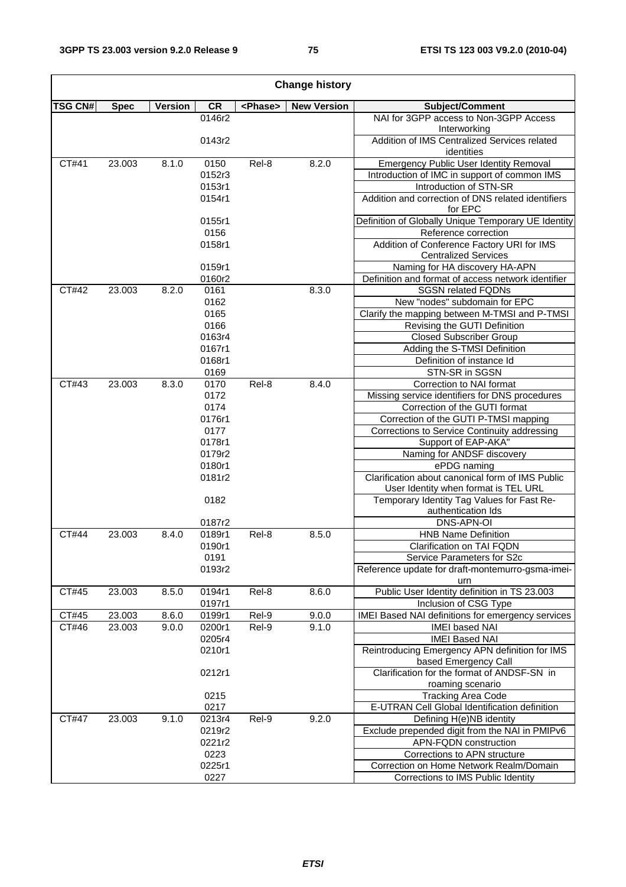| Change history | | | | | | |
|---|---|---|---|---|---|---|
| **TSG CN#** | **Spec** | **Version** | **CR** | **<Phase>** | **New Version** | **Subject/Comment** |
| | | | 0146r2 | | | NAI for 3GPP access to Non-3GPP Access Interworking |
| | | | 0143r2 | | | Addition of IMS Centralized Services related identities |
| CT#41 | 23.003 | 8.1.0 | 0150 | Rel-8 | 8.2.0 | Emergency Public User Identity Removal |
| | | | 0152r3 | | | Introduction of IMC in support of common IMS |
| | | | 0153r1 | | | Introduction of STN-SR |
| | | | 0154r1 | | | Addition and correction of DNS related identifiers for EPC |
| | | | 0155r1 | | | Definition of Globally Unique Temporary UE Identity |
| | | | 0156 | | | Reference correction |
| | | | 0158r1 | | | Addition of Conference Factory URI for IMS Centralized Services |
| | | | 0159r1 | | | Naming for HA discovery HA-APN |
| | | | 0160r2 | | | Definition and format of access network identifier |
| CT#42 | 23.003 | 8.2.0 | 0161 | | 8.3.0 | SGSN related FQDNs |
| | | | 0162 | | | New "nodes" subdomain for EPC |
| | | | 0165 | | | Clarify the mapping between M-TMSI and P-TMSI |
| | | | 0166 | | | Revising the GUTI Definition |
| | | | 0163r4 | | | Closed Subscriber Group |
| | | | 0167r1 | | | Adding the S-TMSI Definition |
| | | | 0168r1 | | | Definition of instance Id |
| | | | 0169 | | | STN-SR in SGSN |
| CT#43 | 23.003 | 8.3.0 | 0170 | Rel-8 | 8.4.0 | Correction to NAI format |
| | | | 0172 | | | Missing service identifiers for DNS procedures |
| | | | 0174 | | | Correction of the GUTI format |
| | | | 0176r1 | | | Correction of the GUTI P-TMSI mapping |
| | | | 0177 | | | Corrections to Service Continuity addressing |
| | | | 0178r1 | | | Support of EAP-AKA" |
| | | | 0179r2 | | | Naming for ANDSF discovery |
| | | | 0180r1 | | | ePDG naming |
| | | | 0181r2 | | | Clarification about canonical form of IMS Public User Identity when format is TEL URL |
| | | | 0182 | | | Temporary Identity Tag Values for Fast Re-authentication Ids |
| | | | 0187r2 | | | DNS-APN-OI |
| CT#44 | 23.003 | 8.4.0 | 0189r1 | Rel-8 | 8.5.0 | HNB Name Definition |
| | | | 0190r1 | | | Clarification on TAI FQDN |
| | | | 0191 | | | Service Parameters for S2c |
| | | | 0193r2 | | | Reference update for draft-montemurro-gsma-imei-urn |
| CT#45 | 23.003 | 8.5.0 | 0194r1 | Rel-8 | 8.6.0 | Public User Identity definition in TS 23.003 |
| | | | 0197r1 | | | Inclusion of CSG Type |
| CT#45 | 23.003 | 8.6.0 | 0199r1 | Rel-9 | 9.0.0 | IMEI Based NAI definitions for emergency services |
| CT#46 | 23.003 | 9.0.0 | 0200r1 | Rel-9 | 9.1.0 | IMEI based NAI |
| | | | 0205r4 | | | IMEI Based NAI |
| | | | 0210r1 | | | Reintroducing Emergency APN definition for IMS based Emergency Call |
| | | | 0212r1 | | | Clarification for the format of ANDSF-SN in roaming scenario |
| | | | 0215 | | | Tracking Area Code |
| | | | 0217 | | | E-UTRAN Cell Global Identification definition |
| CT#47 | 23.003 | 9.1.0 | 0213r4 | Rel-9 | 9.2.0 | Defining H(e)NB identity |
| | | | 0219r2 | | | Exclude prepended digit from the NAI in PMIPv6 |
| | | | 0221r2 | | | APN-FQDN construction |
| | | | 0223 | | | Corrections to APN structure |
| | | | 0225r1 | | | Correction on Home Network Realm/Domain |
| | | | 0227 | | | Corrections to IMS Public Identity |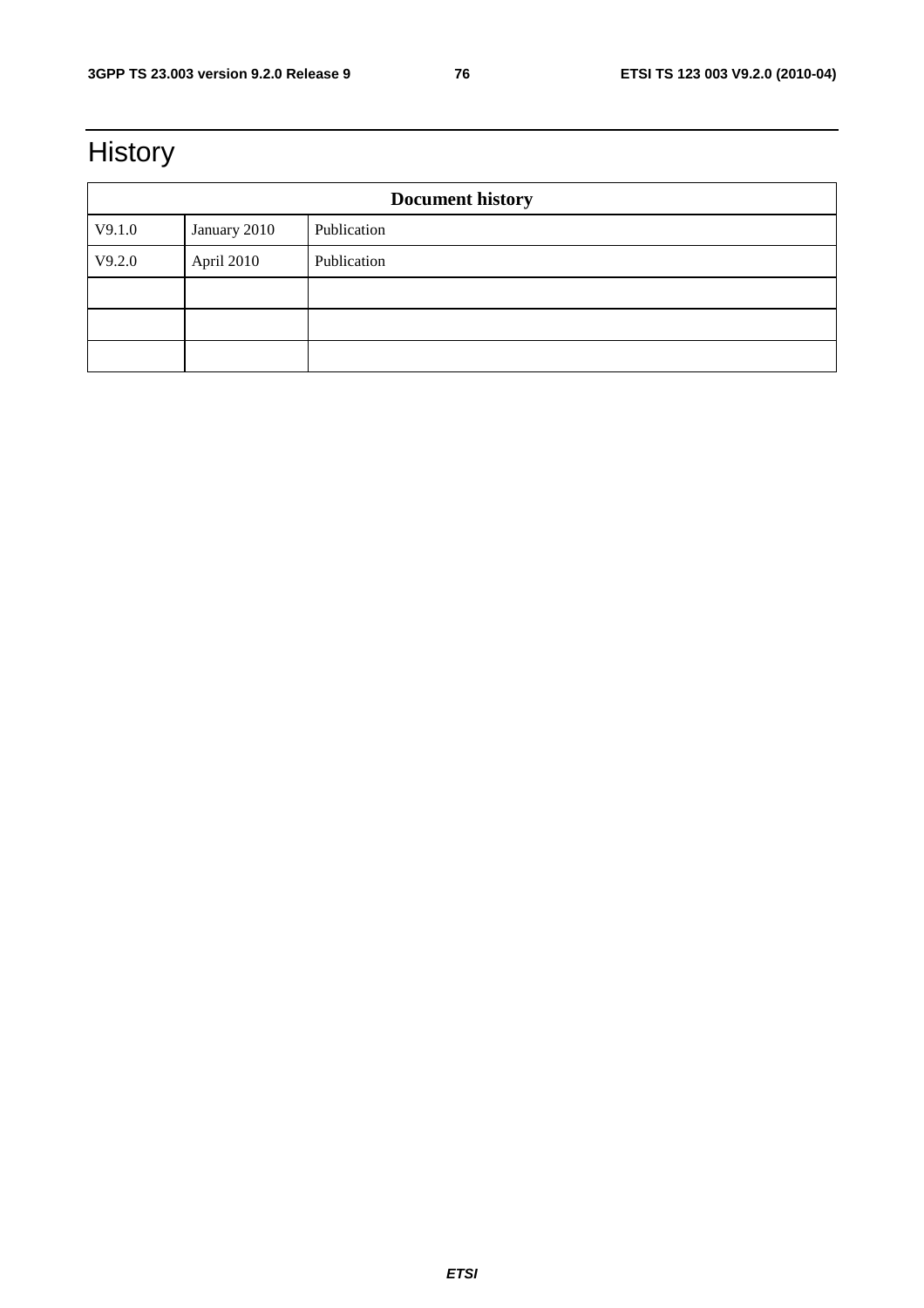# History

| Document history | | |
|---|---|---|
| V9.1.0 | January 2010 | Publication |
| V9.2.0 | April 2010 | Publication |
| | | |
| | | |
| | | |